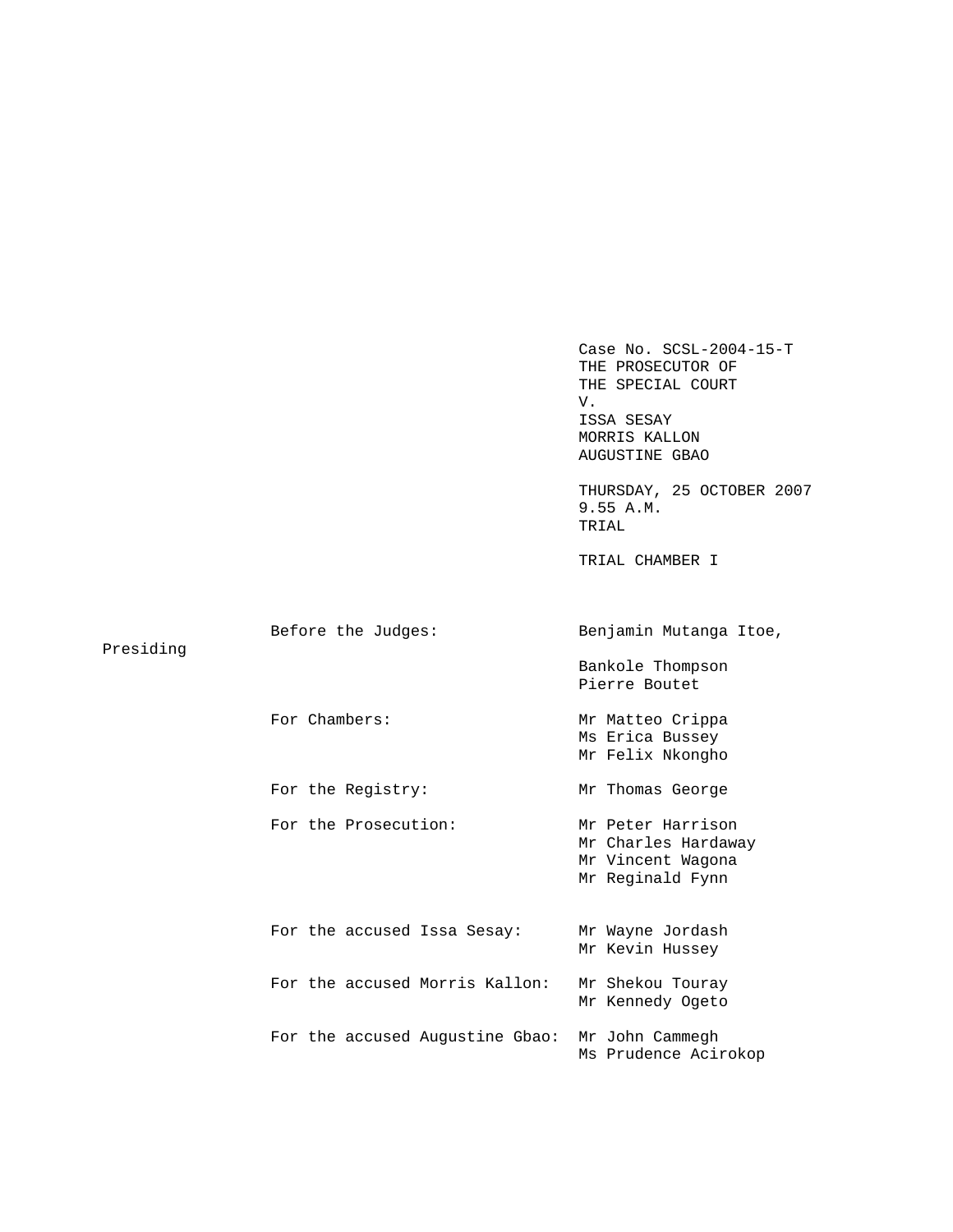Case No. SCSL-2004-15-T
THE PROSECUTOR OF
THE SPECIAL COURT
V.
ISSA SESAY
MORRIS KALLON
AUGUSTINE GBAO

THURSDAY, 25 OCTOBER 2007
9.55 A.M.
TRIAL

TRIAL CHAMBER I

| | |
|---|---|
| Before the Judges: | Benjamin Mutanga Itoe, Presiding |
| | Bankole Thompson |
| | Pierre Boutet |
| For Chambers: | Mr Matteo Crippa |
| | Ms Erica Bussey |
| | Mr Felix Nkongho |
| For the Registry: | Mr Thomas George |
| For the Prosecution: | Mr Peter Harrison |
| | Mr Charles Hardaway |
| | Mr Vincent Wagona |
| | Mr Reginald Fynn |
| For the accused Issa Sesay: | Mr Wayne Jordash |
| | Mr Kevin Hussey |
| For the accused Morris Kallon: | Mr Shekou Touray |
| | Mr Kennedy Ogeto |
| For the accused Augustine Gbao: | Mr John Cammegh |
| | Ms Prudence Acirokop |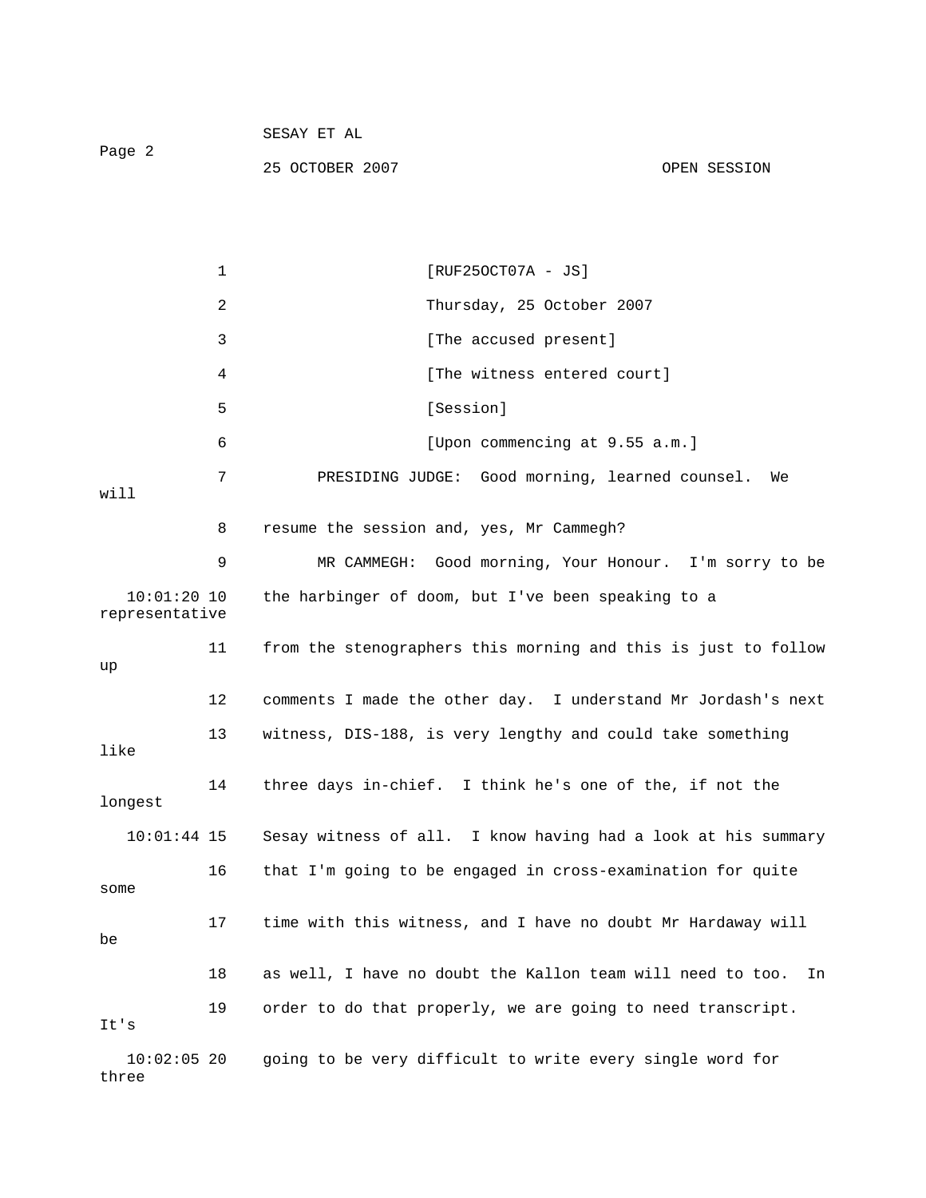[RUF25OCT07A - JS]

Thursday, 25 October 2007

[The accused present]

[The witness entered court]

[Session]

[Upon commencing at 9.55 a.m.]

PRESIDING JUDGE: Good morning, learned counsel. We will resume the session and, yes, Mr Cammegh?

MR CAMMEGH: Good morning, Your Honour. I'm sorry to be the harbinger of doom, but I've been speaking to a representative from the stenographers this morning and this is just to follow up comments I made the other day. I understand Mr Jordash's next witness, DIS-188, is very lengthy and could take something like three days in-chief. I think he's one of the, if not the longest Sesay witness of all. I know having had a look at his summary that I'm going to be engaged in cross-examination for quite some time with this witness, and I have no doubt Mr Hardaway will be as well, I have no doubt the Kallon team will need to too. In order to do that properly, we are going to need transcript. It's going to be very difficult to write every single word for three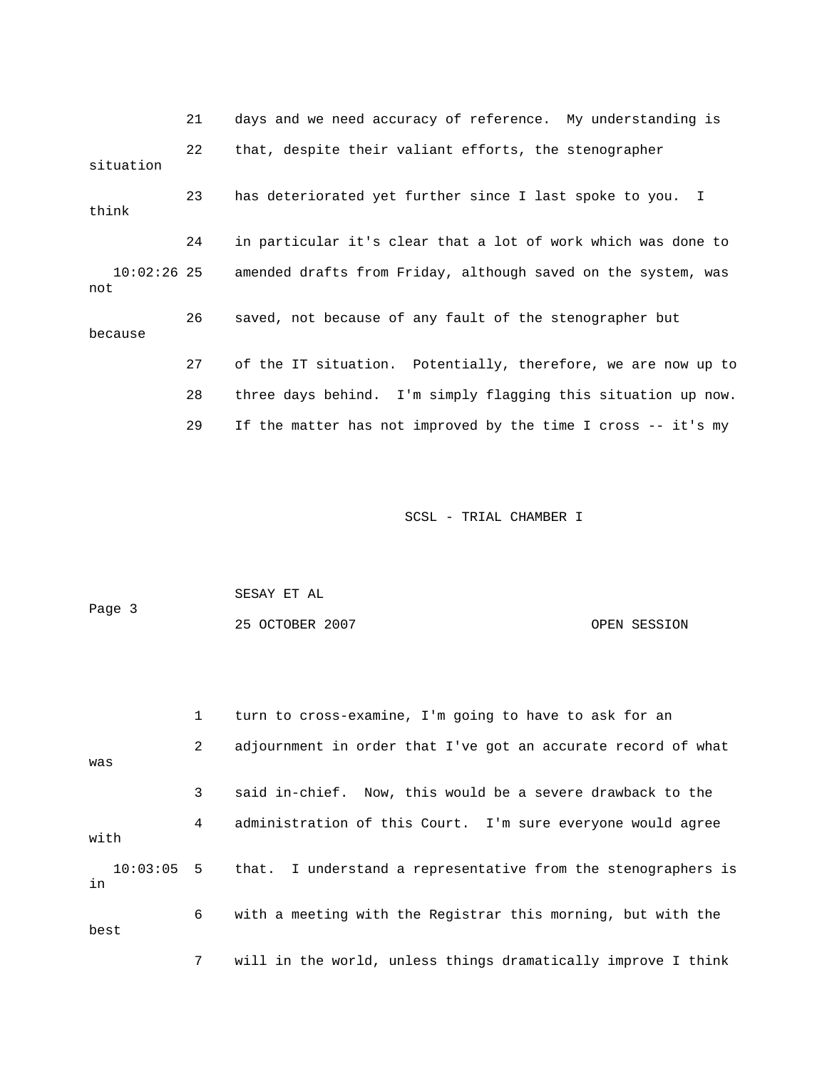21 days and we need accuracy of reference. My understanding is

22 that, despite their valiant efforts, the stenographer situation

23 has deteriorated yet further since I last spoke to you. I think

24 in particular it's clear that a lot of work which was done to

10:02:26 25 amended drafts from Friday, although saved on the system, was not

26 saved, not because of any fault of the stenographer but because

27 of the IT situation. Potentially, therefore, we are now up to

28 three days behind. I'm simply flagging this situation up now.

29 If the matter has not improved by the time I cross -- it's my

1 turn to cross-examine, I'm going to have to ask for an

2 adjournment in order that I've got an accurate record of what was

3 said in-chief. Now, this would be a severe drawback to the

4 administration of this Court. I'm sure everyone would agree with

10:03:05 5 that. I understand a representative from the stenographers is in

6 with a meeting with the Registrar this morning, but with the best

7 will in the world, unless things dramatically improve I think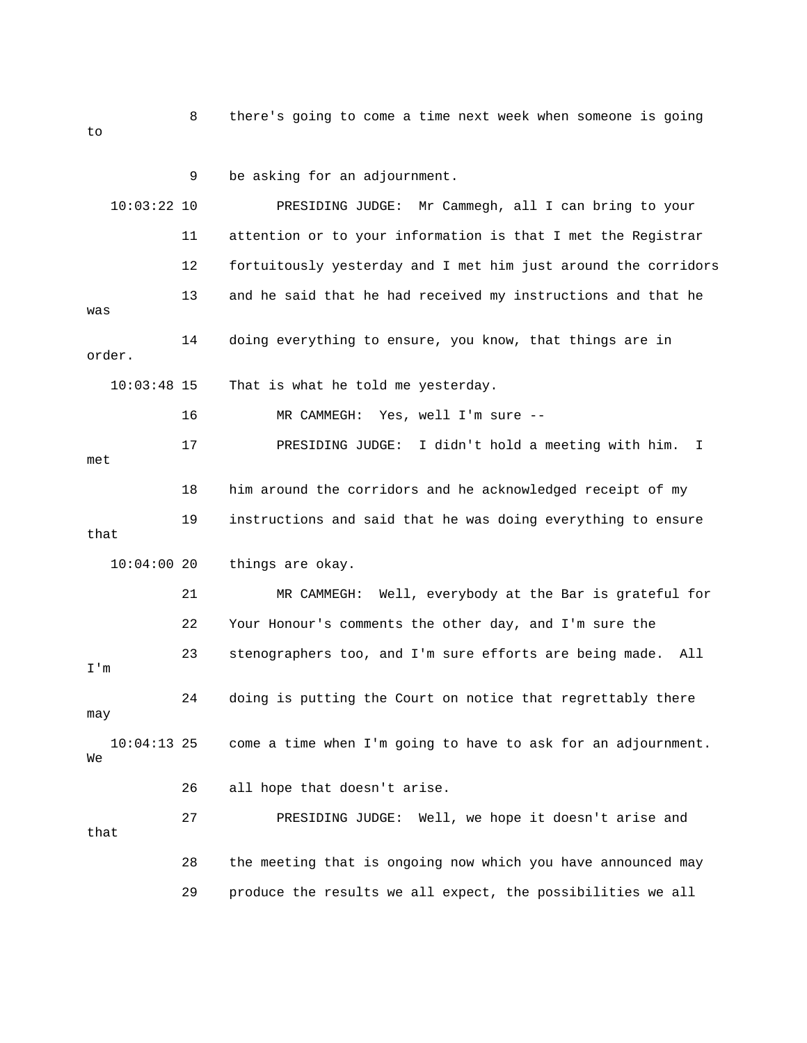8 there's going to come a time next week when someone is going to

9 be asking for an adjournment.

10:03:22 10 PRESIDING JUDGE: Mr Cammegh, all I can bring to your

11 attention or to your information is that I met the Registrar

12 fortuitously yesterday and I met him just around the corridors

13 and he said that he had received my instructions and that he was

14 doing everything to ensure, you know, that things are in order.

10:03:48 15 That is what he told me yesterday.

16 MR CAMMEGH: Yes, well I'm sure --

17 PRESIDING JUDGE: I didn't hold a meeting with him. I met

18 him around the corridors and he acknowledged receipt of my

19 instructions and said that he was doing everything to ensure that

10:04:00 20 things are okay.

21 MR CAMMEGH: Well, everybody at the Bar is grateful for

22 Your Honour's comments the other day, and I'm sure the

23 stenographers too, and I'm sure efforts are being made. All I'm

24 doing is putting the Court on notice that regrettably there may

10:04:13 25 come a time when I'm going to have to ask for an adjournment. We

26 all hope that doesn't arise.

27 PRESIDING JUDGE: Well, we hope it doesn't arise and that

28 the meeting that is ongoing now which you have announced may

29 produce the results we all expect, the possibilities we all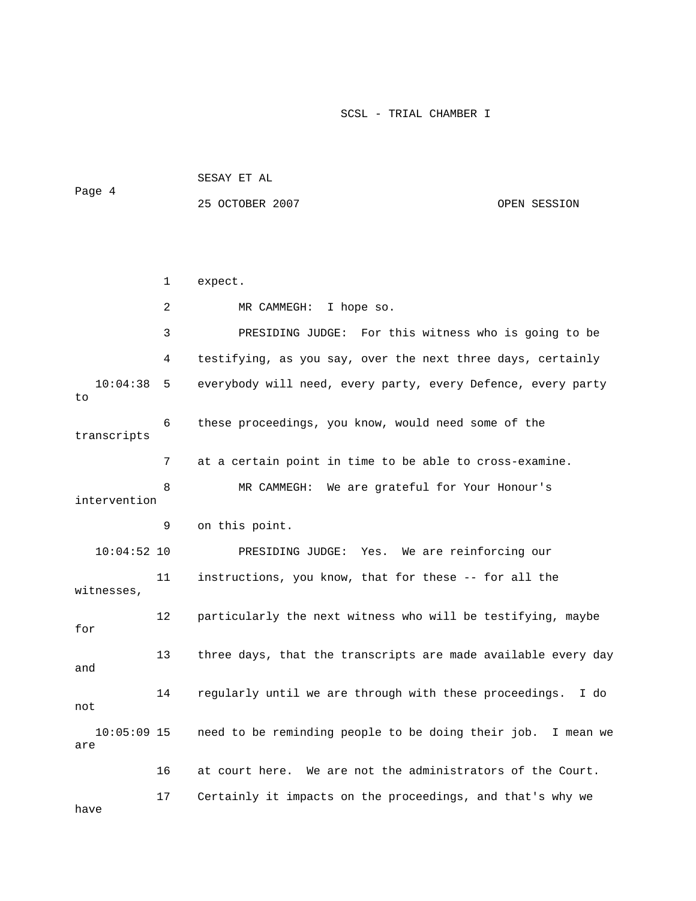1 expect.

2 MR CAMMEGH: I hope so.

3 PRESIDING JUDGE: For this witness who is going to be

4 testifying, as you say, over the next three days, certainly

10:04:38 5 everybody will need, every party, every Defence, every party to

6 these proceedings, you know, would need some of the transcripts

7 at a certain point in time to be able to cross-examine.

8 MR CAMMEGH: We are grateful for Your Honour's intervention

9 on this point.

10:04:52 10 PRESIDING JUDGE: Yes. We are reinforcing our

11 instructions, you know, that for these -- for all the witnesses,

12 particularly the next witness who will be testifying, maybe for

13 three days, that the transcripts are made available every day and

14 regularly until we are through with these proceedings. I do not

10:05:09 15 need to be reminding people to be doing their job. I mean we are

16 at court here. We are not the administrators of the Court.

17 Certainly it impacts on the proceedings, and that's why we have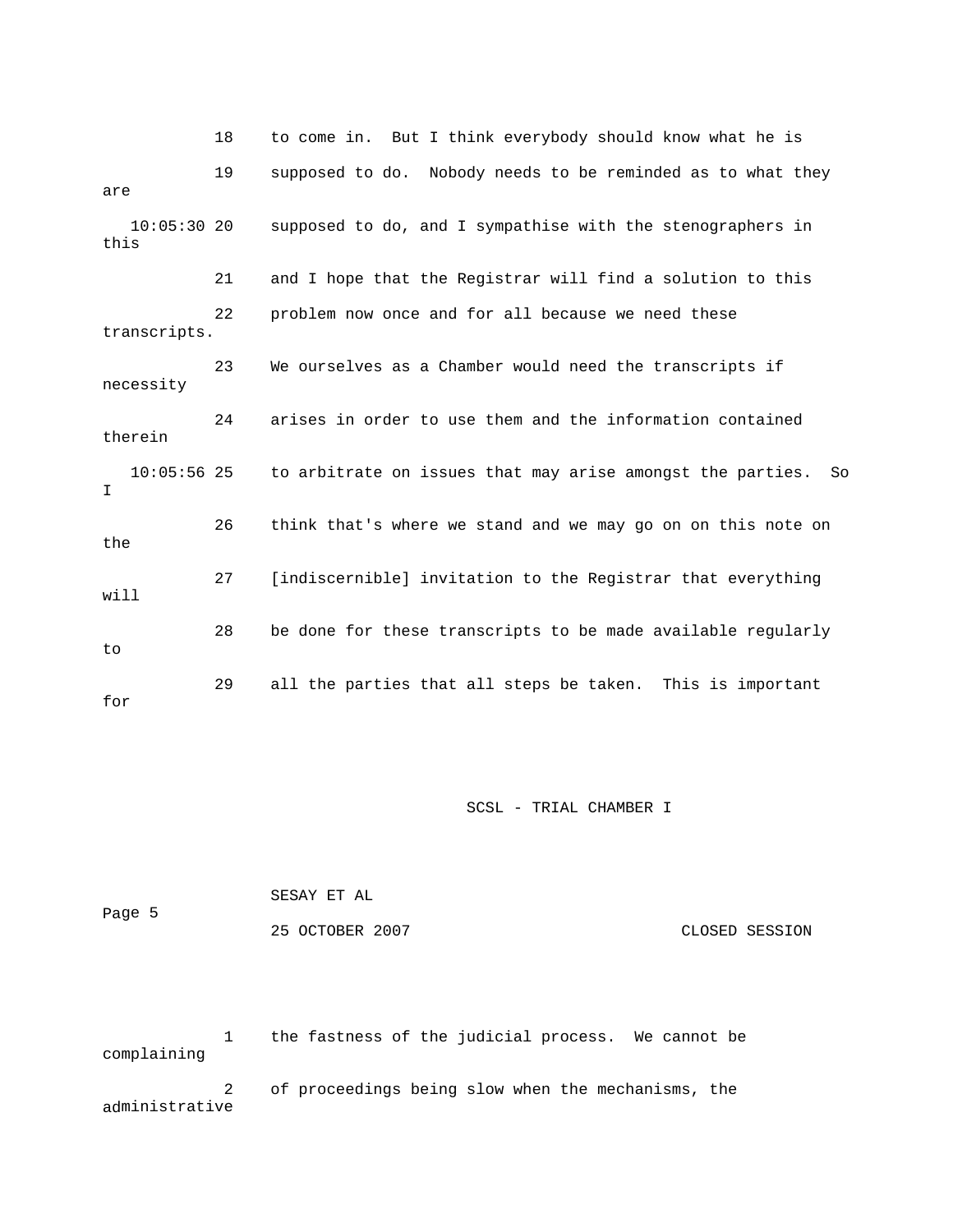18 to come in. But I think everybody should know what he is

19 supposed to do. Nobody needs to be reminded as to what they are

10:05:30 20 supposed to do, and I sympathise with the stenographers in this

21 and I hope that the Registrar will find a solution to this

22 problem now once and for all because we need these transcripts.

23 We ourselves as a Chamber would need the transcripts if necessity

24 arises in order to use them and the information contained therein

10:05:56 25 to arbitrate on issues that may arise amongst the parties. So I

26 think that's where we stand and we may go on on this note on the

27 [indiscernible] invitation to the Registrar that everything will

28 be done for these transcripts to be made available regularly to

29 all the parties that all steps be taken. This is important for

1 the fastness of the judicial process. We cannot be complaining

2 of proceedings being slow when the mechanisms, the administrative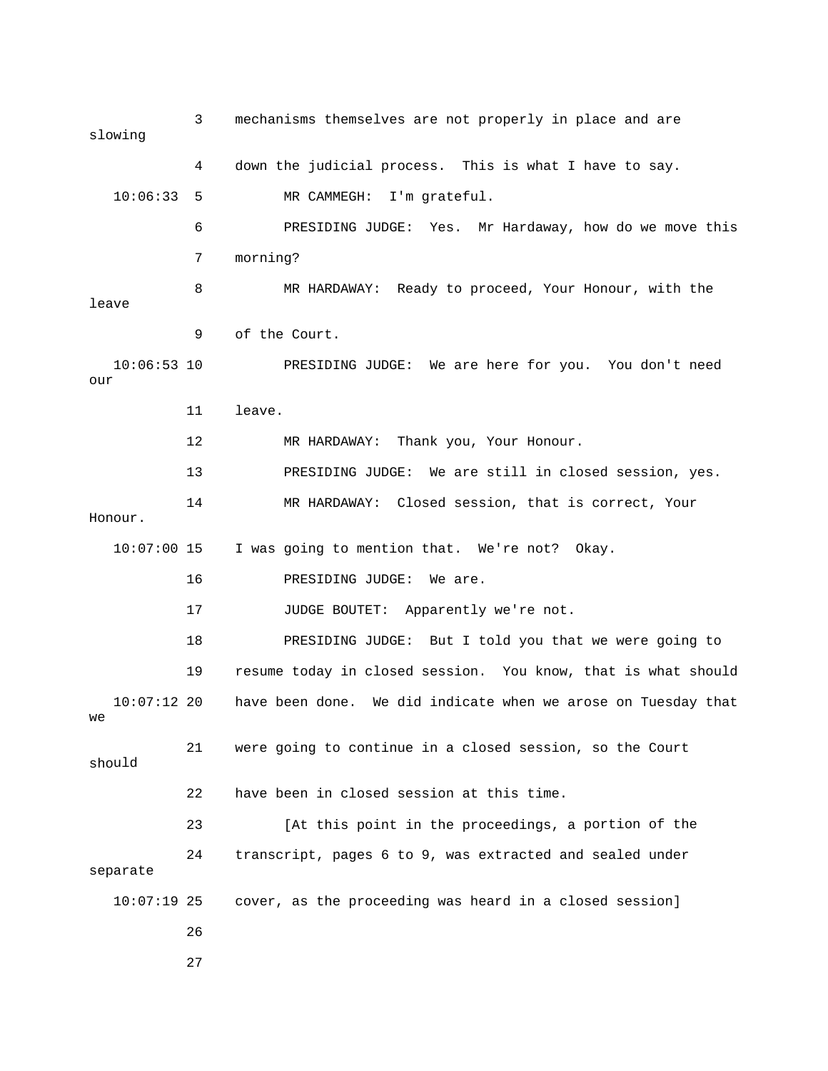mechanisms themselves are not properly in place and are slowing down the judicial process. This is what I have to say.

MR CAMMEGH: I'm grateful.

PRESIDING JUDGE: Yes. Mr Hardaway, how do we move this morning?

MR HARDAWAY: Ready to proceed, Your Honour, with the leave of the Court.

PRESIDING JUDGE: We are here for you. You don't need our leave.

MR HARDAWAY: Thank you, Your Honour.

PRESIDING JUDGE: We are still in closed session, yes.

MR HARDAWAY: Closed session, that is correct, Your Honour. I was going to mention that. We're not? Okay.

PRESIDING JUDGE: We are.

JUDGE BOUTET: Apparently we're not.

PRESIDING JUDGE: But I told you that we were going to resume today in closed session. You know, that is what should have been done. We did indicate when we arose on Tuesday that we were going to continue in a closed session, so the Court should have been in closed session at this time.

[At this point in the proceedings, a portion of the transcript, pages 6 to 9, was extracted and sealed under separate cover, as the proceeding was heard in a closed session]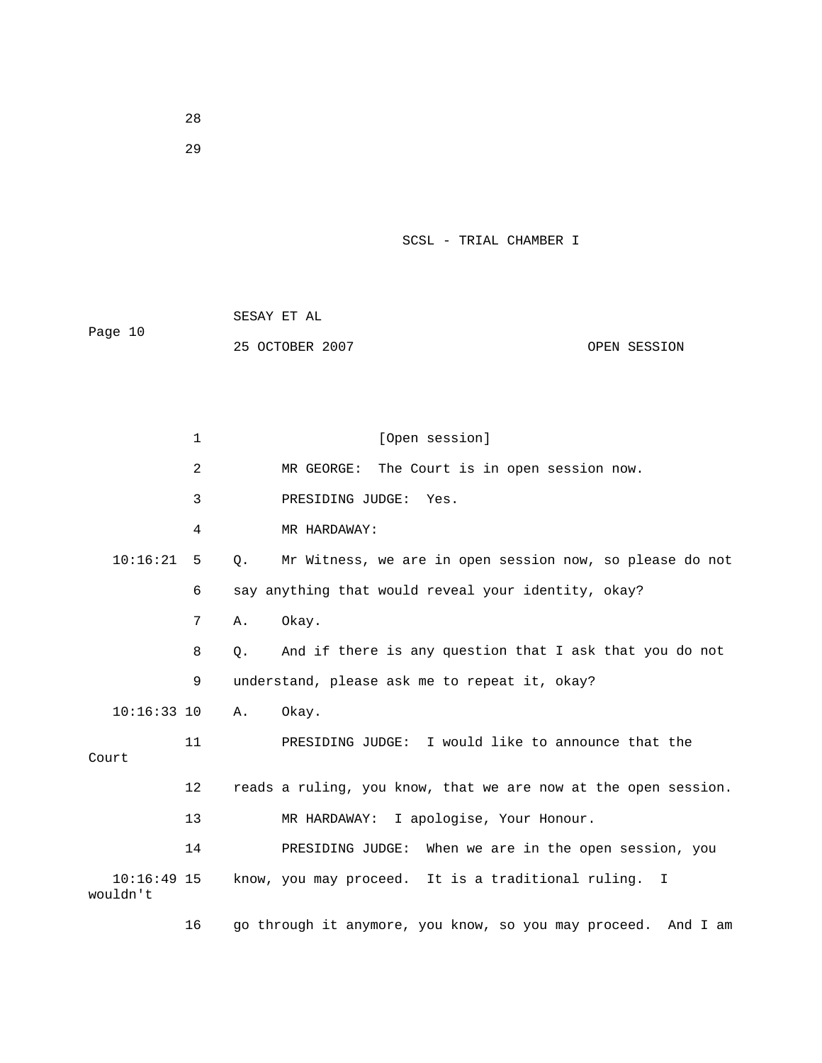[Open session]

MR GEORGE: The Court is in open session now.

PRESIDING JUDGE: Yes.

MR HARDAWAY:

Q. Mr Witness, we are in open session now, so please do not say anything that would reveal your identity, okay?

A. Okay.

Q. And if there is any question that I ask that you do not understand, please ask me to repeat it, okay?

A. Okay.

PRESIDING JUDGE: I would like to announce that the Court reads a ruling, you know, that we are now at the open session.

MR HARDAWAY: I apologise, Your Honour.

PRESIDING JUDGE: When we are in the open session, you know, you may proceed. It is a traditional ruling. I wouldn't go through it anymore, you know, so you may proceed. And I am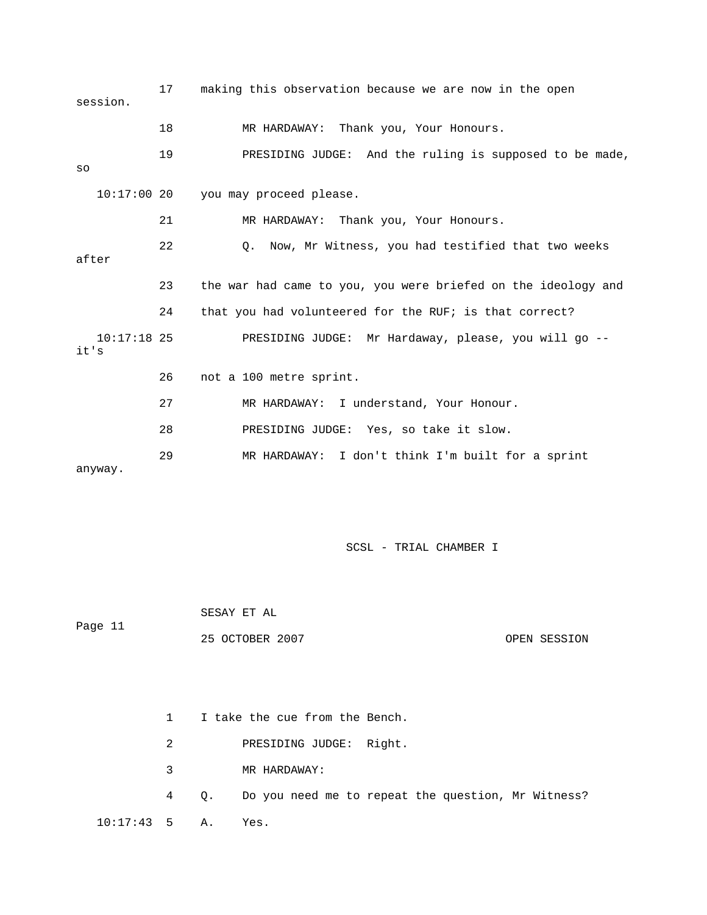17 making this observation because we are now in the open session.

18 MR HARDAWAY: Thank you, Your Honours.

19 PRESIDING JUDGE: And the ruling is supposed to be made, so

10:17:00 20 you may proceed please.

21 MR HARDAWAY: Thank you, Your Honours.

22 Q. Now, Mr Witness, you had testified that two weeks after

23 the war had came to you, you were briefed on the ideology and

24 that you had volunteered for the RUF; is that correct?

10:17:18 25 PRESIDING JUDGE: Mr Hardaway, please, you will go -- it's

26 not a 100 metre sprint.

27 MR HARDAWAY: I understand, Your Honour.

28 PRESIDING JUDGE: Yes, so take it slow.

29 MR HARDAWAY: I don't think I'm built for a sprint anyway.

1 I take the cue from the Bench.

2 PRESIDING JUDGE: Right.

3 MR HARDAWAY:

4 Q. Do you need me to repeat the question, Mr Witness?

10:17:43 5 A. Yes.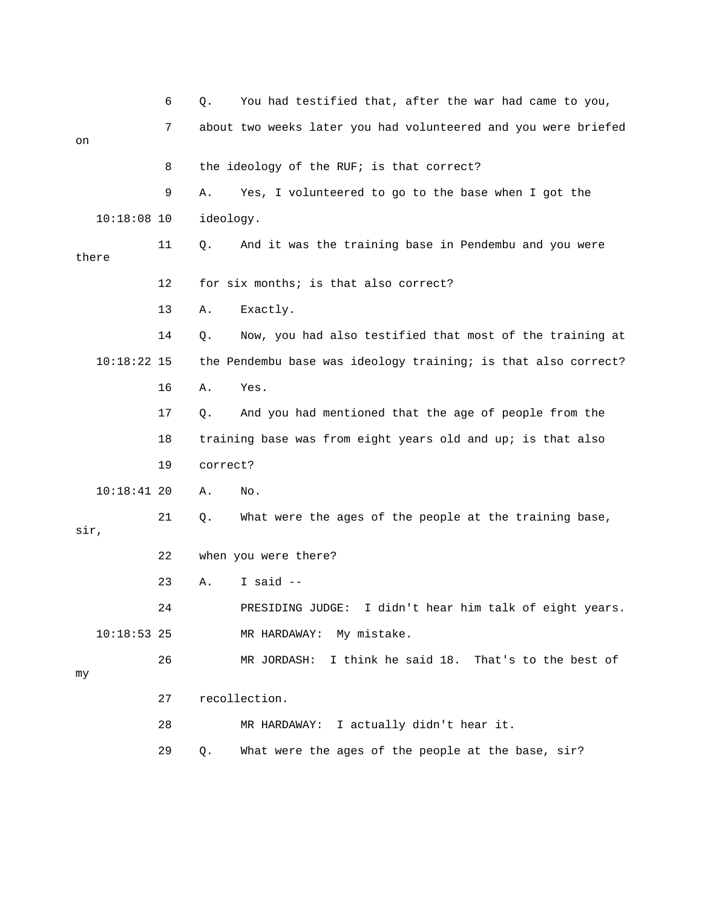6 Q. You had testified that, after the war had came to you,

7 about two weeks later you had volunteered and you were briefed on

8 the ideology of the RUF; is that correct?

9 A. Yes, I volunteered to go to the base when I got the

10:18:08 10 ideology.

11 Q. And it was the training base in Pendembu and you were there

12 for six months; is that also correct?

13 A. Exactly.

14 Q. Now, you had also testified that most of the training at

10:18:22 15 the Pendembu base was ideology training; is that also correct?

16 A. Yes.

17 Q. And you had mentioned that the age of people from the

18 training base was from eight years old and up; is that also

19 correct?

10:18:41 20 A. No.

21 Q. What were the ages of the people at the training base, sir,

22 when you were there?

23 A. I said --

24 PRESIDING JUDGE: I didn't hear him talk of eight years.

10:18:53 25 MR HARDAWAY: My mistake.

26 MR JORDASH: I think he said 18. That's to the best of my

27 recollection.

28 MR HARDAWAY: I actually didn't hear it.

29 Q. What were the ages of the people at the base, sir?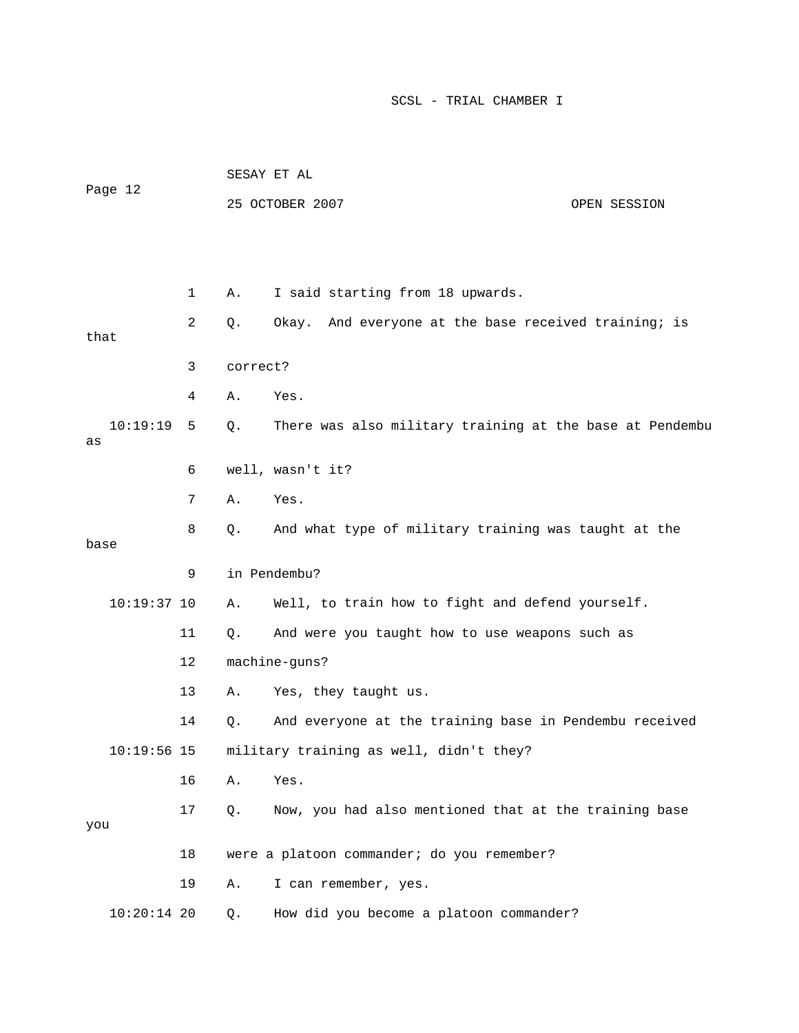1 A. I said starting from 18 upwards.

2 Q. Okay. And everyone at the base received training; is that

3 correct?

4 A. Yes.

10:19:19 5 Q. There was also military training at the base at Pendembu as

6 well, wasn't it?

7 A. Yes.

8 Q. And what type of military training was taught at the base

9 in Pendembu?

10:19:37 10 A. Well, to train how to fight and defend yourself.

11 Q. And were you taught how to use weapons such as

12 machine-guns?

13 A. Yes, they taught us.

14 Q. And everyone at the training base in Pendembu received

10:19:56 15 military training as well, didn't they?

16 A. Yes.

17 Q. Now, you had also mentioned that at the training base you

18 were a platoon commander; do you remember?

19 A. I can remember, yes.

10:20:14 20 Q. How did you become a platoon commander?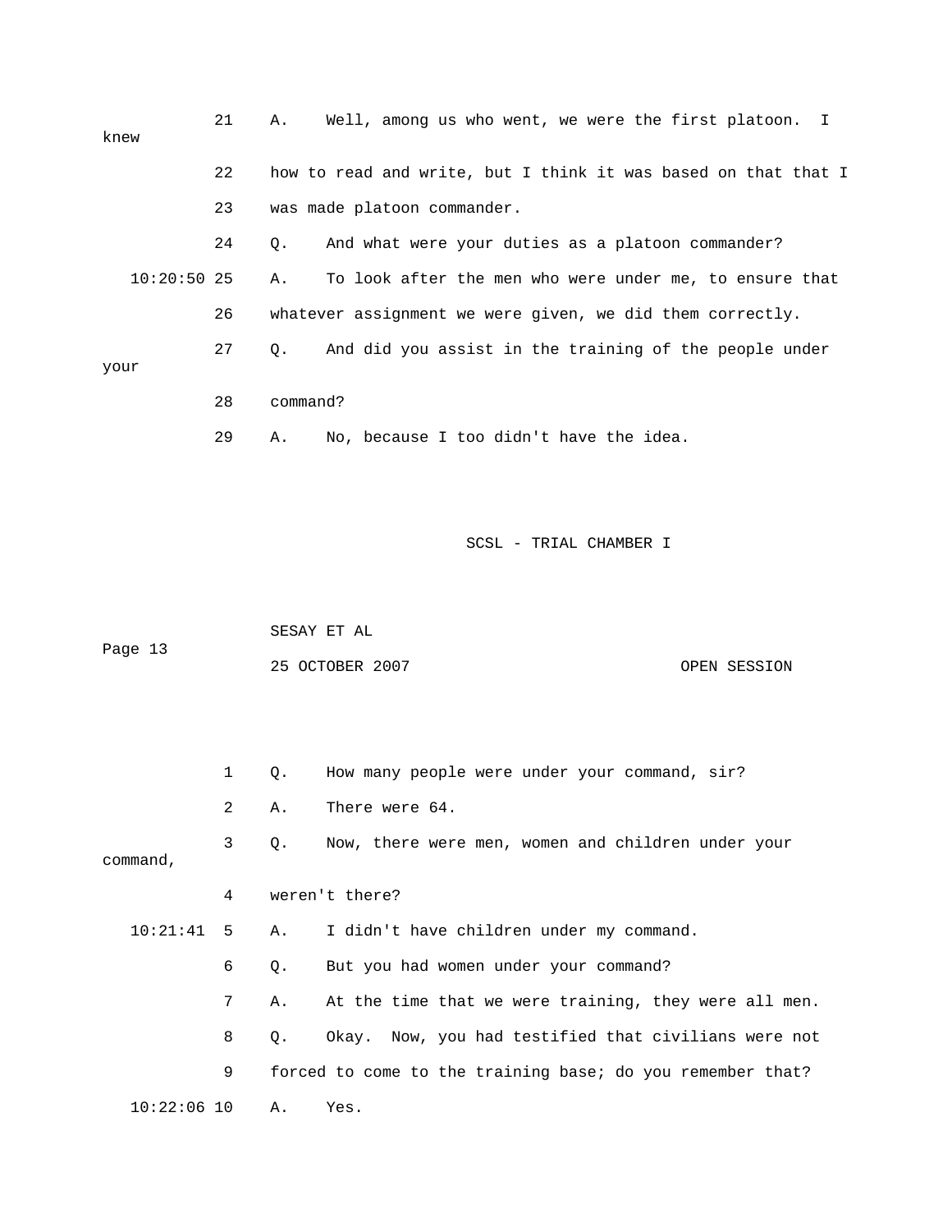21 A. Well, among us who went, we were the first platoon. I knew

22 how to read and write, but I think it was based on that that I

23 was made platoon commander.

24 Q. And what were your duties as a platoon commander?

10:20:50 25 A. To look after the men who were under me, to ensure that

26 whatever assignment we were given, we did them correctly.

27 Q. And did you assist in the training of the people under your

28 command?

29 A. No, because I too didn't have the idea.

1 Q. How many people were under your command, sir?

2 A. There were 64.

3 Q. Now, there were men, women and children under your command,

4 weren't there?

10:21:41 5 A. I didn't have children under my command.

6 Q. But you had women under your command?

7 A. At the time that we were training, they were all men.

8 Q. Okay. Now, you had testified that civilians were not

9 forced to come to the training base; do you remember that?

10:22:06 10 A. Yes.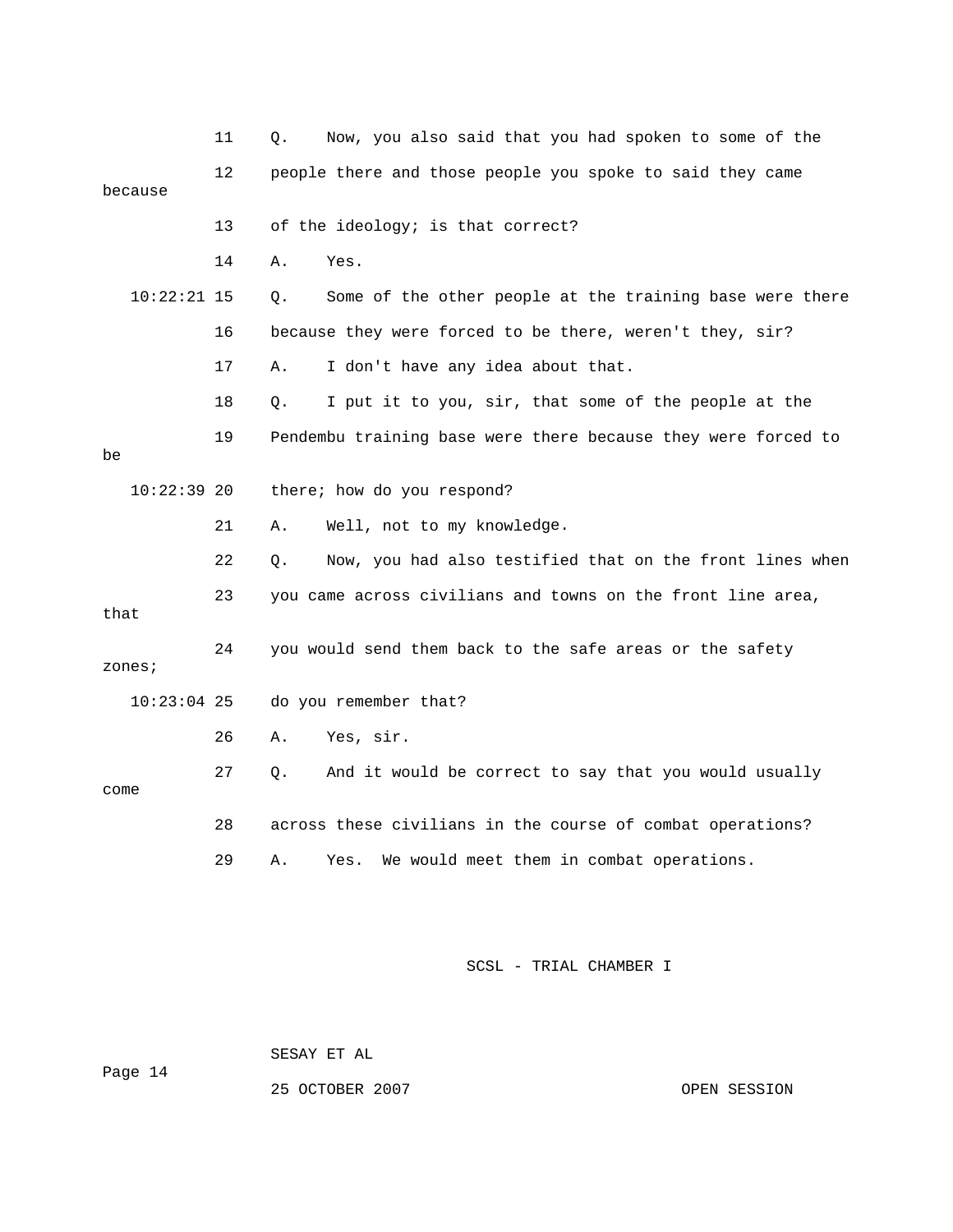11 Q. Now, you also said that you had spoken to some of the

12 people there and those people you spoke to said they came because

13 of the ideology; is that correct?

14 A. Yes.

10:22:21 15 Q. Some of the other people at the training base were there

16 because they were forced to be there, weren't they, sir?

17 A. I don't have any idea about that.

18 Q. I put it to you, sir, that some of the people at the

19 Pendembu training base were there because they were forced to be

10:22:39 20 there; how do you respond?

21 A. Well, not to my knowledge.

22 Q. Now, you had also testified that on the front lines when

23 you came across civilians and towns on the front line area, that

24 you would send them back to the safe areas or the safety zones;

10:23:04 25 do you remember that?

26 A. Yes, sir.

27 Q. And it would be correct to say that you would usually come

28 across these civilians in the course of combat operations?

29 A. Yes. We would meet them in combat operations.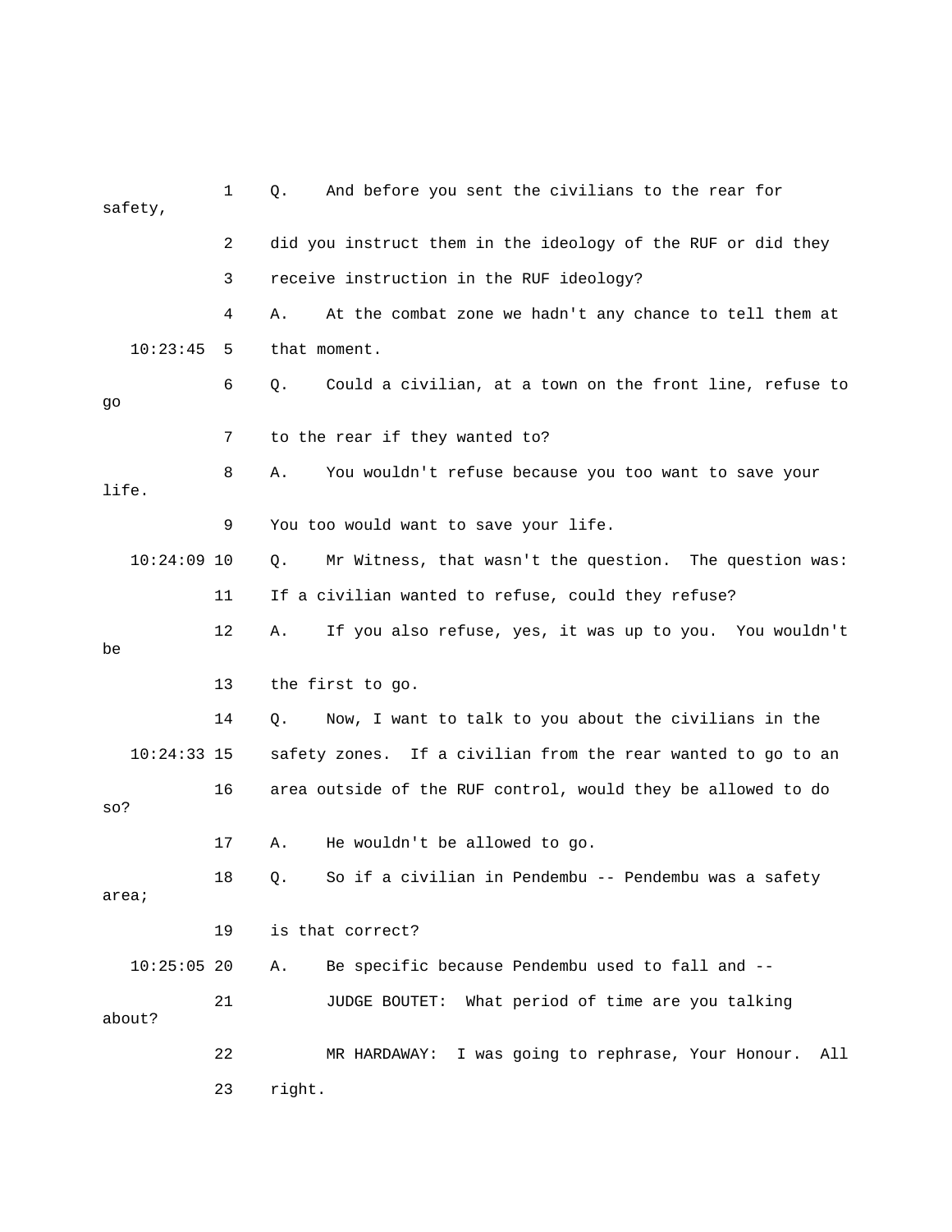1 Q. And before you sent the civilians to the rear for safety,

2 did you instruct them in the ideology of the RUF or did they

3 receive instruction in the RUF ideology?

4 A. At the combat zone we hadn't any chance to tell them at

10:23:45 5 that moment.

6 Q. Could a civilian, at a town on the front line, refuse to go

7 to the rear if they wanted to?

8 A. You wouldn't refuse because you too want to save your life.

9 You too would want to save your life.

10:24:09 10 Q. Mr Witness, that wasn't the question. The question was:

11 If a civilian wanted to refuse, could they refuse?

12 A. If you also refuse, yes, it was up to you. You wouldn't be

13 the first to go.

14 Q. Now, I want to talk to you about the civilians in the

10:24:33 15 safety zones. If a civilian from the rear wanted to go to an

16 area outside of the RUF control, would they be allowed to do so?

17 A. He wouldn't be allowed to go.

18 Q. So if a civilian in Pendembu -- Pendembu was a safety area;

19 is that correct?

10:25:05 20 A. Be specific because Pendembu used to fall and --

21 JUDGE BOUTET: What period of time are you talking about?

22 MR HARDAWAY: I was going to rephrase, Your Honour. All

23 right.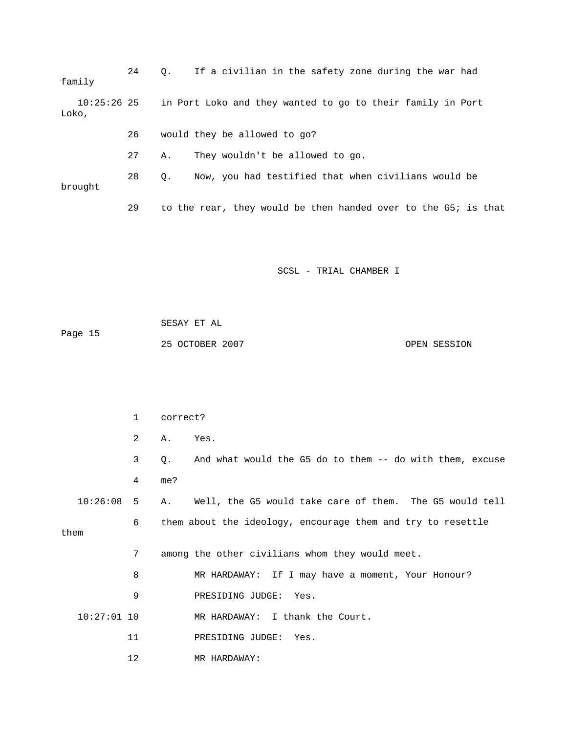24 Q. If a civilian in the safety zone during the war had family

10:25:26 25 in Port Loko and they wanted to go to their family in Port Loko,

26 would they be allowed to go?

27 A. They wouldn't be allowed to go.

28 Q. Now, you had testified that when civilians would be brought

29 to the rear, they would be then handed over to the G5; is that

1 correct?

2 A. Yes.

3 Q. And what would the G5 do to them -- do with them, excuse

4 me?

10:26:08 5 A. Well, the G5 would take care of them. The G5 would tell

6 them about the ideology, encourage them and try to resettle them

7 among the other civilians whom they would meet.

8 MR HARDAWAY: If I may have a moment, Your Honour?

9 PRESIDING JUDGE: Yes.

10:27:01 10 MR HARDAWAY: I thank the Court.

11 PRESIDING JUDGE: Yes.

12 MR HARDAWAY: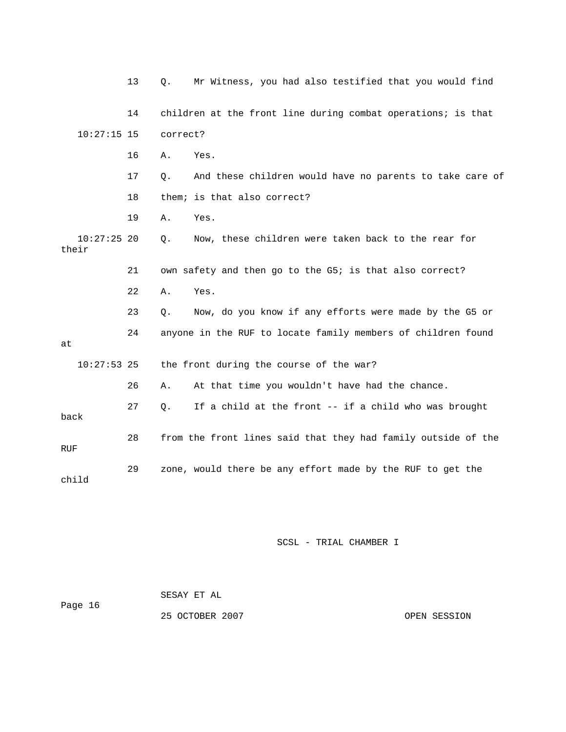13 Q. Mr Witness, you had also testified that you would find

14 children at the front line during combat operations; is that

10:27:15 15 correct?

16 A. Yes.

17 Q. And these children would have no parents to take care of

18 them; is that also correct?

19 A. Yes.

10:27:25 20 Q. Now, these children were taken back to the rear for their

21 own safety and then go to the G5; is that also correct?

22 A. Yes.

23 Q. Now, do you know if any efforts were made by the G5 or

24 anyone in the RUF to locate family members of children found at

10:27:53 25 the front during the course of the war?

26 A. At that time you wouldn't have had the chance.

27 Q. If a child at the front -- if a child who was brought back

28 from the front lines said that they had family outside of the RUF

29 zone, would there be any effort made by the RUF to get the child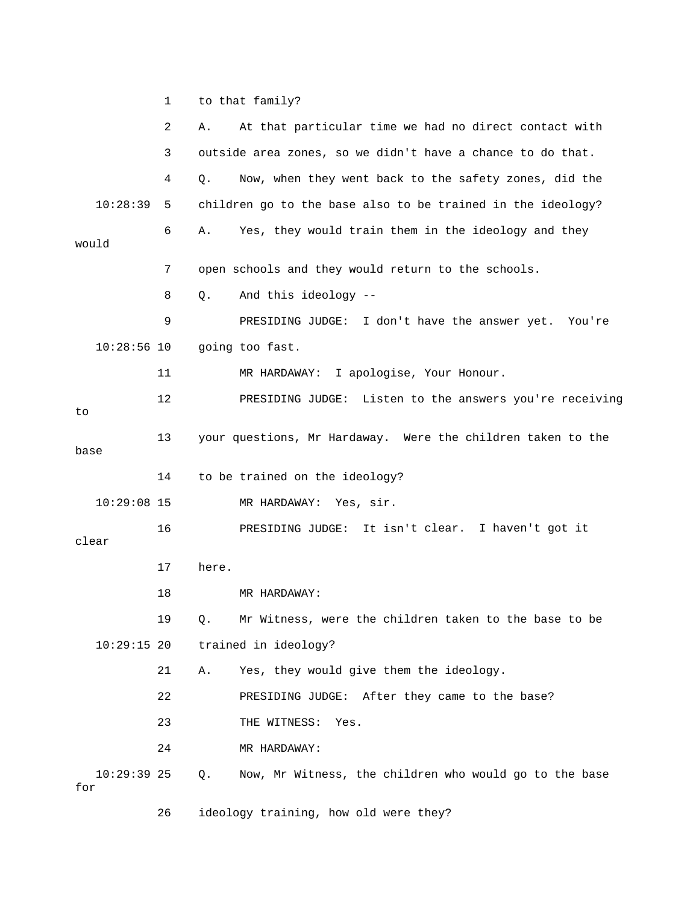1 to that family?

2 A. At that particular time we had no direct contact with

3 outside area zones, so we didn't have a chance to do that.

4 Q. Now, when they went back to the safety zones, did the

10:28:39 5 children go to the base also to be trained in the ideology?

6 A. Yes, they would train them in the ideology and they would

7 open schools and they would return to the schools.

8 Q. And this ideology --

9 PRESIDING JUDGE: I don't have the answer yet. You're

10:28:56 10 going too fast.

11 MR HARDAWAY: I apologise, Your Honour.

12 PRESIDING JUDGE: Listen to the answers you're receiving to

13 your questions, Mr Hardaway. Were the children taken to the base

14 to be trained on the ideology?

10:29:08 15 MR HARDAWAY: Yes, sir.

16 PRESIDING JUDGE: It isn't clear. I haven't got it clear

17 here.

18 MR HARDAWAY:

19 Q. Mr Witness, were the children taken to the base to be

10:29:15 20 trained in ideology?

21 A. Yes, they would give them the ideology.

22 PRESIDING JUDGE: After they came to the base?

23 THE WITNESS: Yes.

24 MR HARDAWAY:

10:29:39 25 Q. Now, Mr Witness, the children who would go to the base for

26 ideology training, how old were they?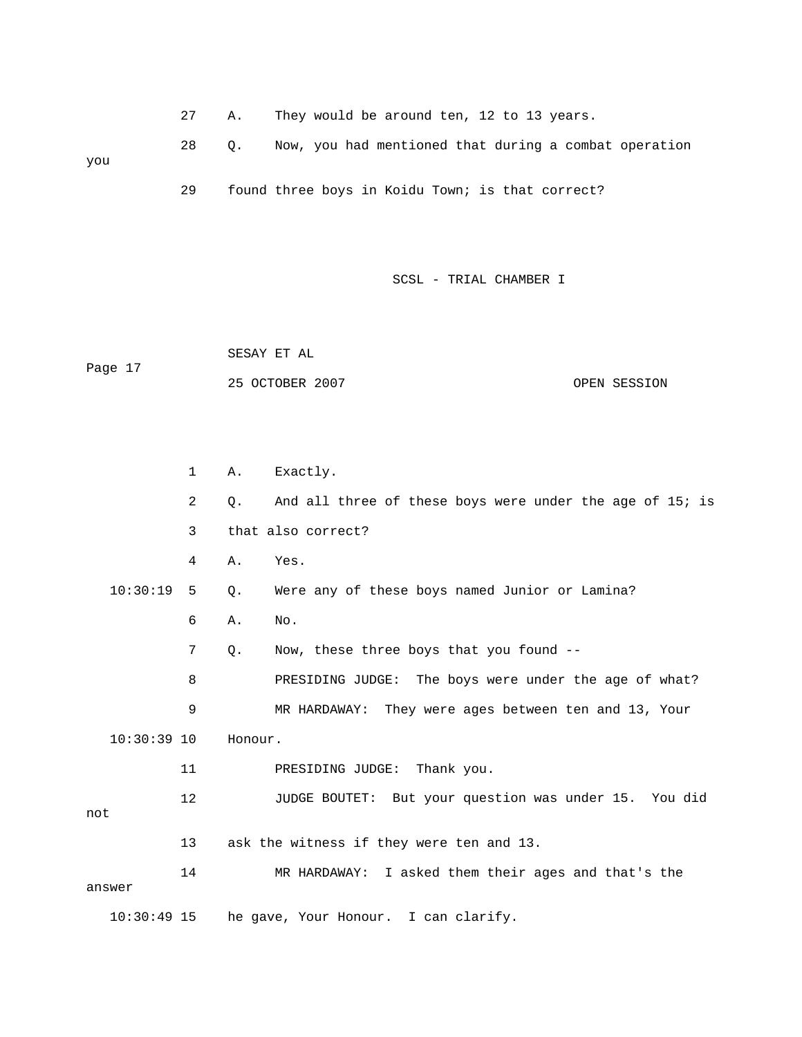27 A. They would be around ten, 12 to 13 years.

28 Q. Now, you had mentioned that during a combat operation you

29 found three boys in Koidu Town; is that correct?

1 A. Exactly.

2 Q. And all three of these boys were under the age of 15; is

3 that also correct?

4 A. Yes.

10:30:19 5 Q. Were any of these boys named Junior or Lamina?

6 A. No.

7 Q. Now, these three boys that you found --

8 PRESIDING JUDGE: The boys were under the age of what?

9 MR HARDAWAY: They were ages between ten and 13, Your

10:30:39 10 Honour.

11 PRESIDING JUDGE: Thank you.

12 JUDGE BOUTET: But your question was under 15. You did not

13 ask the witness if they were ten and 13.

14 MR HARDAWAY: I asked them their ages and that's the answer

10:30:49 15 he gave, Your Honour. I can clarify.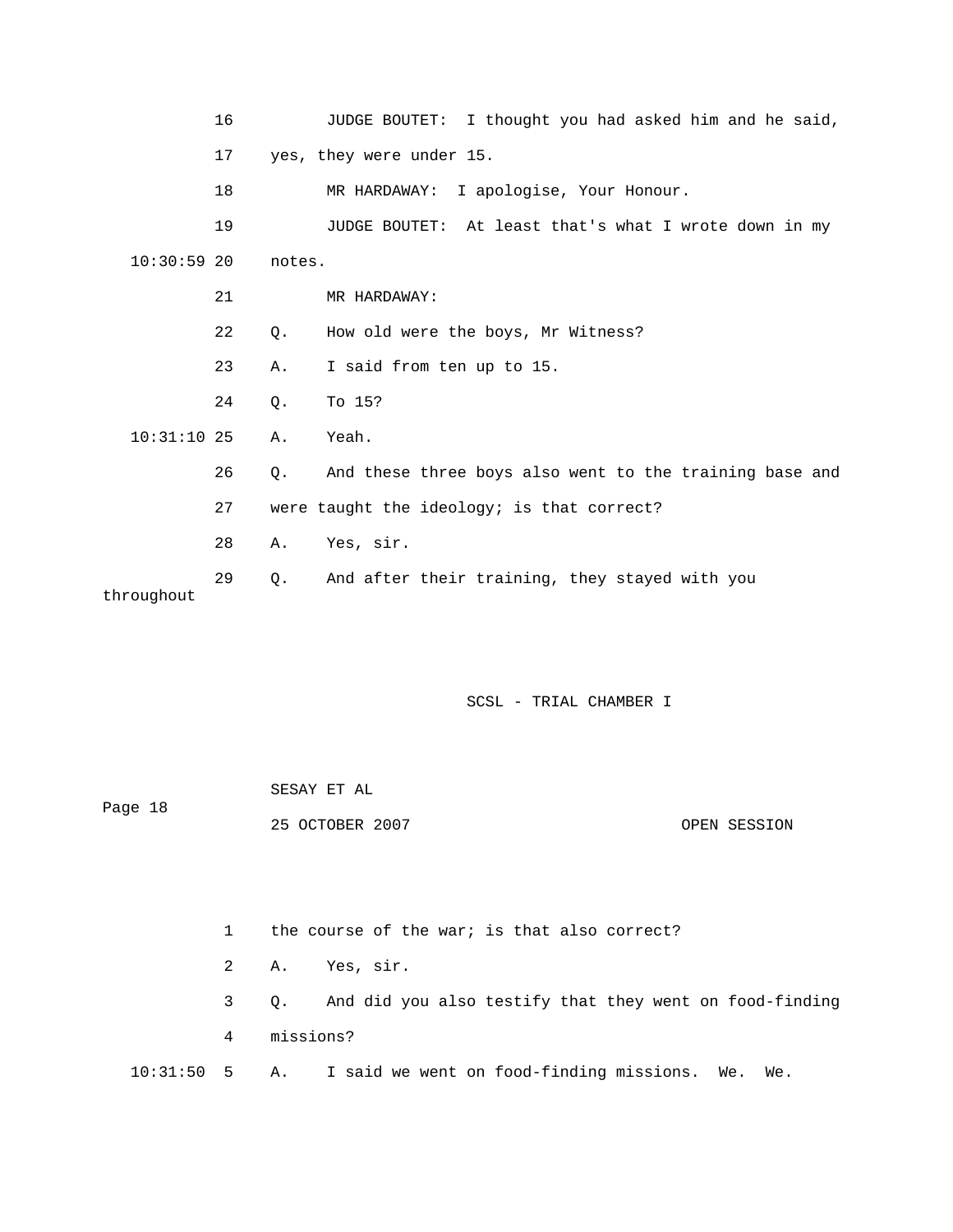16 JUDGE BOUTET: I thought you had asked him and he said,

17 yes, they were under 15.

18 MR HARDAWAY: I apologise, Your Honour.

19 JUDGE BOUTET: At least that's what I wrote down in my

10:30:59 20 notes.

21 MR HARDAWAY:

22 Q. How old were the boys, Mr Witness?

23 A. I said from ten up to 15.

24 Q. To 15?

10:31:10 25 A. Yeah.

26 Q. And these three boys also went to the training base and

27 were taught the ideology; is that correct?

28 A. Yes, sir.

29 Q. And after their training, they stayed with you throughout

1 the course of the war; is that also correct?

2 A. Yes, sir.

3 Q. And did you also testify that they went on food-finding

4 missions?

10:31:50 5 A. I said we went on food-finding missions. We. We.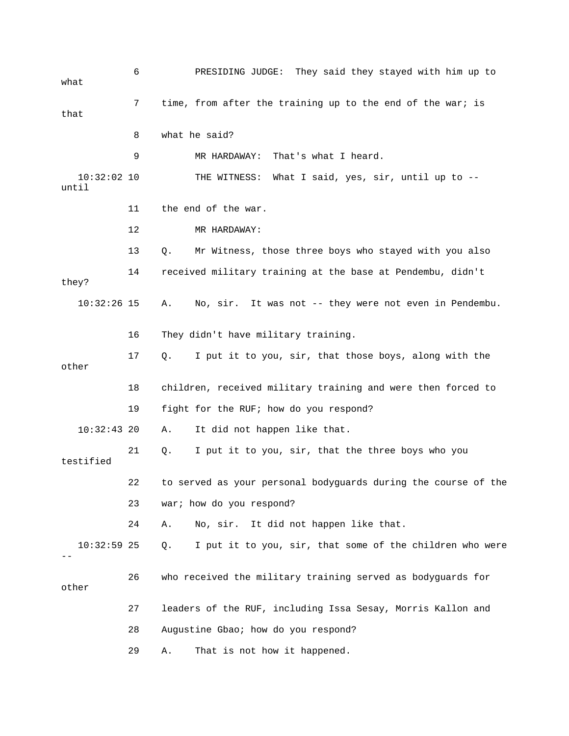6 PRESIDING JUDGE: They said they stayed with him up to what

7 time, from after the training up to the end of the war; is that

8 what he said?

9 MR HARDAWAY: That's what I heard.

10:32:02 10 THE WITNESS: What I said, yes, sir, until up to -- until

11 the end of the war.

12 MR HARDAWAY:

13 Q. Mr Witness, those three boys who stayed with you also

14 received military training at the base at Pendembu, didn't they?

10:32:26 15 A. No, sir. It was not -- they were not even in Pendembu.

16 They didn't have military training.

17 Q. I put it to you, sir, that those boys, along with the other

18 children, received military training and were then forced to

19 fight for the RUF; how do you respond?

10:32:43 20 A. It did not happen like that.

21 Q. I put it to you, sir, that the three boys who you testified

22 to served as your personal bodyguards during the course of the

23 war; how do you respond?

24 A. No, sir. It did not happen like that.

10:32:59 25 Q. I put it to you, sir, that some of the children who were --

26 who received the military training served as bodyguards for other

27 leaders of the RUF, including Issa Sesay, Morris Kallon and

28 Augustine Gbao; how do you respond?

29 A. That is not how it happened.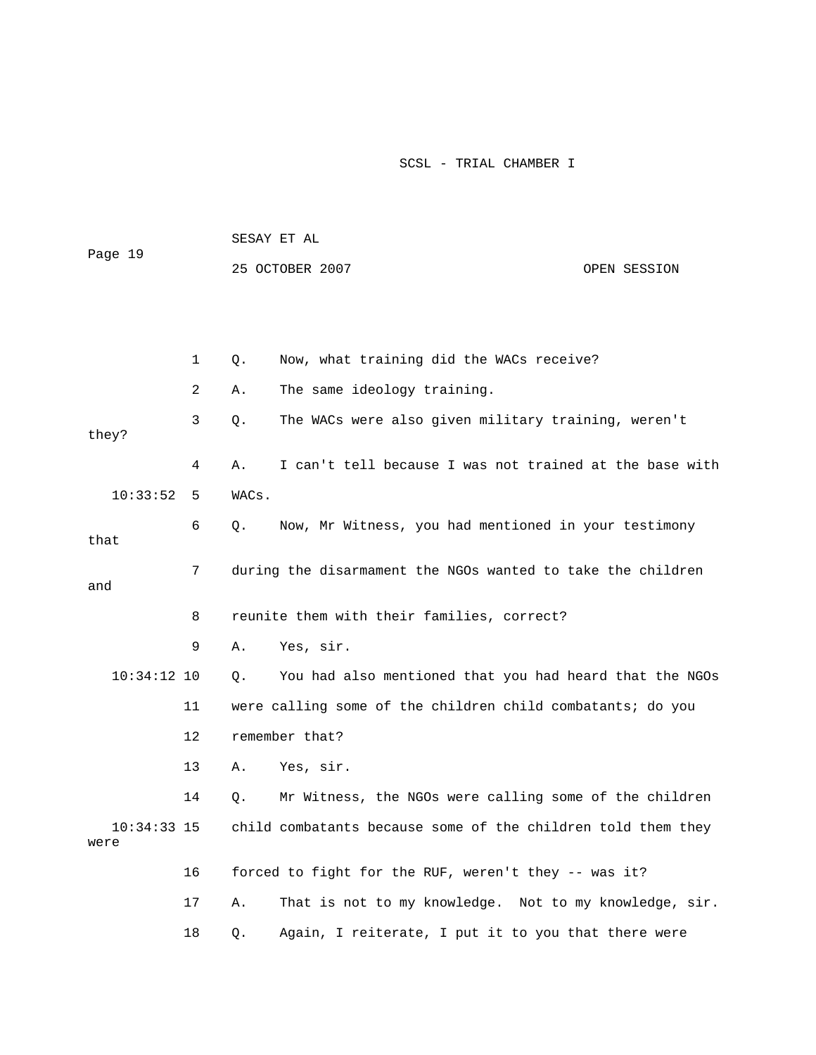1 Q. Now, what training did the WACs receive?

2 A. The same ideology training.

3 Q. The WACs were also given military training, weren't they?

4 A. I can't tell because I was not trained at the base with

10:33:52 5 WACs.

6 Q. Now, Mr Witness, you had mentioned in your testimony that

7 during the disarmament the NGOs wanted to take the children and

8 reunite them with their families, correct?

9 A. Yes, sir.

10:34:12 10 Q. You had also mentioned that you had heard that the NGOs

11 were calling some of the children child combatants; do you

12 remember that?

13 A. Yes, sir.

14 Q. Mr Witness, the NGOs were calling some of the children

10:34:33 15 child combatants because some of the children told them they were

16 forced to fight for the RUF, weren't they -- was it?

17 A. That is not to my knowledge. Not to my knowledge, sir.

18 Q. Again, I reiterate, I put it to you that there were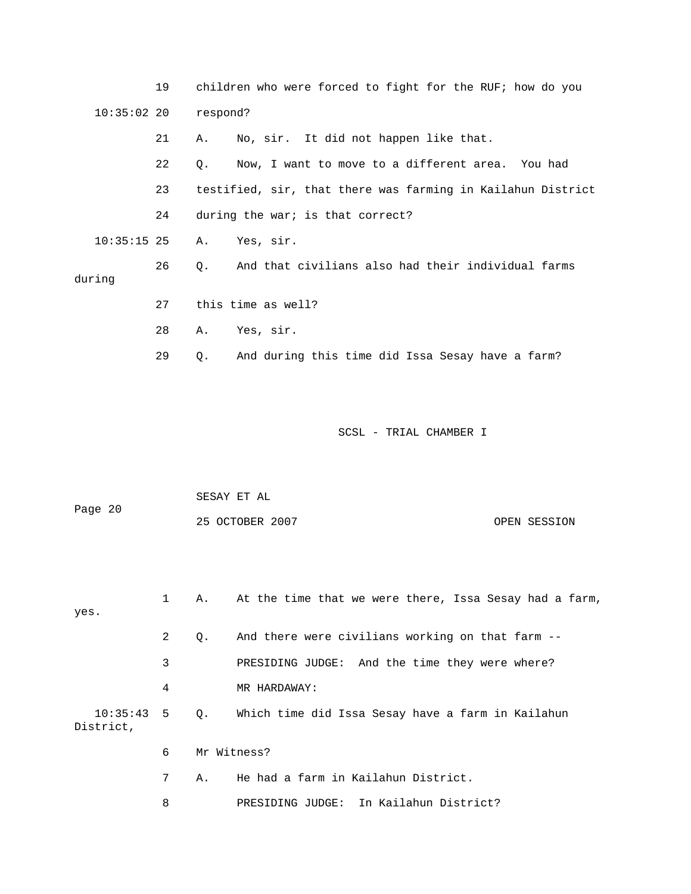19 children who were forced to fight for the RUF; how do you

10:35:02 20 respond?

21 A. No, sir. It did not happen like that.

22 Q. Now, I want to move to a different area. You had

23 testified, sir, that there was farming in Kailahun District

24 during the war; is that correct?

10:35:15 25 A. Yes, sir.

26 Q. And that civilians also had their individual farms during

27 this time as well?

28 A. Yes, sir.

29 Q. And during this time did Issa Sesay have a farm?

1 A. At the time that we were there, Issa Sesay had a farm, yes.

2 Q. And there were civilians working on that farm --

3 PRESIDING JUDGE: And the time they were where?

4 MR HARDAWAY:

10:35:43 5 Q. Which time did Issa Sesay have a farm in Kailahun District,

6 Mr Witness?

7 A. He had a farm in Kailahun District.

8 PRESIDING JUDGE: In Kailahun District?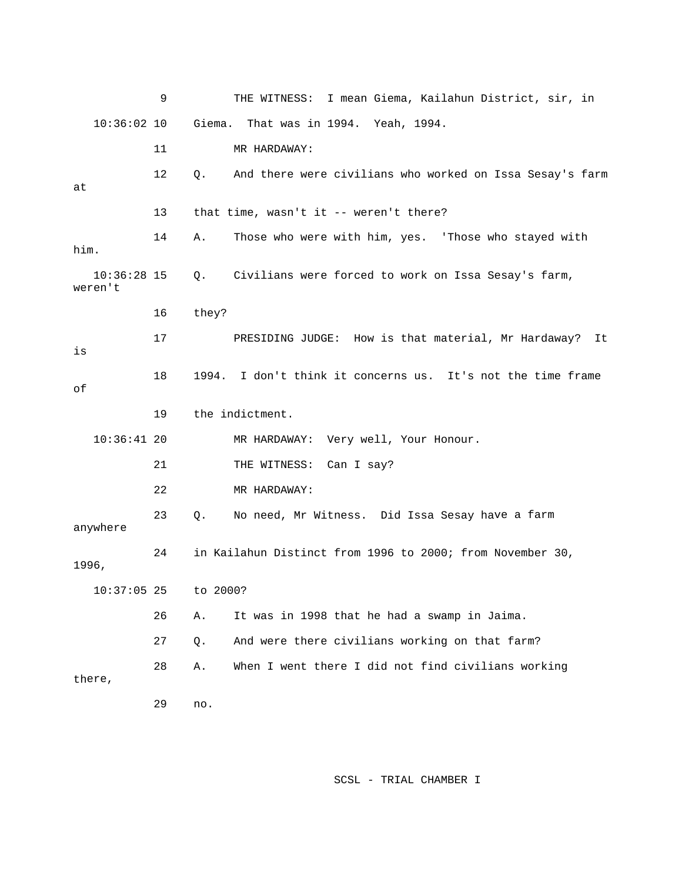9 THE WITNESS: I mean Giema, Kailahun District, sir, in

10:36:02 10 Giema. That was in 1994. Yeah, 1994.

11 MR HARDAWAY:

12 Q. And there were civilians who worked on Issa Sesay's farm at

13 that time, wasn't it -- weren't there?

14 A. Those who were with him, yes. 'Those who stayed with him.

10:36:28 15 Q. Civilians were forced to work on Issa Sesay's farm, weren't

16 they?

17 PRESIDING JUDGE: How is that material, Mr Hardaway? It is

18 1994. I don't think it concerns us. It's not the time frame of

19 the indictment.

10:36:41 20 MR HARDAWAY: Very well, Your Honour.

21 THE WITNESS: Can I say?

22 MR HARDAWAY:

23 Q. No need, Mr Witness. Did Issa Sesay have a farm anywhere

24 in Kailahun Distinct from 1996 to 2000; from November 30, 1996,

10:37:05 25 to 2000?

26 A. It was in 1998 that he had a swamp in Jaima.

27 Q. And were there civilians working on that farm?

28 A. When I went there I did not find civilians working there,

29 no.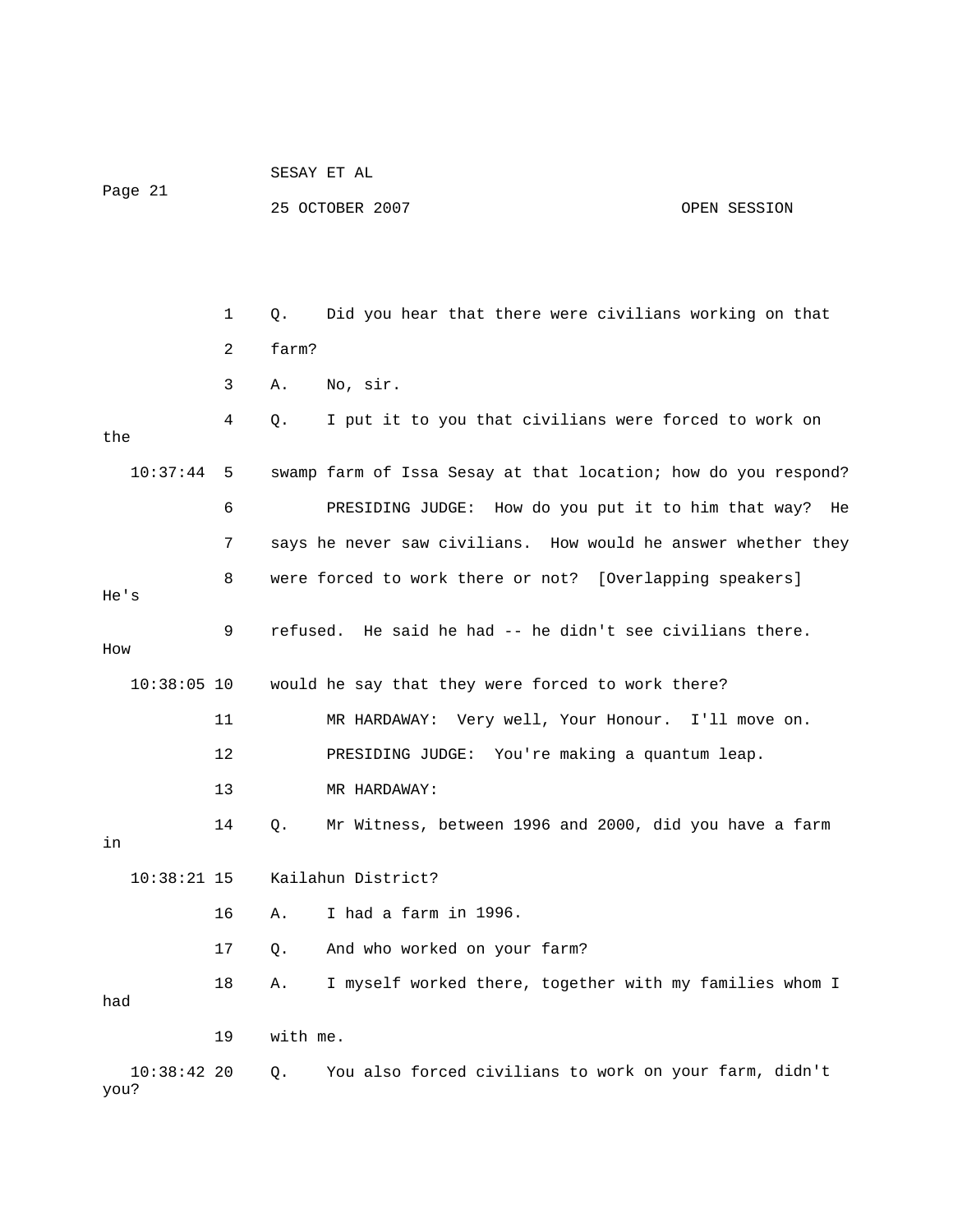Q. Did you hear that there were civilians working on that farm?

A. No, sir.

Q. I put it to you that civilians were forced to work on the swamp farm of Issa Sesay at that location; how do you respond?

PRESIDING JUDGE: How do you put it to him that way? He says he never saw civilians. How would he answer whether they were forced to work there or not? [Overlapping speakers] He's refused. He said he had -- he didn't see civilians there. How would he say that they were forced to work there?

MR HARDAWAY: Very well, Your Honour. I'll move on.

PRESIDING JUDGE: You're making a quantum leap.

MR HARDAWAY:

Q. Mr Witness, between 1996 and 2000, did you have a farm in Kailahun District?

A. I had a farm in 1996.

Q. And who worked on your farm?

A. I myself worked there, together with my families whom I had with me.

Q. You also forced civilians to work on your farm, didn't you?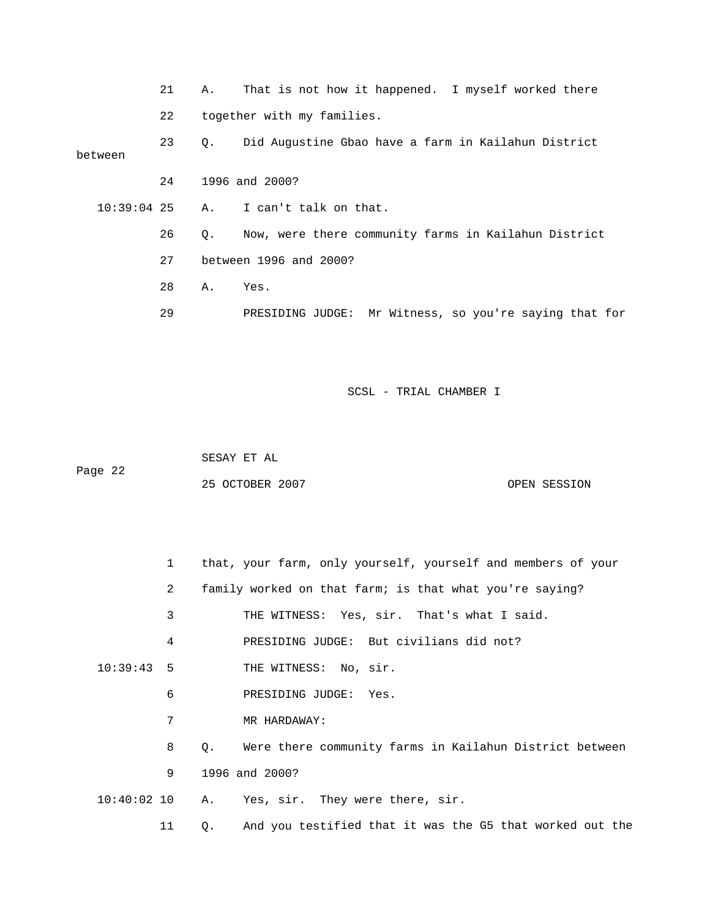21 A. That is not how it happened. I myself worked there

22 together with my families.

23 Q. Did Augustine Gbao have a farm in Kailahun District between

24 1996 and 2000?

10:39:04 25 A. I can't talk on that.

26 Q. Now, were there community farms in Kailahun District

27 between 1996 and 2000?

28 A. Yes.

29 PRESIDING JUDGE: Mr Witness, so you're saying that for

1 that, your farm, only yourself, yourself and members of your

2 family worked on that farm; is that what you're saying?

3 THE WITNESS: Yes, sir. That's what I said.

4 PRESIDING JUDGE: But civilians did not?

10:39:43 5 THE WITNESS: No, sir.

6 PRESIDING JUDGE: Yes.

7 MR HARDAWAY:

8 Q. Were there community farms in Kailahun District between

9 1996 and 2000?

10:40:02 10 A. Yes, sir. They were there, sir.

11 Q. And you testified that it was the G5 that worked out the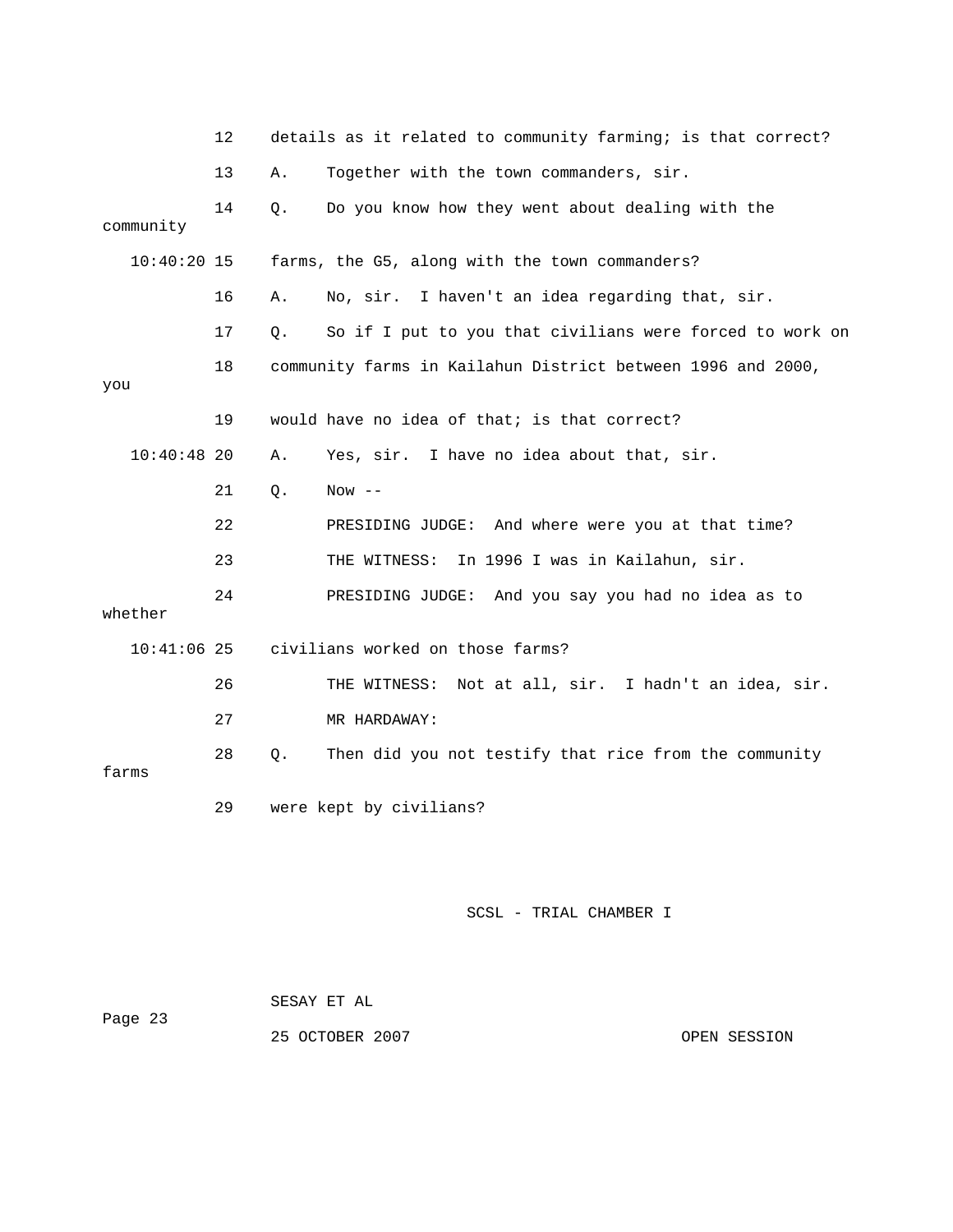12 details as it related to community farming; is that correct?

13 A. Together with the town commanders, sir.

14 Q. Do you know how they went about dealing with the community

10:40:20 15 farms, the G5, along with the town commanders?

16 A. No, sir. I haven't an idea regarding that, sir.

17 Q. So if I put to you that civilians were forced to work on

18 community farms in Kailahun District between 1996 and 2000, you

19 would have no idea of that; is that correct?

10:40:48 20 A. Yes, sir. I have no idea about that, sir.

21 Q. Now --

22 PRESIDING JUDGE: And where were you at that time?

23 THE WITNESS: In 1996 I was in Kailahun, sir.

24 PRESIDING JUDGE: And you say you had no idea as to whether

10:41:06 25 civilians worked on those farms?

26 THE WITNESS: Not at all, sir. I hadn't an idea, sir.

27 MR HARDAWAY:

28 Q. Then did you not testify that rice from the community farms

29 were kept by civilians?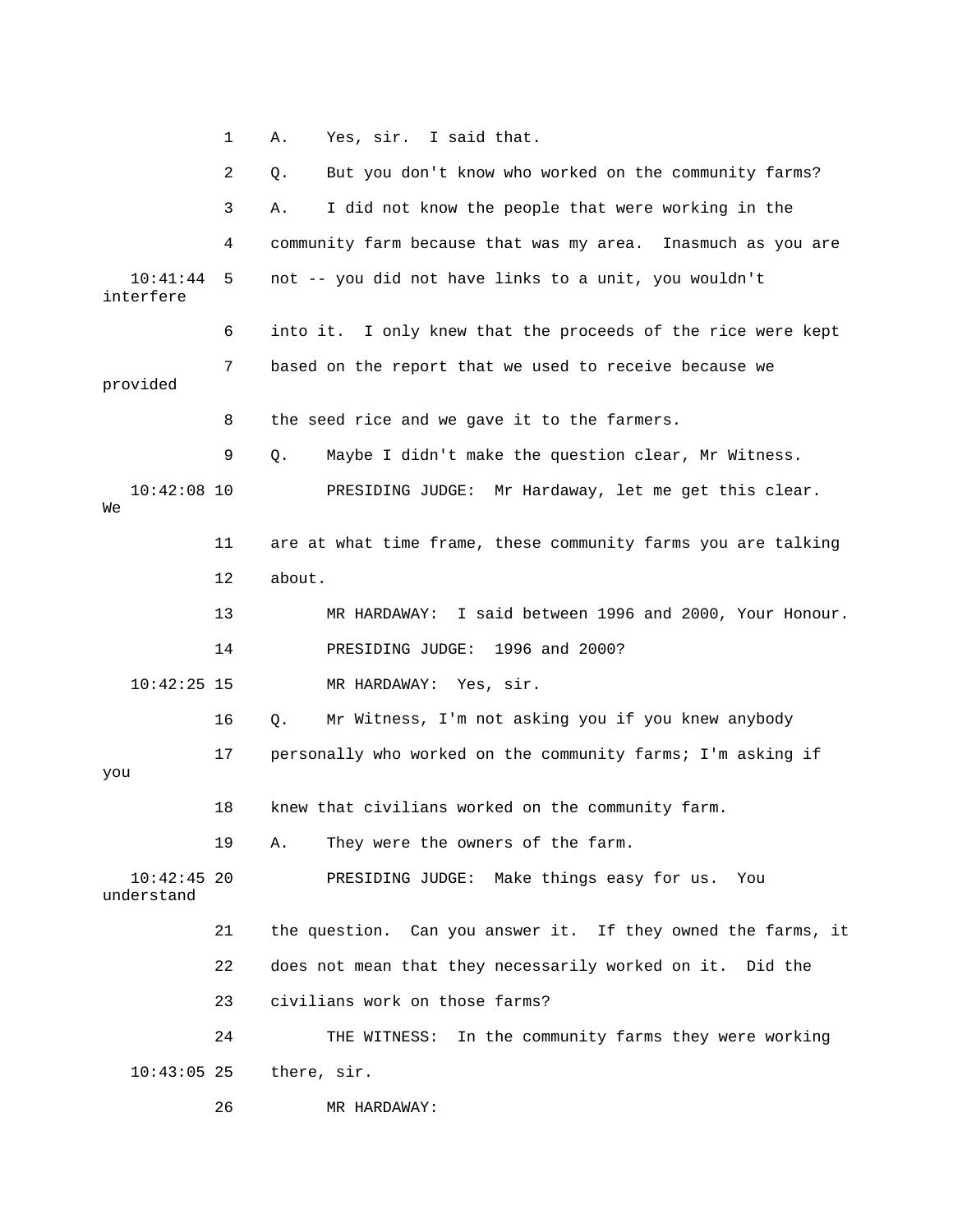1 A. Yes, sir. I said that.

2 Q. But you don't know who worked on the community farms?

3 A. I did not know the people that were working in the

4 community farm because that was my area. Inasmuch as you are

10:41:44 5 not -- you did not have links to a unit, you wouldn't interfere

6 into it. I only knew that the proceeds of the rice were kept

7 based on the report that we used to receive because we provided

8 the seed rice and we gave it to the farmers.

9 Q. Maybe I didn't make the question clear, Mr Witness.

10:42:08 10 PRESIDING JUDGE: Mr Hardaway, let me get this clear. We

11 are at what time frame, these community farms you are talking

12 about.

13 MR HARDAWAY: I said between 1996 and 2000, Your Honour.

14 PRESIDING JUDGE: 1996 and 2000?

10:42:25 15 MR HARDAWAY: Yes, sir.

16 Q. Mr Witness, I'm not asking you if you knew anybody

17 personally who worked on the community farms; I'm asking if you

18 knew that civilians worked on the community farm.

19 A. They were the owners of the farm.

10:42:45 20 PRESIDING JUDGE: Make things easy for us. You understand

21 the question. Can you answer it. If they owned the farms, it

22 does not mean that they necessarily worked on it. Did the

23 civilians work on those farms?

24 THE WITNESS: In the community farms they were working

10:43:05 25 there, sir.

26 MR HARDAWAY: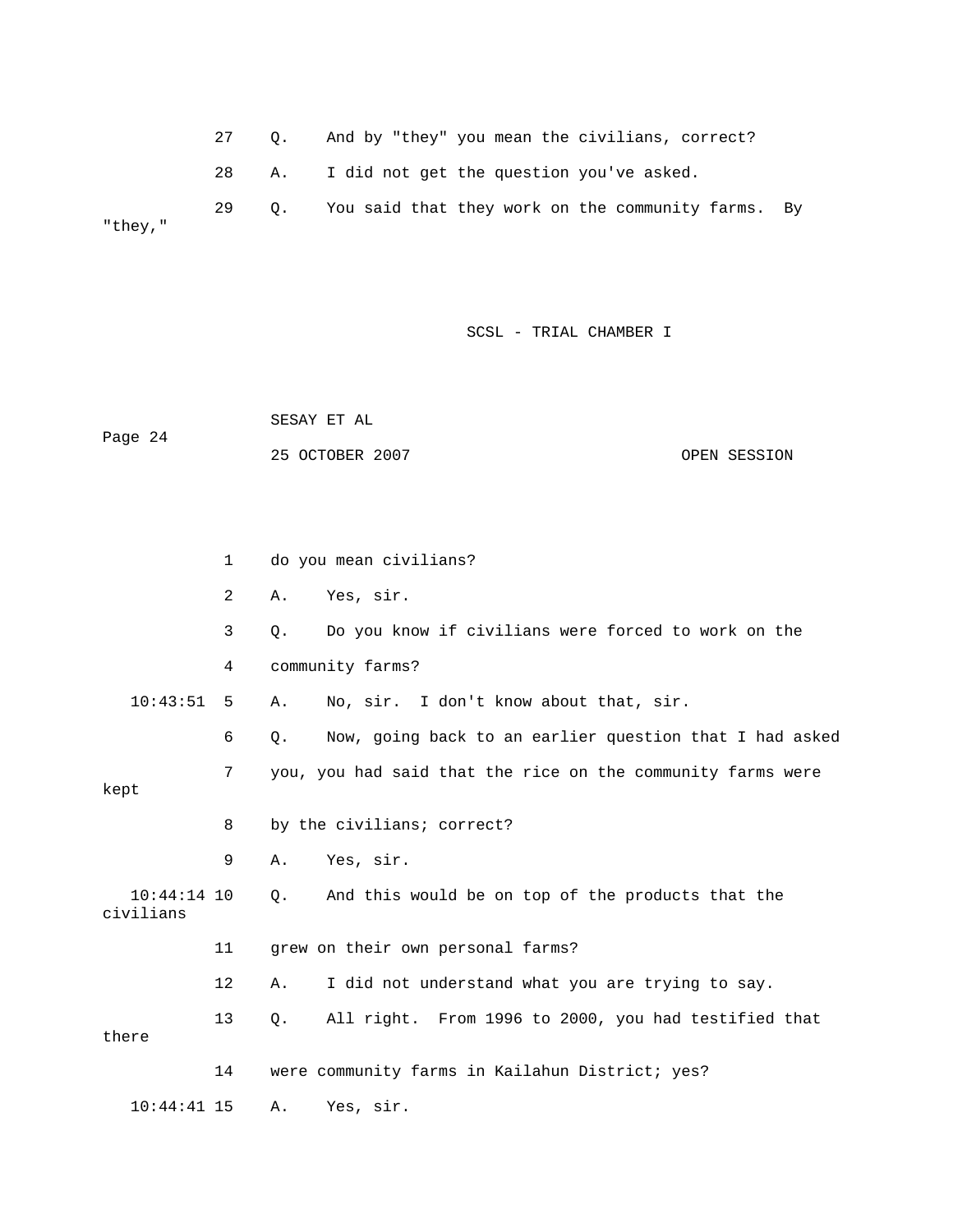27 Q. And by "they" you mean the civilians, correct?

28 A. I did not get the question you've asked.

29 Q. You said that they work on the community farms. By "they,"

1 do you mean civilians?

2 A. Yes, sir.

3 Q. Do you know if civilians were forced to work on the

4 community farms?

10:43:51 5 A. No, sir. I don't know about that, sir.

6 Q. Now, going back to an earlier question that I had asked

7 you, you had said that the rice on the community farms were kept

8 by the civilians; correct?

9 A. Yes, sir.

10:44:14 10 Q. And this would be on top of the products that the civilians

11 grew on their own personal farms?

12 A. I did not understand what you are trying to say.

13 Q. All right. From 1996 to 2000, you had testified that there

14 were community farms in Kailahun District; yes?

10:44:41 15 A. Yes, sir.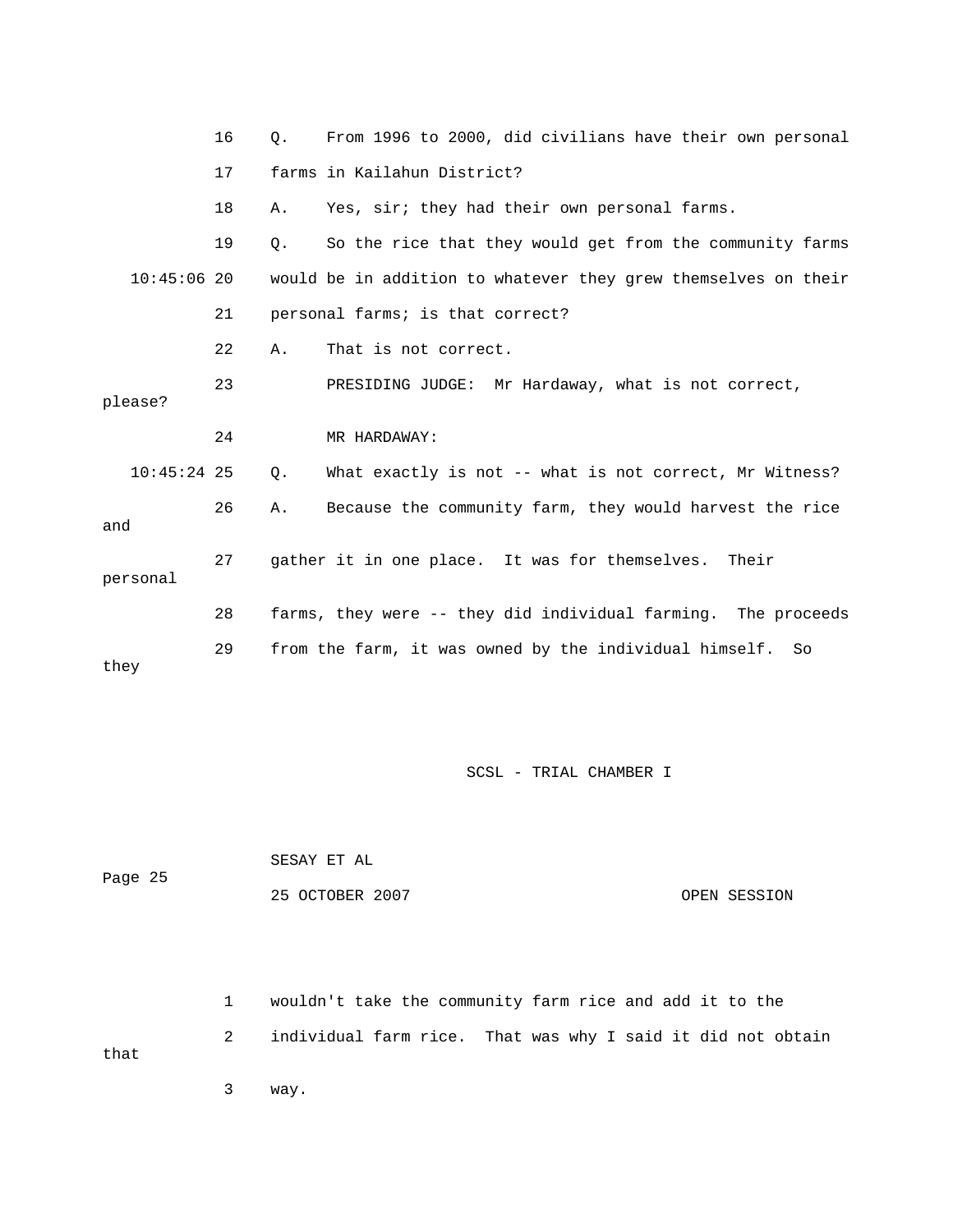16 Q. From 1996 to 2000, did civilians have their own personal

17 farms in Kailahun District?

18 A. Yes, sir; they had their own personal farms.

19 Q. So the rice that they would get from the community farms

10:45:06 20 would be in addition to whatever they grew themselves on their

21 personal farms; is that correct?

22 A. That is not correct.

23 PRESIDING JUDGE: Mr Hardaway, what is not correct, please?

24 MR HARDAWAY:

10:45:24 25 Q. What exactly is not -- what is not correct, Mr Witness?

26 A. Because the community farm, they would harvest the rice and

27 gather it in one place. It was for themselves. Their personal

28 farms, they were -- they did individual farming. The proceeds

29 from the farm, it was owned by the individual himself. So they

SCSL - TRIAL CHAMBER I

SESAY ET AL

Page 25

25 OCTOBER 2007 OPEN SESSION

1 wouldn't take the community farm rice and add it to the

2 individual farm rice. That was why I said it did not obtain that

3 way.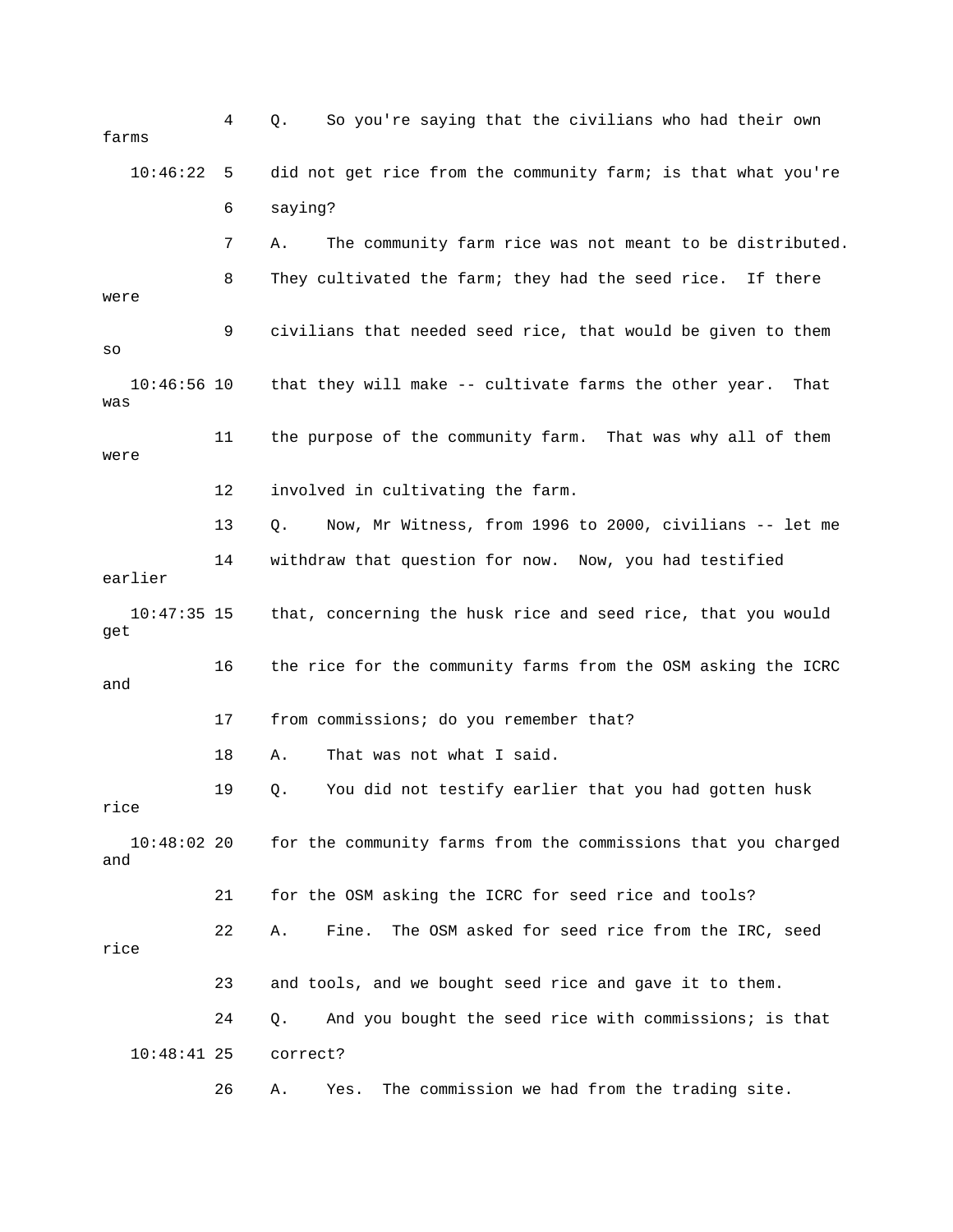4 Q. So you're saying that the civilians who had their own farms

10:46:22 5 did not get rice from the community farm; is that what you're

6 saying?

7 A. The community farm rice was not meant to be distributed.

8 They cultivated the farm; they had the seed rice. If there were

9 civilians that needed seed rice, that would be given to them so

10:46:56 10 that they will make -- cultivate farms the other year. That was

11 the purpose of the community farm. That was why all of them were

12 involved in cultivating the farm.

13 Q. Now, Mr Witness, from 1996 to 2000, civilians -- let me

14 withdraw that question for now. Now, you had testified earlier

10:47:35 15 that, concerning the husk rice and seed rice, that you would get

16 the rice for the community farms from the OSM asking the ICRC and

17 from commissions; do you remember that?

18 A. That was not what I said.

19 Q. You did not testify earlier that you had gotten husk rice

10:48:02 20 for the community farms from the commissions that you charged and

21 for the OSM asking the ICRC for seed rice and tools?

22 A. Fine. The OSM asked for seed rice from the IRC, seed rice

23 and tools, and we bought seed rice and gave it to them.

24 Q. And you bought the seed rice with commissions; is that

10:48:41 25 correct?

26 A. Yes. The commission we had from the trading site.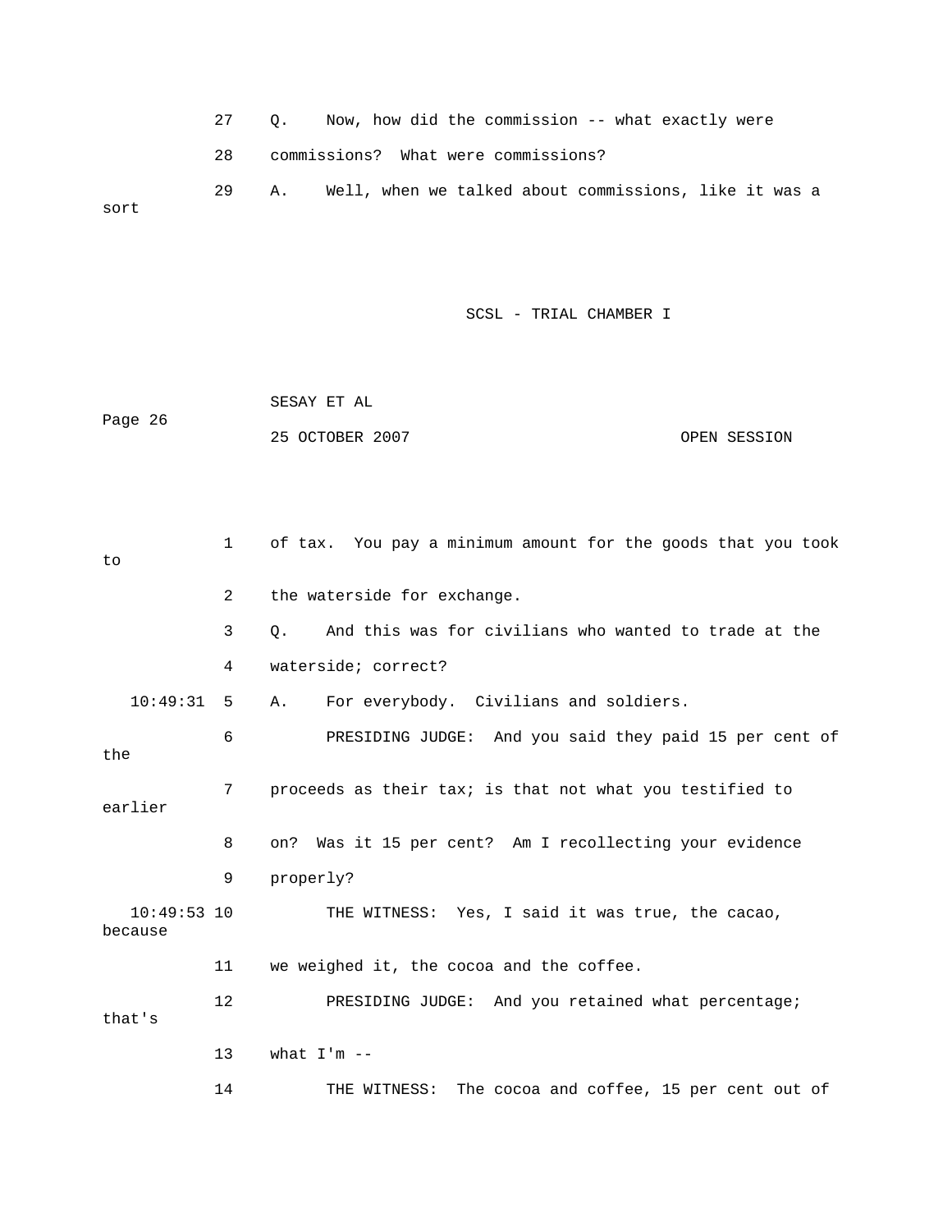27 Q. Now, how did the commission -- what exactly were

28 commissions? What were commissions?

29 A. Well, when we talked about commissions, like it was a sort

1 of tax. You pay a minimum amount for the goods that you took to

2 the waterside for exchange.

3 Q. And this was for civilians who wanted to trade at the

4 waterside; correct?

10:49:31 5 A. For everybody. Civilians and soldiers.

6 PRESIDING JUDGE: And you said they paid 15 per cent of the

7 proceeds as their tax; is that not what you testified to earlier

8 on? Was it 15 per cent? Am I recollecting your evidence

9 properly?

10:49:53 10 THE WITNESS: Yes, I said it was true, the cacao, because

11 we weighed it, the cocoa and the coffee.

12 PRESIDING JUDGE: And you retained what percentage; that's

13 what I'm --

14 THE WITNESS: The cocoa and coffee, 15 per cent out of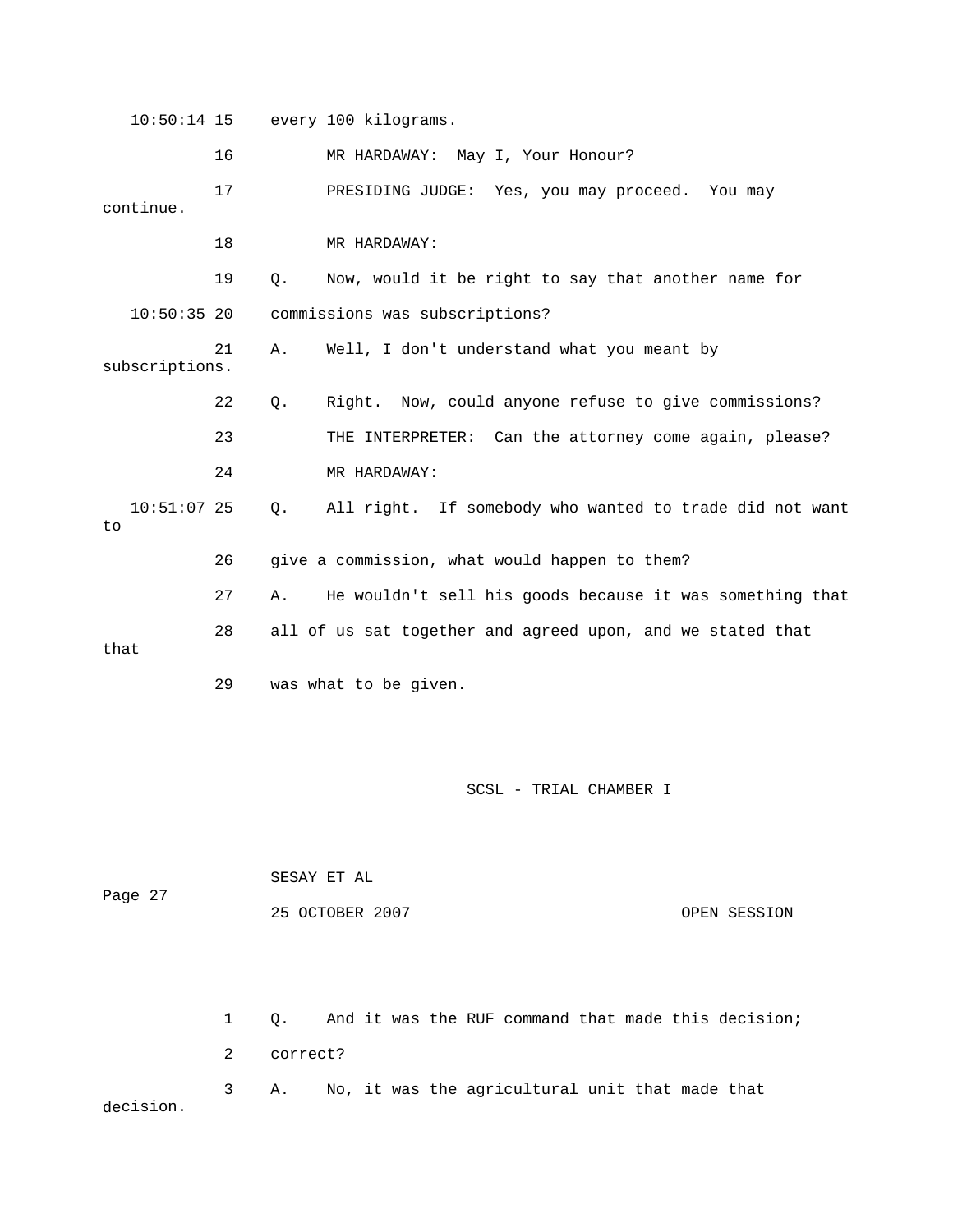10:50:14 15 every 100 kilograms.

16 MR HARDAWAY: May I, Your Honour?

17 PRESIDING JUDGE: Yes, you may proceed. You may continue.

18 MR HARDAWAY:

19 Q. Now, would it be right to say that another name for

10:50:35 20 commissions was subscriptions?

21 A. Well, I don't understand what you meant by subscriptions.

22 Q. Right. Now, could anyone refuse to give commissions?

23 THE INTERPRETER: Can the attorney come again, please?

24 MR HARDAWAY:

10:51:07 25 Q. All right. If somebody who wanted to trade did not want to

26 give a commission, what would happen to them?

27 A. He wouldn't sell his goods because it was something that

28 all of us sat together and agreed upon, and we stated that that

29 was what to be given.

1 Q. And it was the RUF command that made this decision;

2 correct?

3 A. No, it was the agricultural unit that made that decision.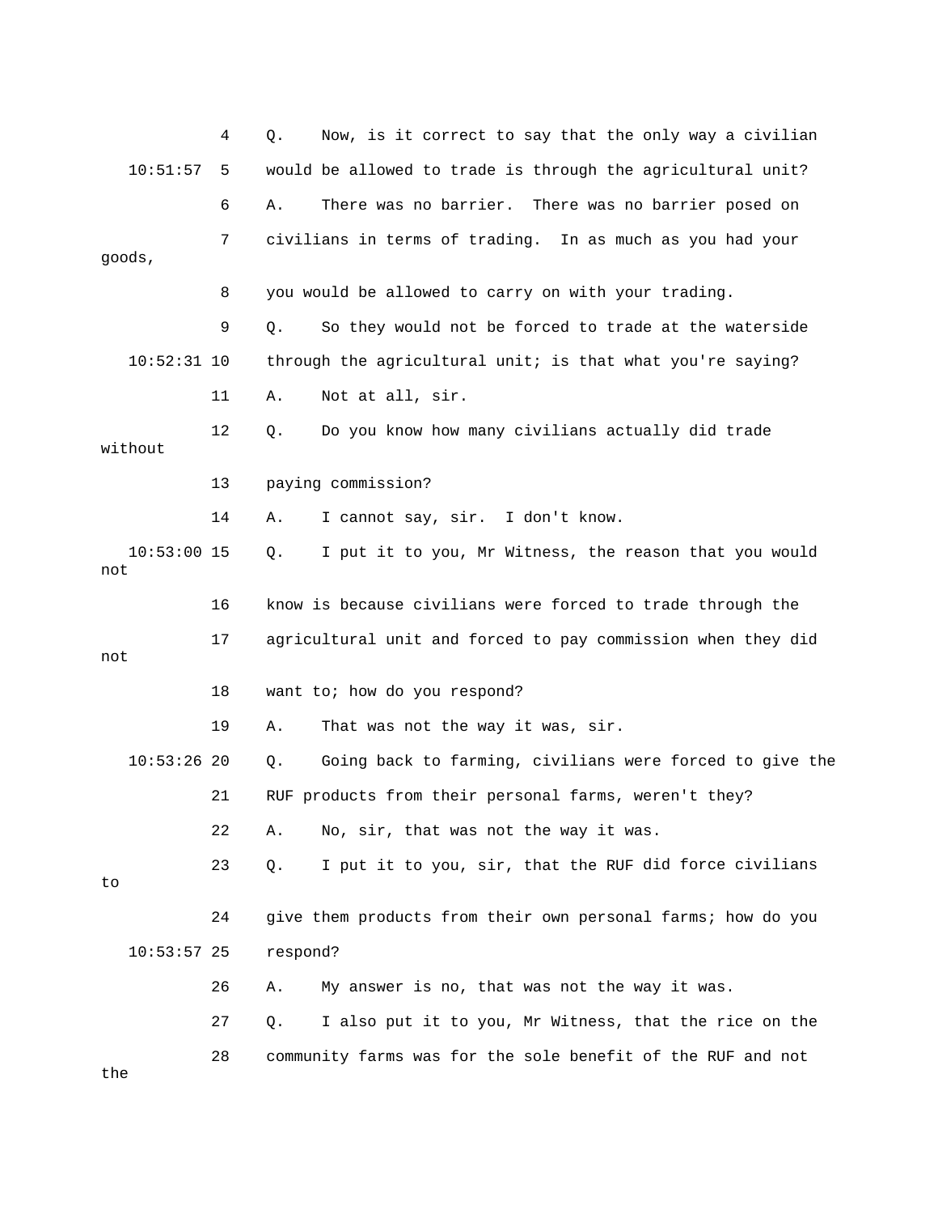4 Q. Now, is it correct to say that the only way a civilian

10:51:57 5 would be allowed to trade is through the agricultural unit?

6 A. There was no barrier. There was no barrier posed on

7 civilians in terms of trading. In as much as you had your goods,

8 you would be allowed to carry on with your trading.

9 Q. So they would not be forced to trade at the waterside

10:52:31 10 through the agricultural unit; is that what you're saying?

11 A. Not at all, sir.

12 Q. Do you know how many civilians actually did trade without

13 paying commission?

14 A. I cannot say, sir. I don't know.

10:53:00 15 Q. I put it to you, Mr Witness, the reason that you would not

16 know is because civilians were forced to trade through the

17 agricultural unit and forced to pay commission when they did not

18 want to; how do you respond?

19 A. That was not the way it was, sir.

10:53:26 20 Q. Going back to farming, civilians were forced to give the

21 RUF products from their personal farms, weren't they?

22 A. No, sir, that was not the way it was.

23 Q. I put it to you, sir, that the RUF did force civilians to

24 give them products from their own personal farms; how do you

10:53:57 25 respond?

26 A. My answer is no, that was not the way it was.

27 Q. I also put it to you, Mr Witness, that the rice on the

28 community farms was for the sole benefit of the RUF and not the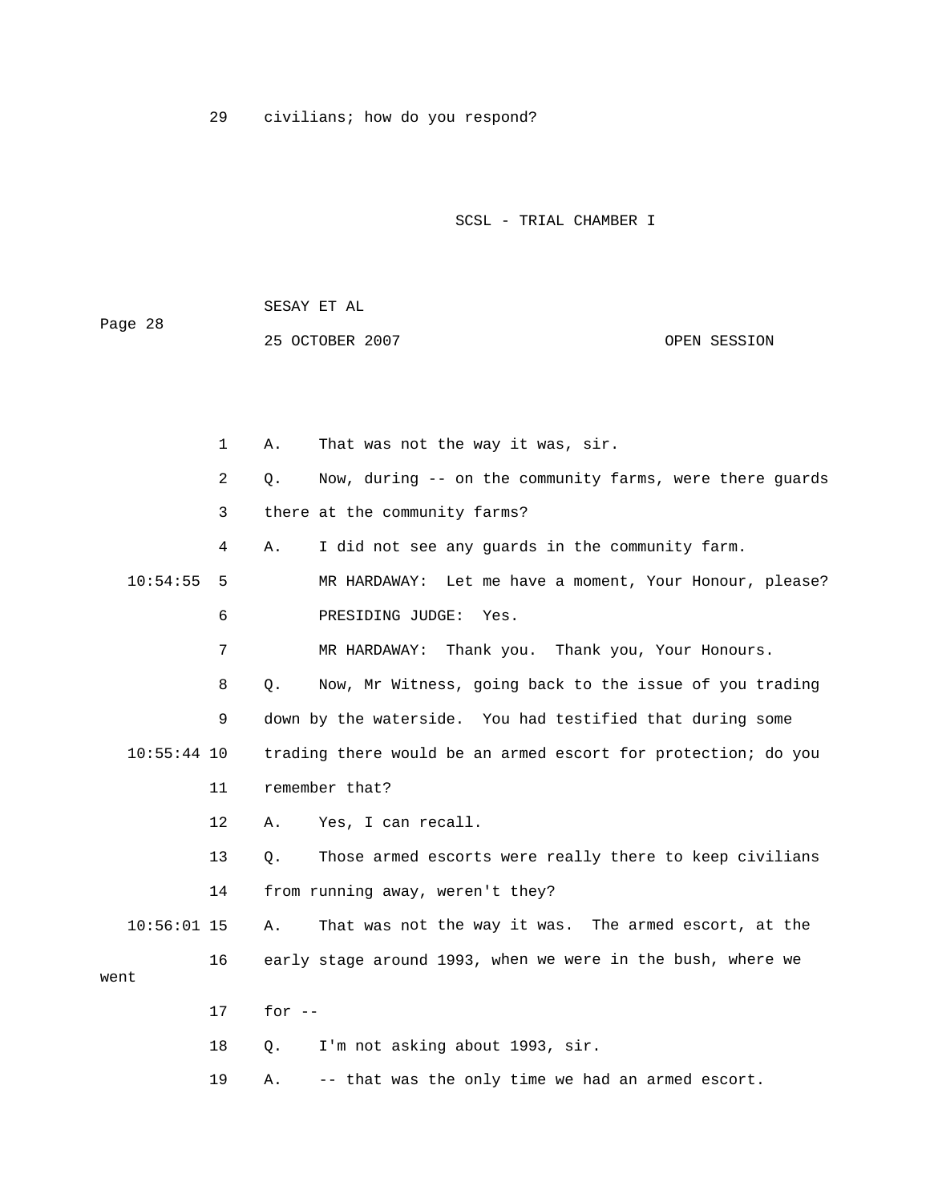29 civilians; how do you respond?

1 A. That was not the way it was, sir.

2 Q. Now, during -- on the community farms, were there guards

3 there at the community farms?

4 A. I did not see any guards in the community farm.

10:54:55 5 MR HARDAWAY: Let me have a moment, Your Honour, please?

6 PRESIDING JUDGE: Yes.

7 MR HARDAWAY: Thank you. Thank you, Your Honours.

8 Q. Now, Mr Witness, going back to the issue of you trading

9 down by the waterside. You had testified that during some

10:55:44 10 trading there would be an armed escort for protection; do you

11 remember that?

12 A. Yes, I can recall.

13 Q. Those armed escorts were really there to keep civilians

14 from running away, weren't they?

10:56:01 15 A. That was not the way it was. The armed escort, at the

16 early stage around 1993, when we were in the bush, where we went

17 for --

18 Q. I'm not asking about 1993, sir.

19 A. -- that was the only time we had an armed escort.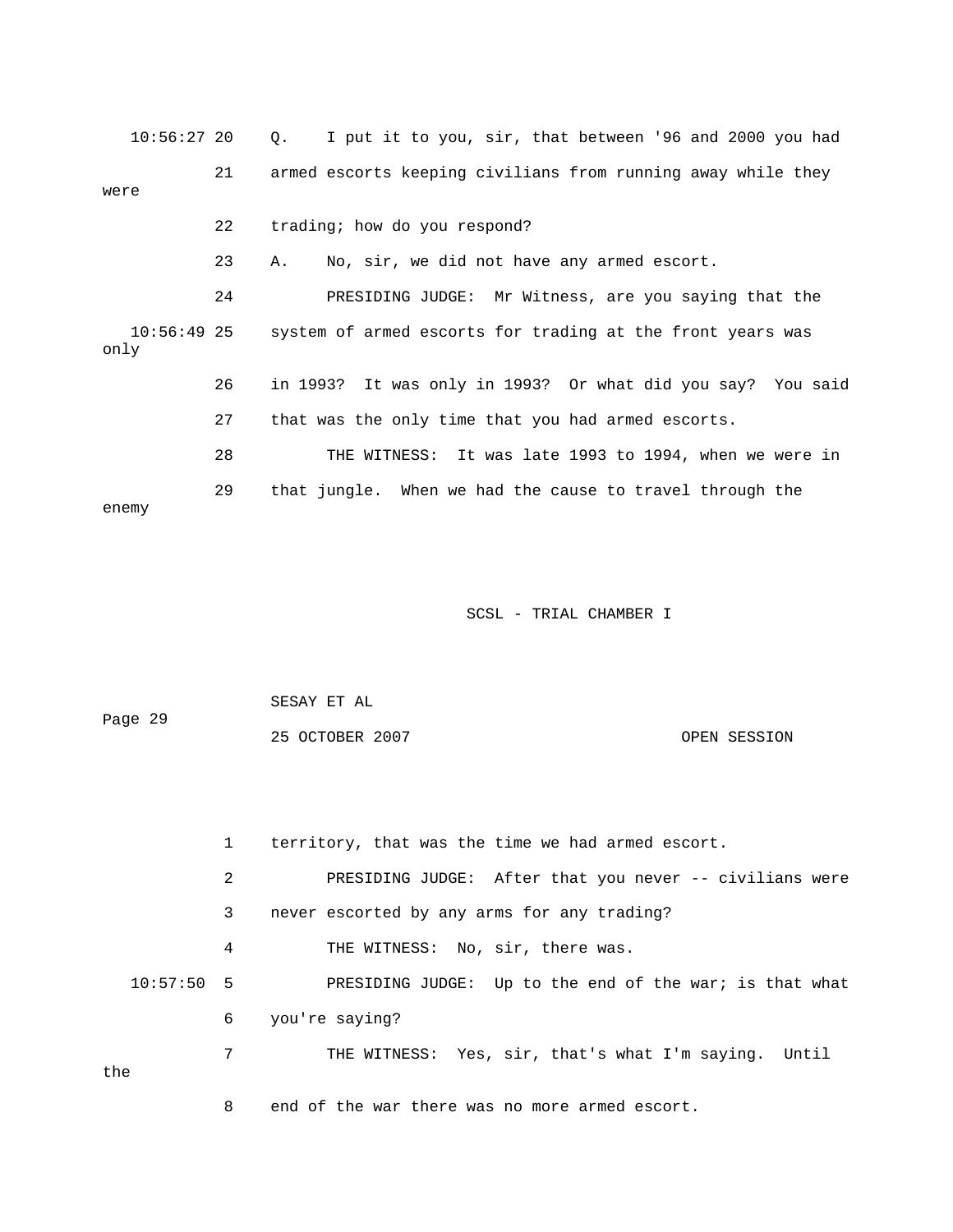Q. I put it to you, sir, that between '96 and 2000 you had armed escorts keeping civilians from running away while they were trading; how do you respond?

A. No, sir, we did not have any armed escort.

PRESIDING JUDGE: Mr Witness, are you saying that the system of armed escorts for trading at the front years was only in 1993? It was only in 1993? Or what did you say? You said that was the only time that you had armed escorts.

THE WITNESS: It was late 1993 to 1994, when we were in that jungle. When we had the cause to travel through the enemy territory, that was the time we had armed escort.

PRESIDING JUDGE: After that you never -- civilians were never escorted by any arms for any trading?

THE WITNESS: No, sir, there was.

PRESIDING JUDGE: Up to the end of the war; is that what you're saying?

THE WITNESS: Yes, sir, that's what I'm saying. Until the end of the war there was no more armed escort.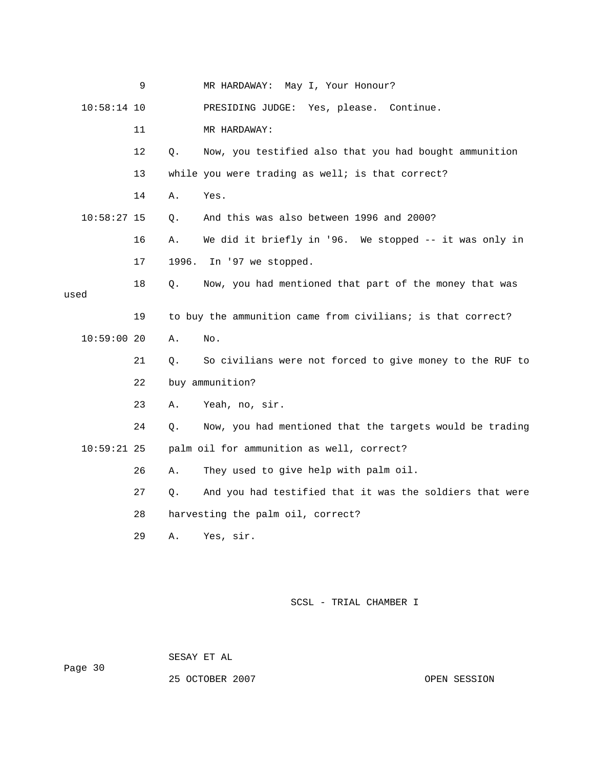9 MR HARDAWAY: May I, Your Honour?

10:58:14 10 PRESIDING JUDGE: Yes, please. Continue.

11 MR HARDAWAY:

12 Q. Now, you testified also that you had bought ammunition

13 while you were trading as well; is that correct?

14 A. Yes.

10:58:27 15 Q. And this was also between 1996 and 2000?

16 A. We did it briefly in '96. We stopped -- it was only in

17 1996. In '97 we stopped.

18 Q. Now, you had mentioned that part of the money that was used

19 to buy the ammunition came from civilians; is that correct?

10:59:00 20 A. No.

21 Q. So civilians were not forced to give money to the RUF to

22 buy ammunition?

23 A. Yeah, no, sir.

24 Q. Now, you had mentioned that the targets would be trading

10:59:21 25 palm oil for ammunition as well, correct?

26 A. They used to give help with palm oil.

27 Q. And you had testified that it was the soldiers that were

28 harvesting the palm oil, correct?

29 A. Yes, sir.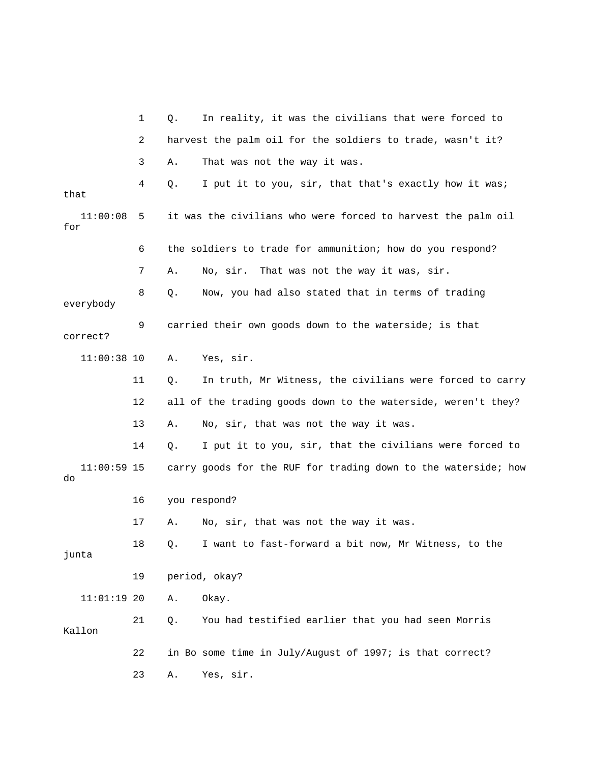1 Q. In reality, it was the civilians that were forced to

2 harvest the palm oil for the soldiers to trade, wasn't it?

3 A. That was not the way it was.

4 Q. I put it to you, sir, that that's exactly how it was; that

11:00:08 5 it was the civilians who were forced to harvest the palm oil for

6 the soldiers to trade for ammunition; how do you respond?

7 A. No, sir. That was not the way it was, sir.

8 Q. Now, you had also stated that in terms of trading everybody

9 carried their own goods down to the waterside; is that correct?

11:00:38 10 A. Yes, sir.

11 Q. In truth, Mr Witness, the civilians were forced to carry

12 all of the trading goods down to the waterside, weren't they?

13 A. No, sir, that was not the way it was.

14 Q. I put it to you, sir, that the civilians were forced to

11:00:59 15 carry goods for the RUF for trading down to the waterside; how do

16 you respond?

17 A. No, sir, that was not the way it was.

18 Q. I want to fast-forward a bit now, Mr Witness, to the junta

19 period, okay?

11:01:19 20 A. Okay.

21 Q. You had testified earlier that you had seen Morris Kallon

22 in Bo some time in July/August of 1997; is that correct?

23 A. Yes, sir.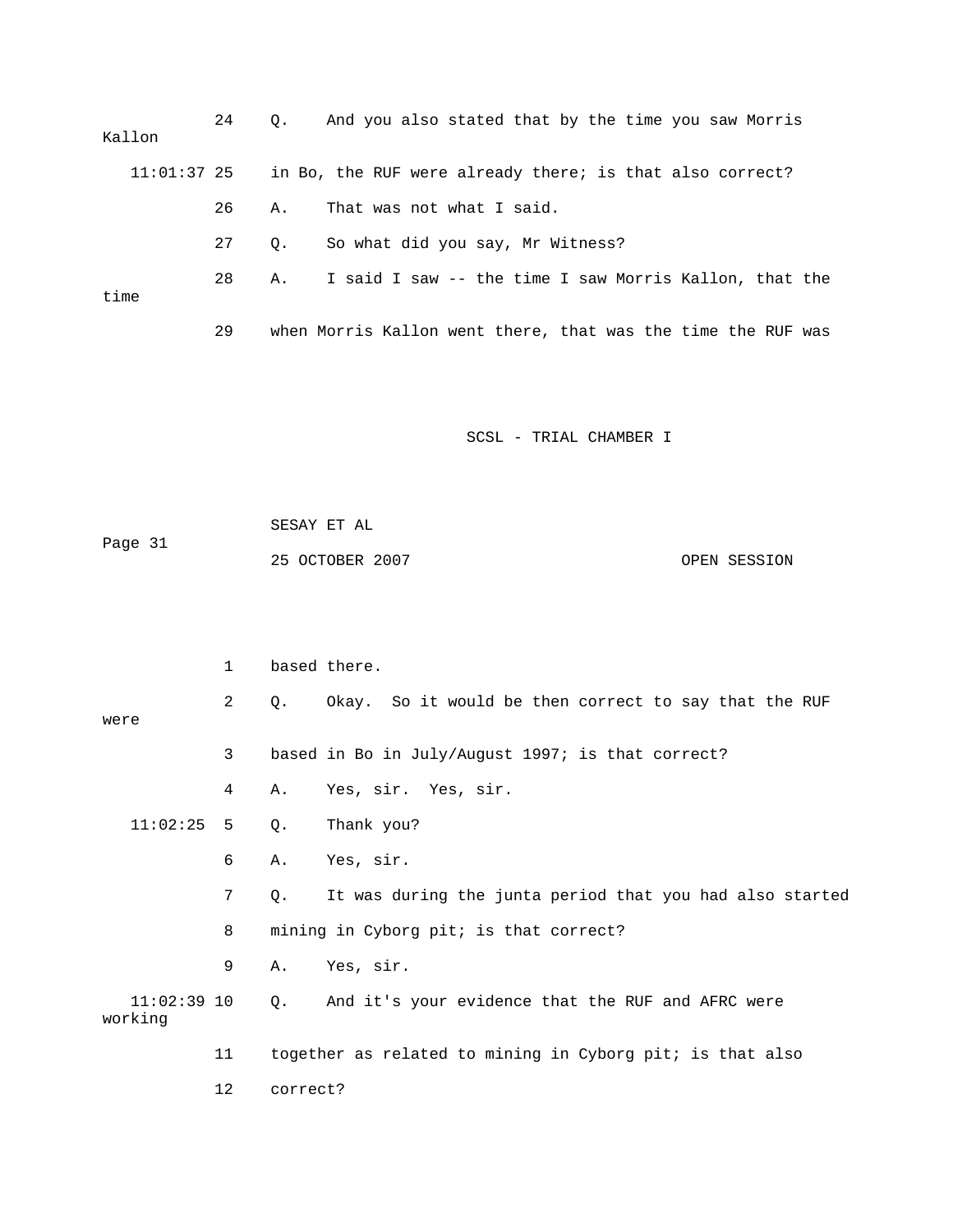24 Q. And you also stated that by the time you saw Morris Kallon

11:01:37 25 in Bo, the RUF were already there; is that also correct?

26 A. That was not what I said.

27 Q. So what did you say, Mr Witness?

28 A. I said I saw -- the time I saw Morris Kallon, that the time

29 when Morris Kallon went there, that was the time the RUF was

1 based there.

2 Q. Okay. So it would be then correct to say that the RUF were

3 based in Bo in July/August 1997; is that correct?

4 A. Yes, sir. Yes, sir.

11:02:25 5 Q. Thank you?

6 A. Yes, sir.

7 Q. It was during the junta period that you had also started

8 mining in Cyborg pit; is that correct?

9 A. Yes, sir.

11:02:39 10 Q. And it's your evidence that the RUF and AFRC were working

11 together as related to mining in Cyborg pit; is that also

12 correct?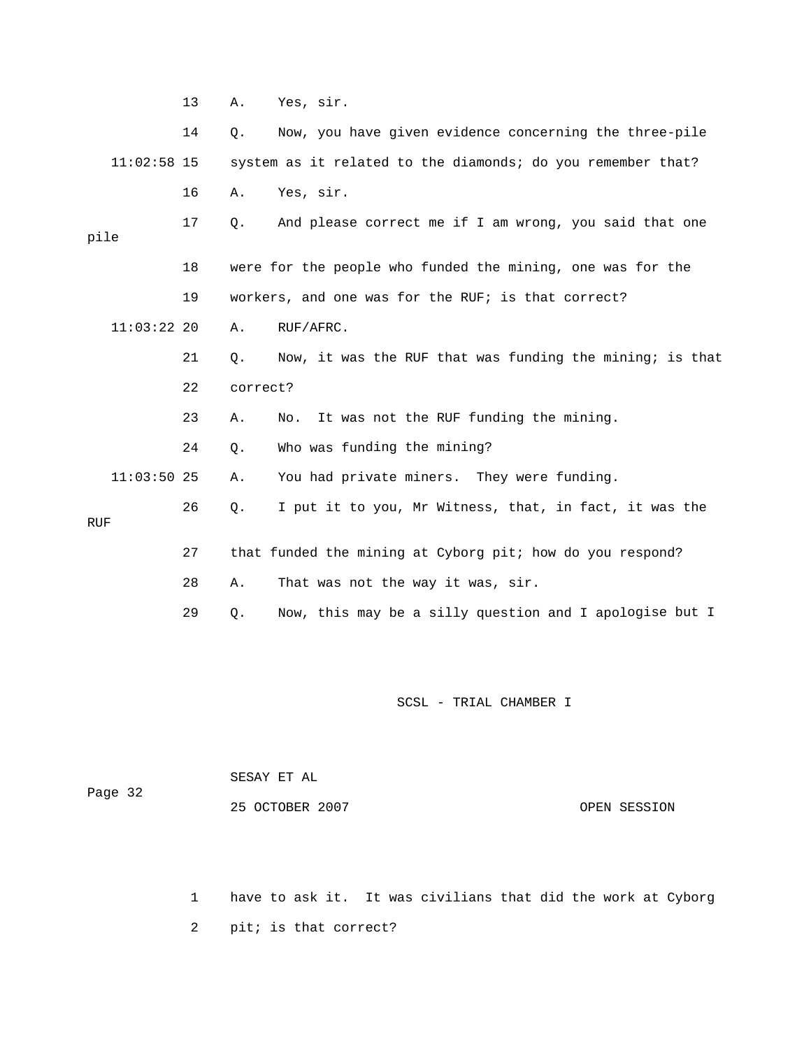13 A. Yes, sir.

14 Q. Now, you have given evidence concerning the three-pile

11:02:58 15 system as it related to the diamonds; do you remember that?

16 A. Yes, sir.

17 Q. And please correct me if I am wrong, you said that one pile

18 were for the people who funded the mining, one was for the

19 workers, and one was for the RUF; is that correct?

11:03:22 20 A. RUF/AFRC.

21 Q. Now, it was the RUF that was funding the mining; is that

22 correct?

23 A. No. It was not the RUF funding the mining.

24 Q. Who was funding the mining?

11:03:50 25 A. You had private miners. They were funding.

26 Q. I put it to you, Mr Witness, that, in fact, it was the RUF

27 that funded the mining at Cyborg pit; how do you respond?

28 A. That was not the way it was, sir.

29 Q. Now, this may be a silly question and I apologise but I

1 have to ask it. It was civilians that did the work at Cyborg

2 pit; is that correct?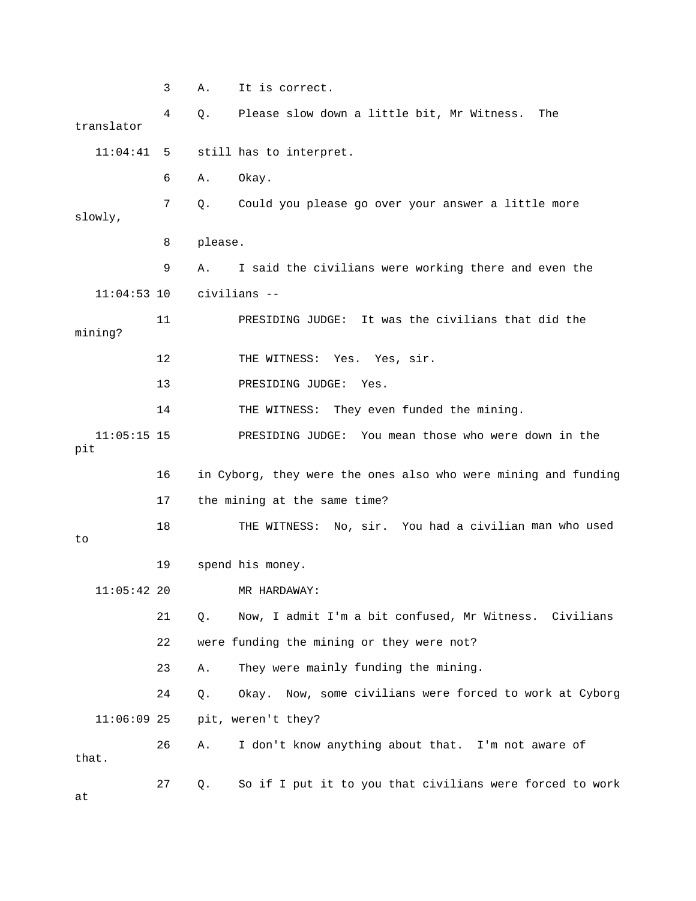3 A. It is correct.

4 Q. Please slow down a little bit, Mr Witness. The translator

11:04:41 5 still has to interpret.

6 A. Okay.

7 Q. Could you please go over your answer a little more slowly,

8 please.

9 A. I said the civilians were working there and even the

11:04:53 10 civilians --

11 PRESIDING JUDGE: It was the civilians that did the mining?

12 THE WITNESS: Yes. Yes, sir.

13 PRESIDING JUDGE: Yes.

14 THE WITNESS: They even funded the mining.

11:05:15 15 PRESIDING JUDGE: You mean those who were down in the pit

16 in Cyborg, they were the ones also who were mining and funding

17 the mining at the same time?

18 THE WITNESS: No, sir. You had a civilian man who used to

19 spend his money.

11:05:42 20 MR HARDAWAY:

21 Q. Now, I admit I'm a bit confused, Mr Witness. Civilians

22 were funding the mining or they were not?

23 A. They were mainly funding the mining.

24 Q. Okay. Now, some civilians were forced to work at Cyborg

11:06:09 25 pit, weren't they?

26 A. I don't know anything about that. I'm not aware of that.

27 Q. So if I put it to you that civilians were forced to work at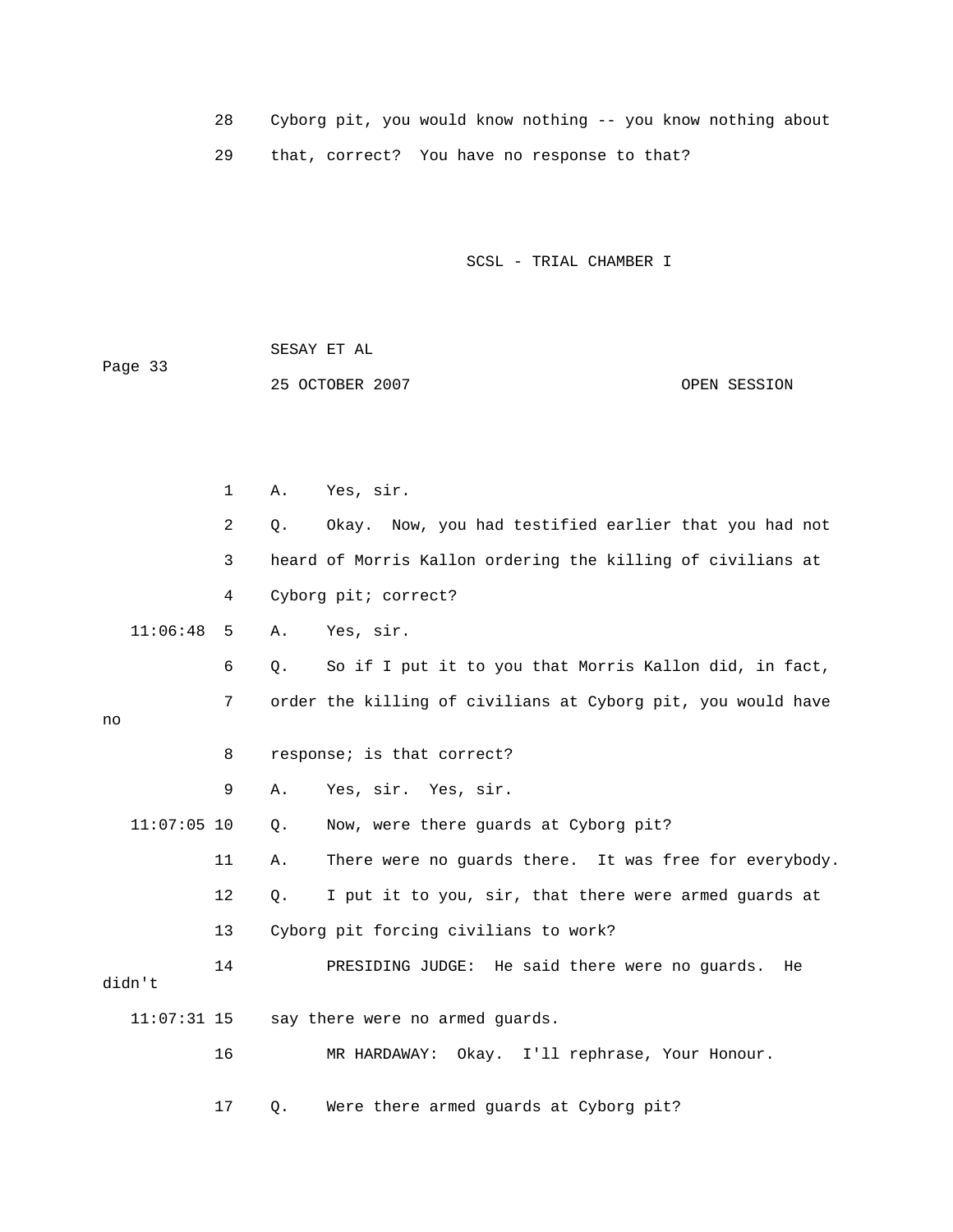28 Cyborg pit, you would know nothing -- you know nothing about

29 that, correct? You have no response to that?

1 A. Yes, sir.

2 Q. Okay. Now, you had testified earlier that you had not

3 heard of Morris Kallon ordering the killing of civilians at

4 Cyborg pit; correct?

11:06:48 5 A. Yes, sir.

6 Q. So if I put it to you that Morris Kallon did, in fact,

7 order the killing of civilians at Cyborg pit, you would have no

8 response; is that correct?

9 A. Yes, sir. Yes, sir.

11:07:05 10 Q. Now, were there guards at Cyborg pit?

11 A. There were no guards there. It was free for everybody.

12 Q. I put it to you, sir, that there were armed guards at

13 Cyborg pit forcing civilians to work?

14 PRESIDING JUDGE: He said there were no guards. He didn't

11:07:31 15 say there were no armed guards.

16 MR HARDAWAY: Okay. I'll rephrase, Your Honour.

17 Q. Were there armed guards at Cyborg pit?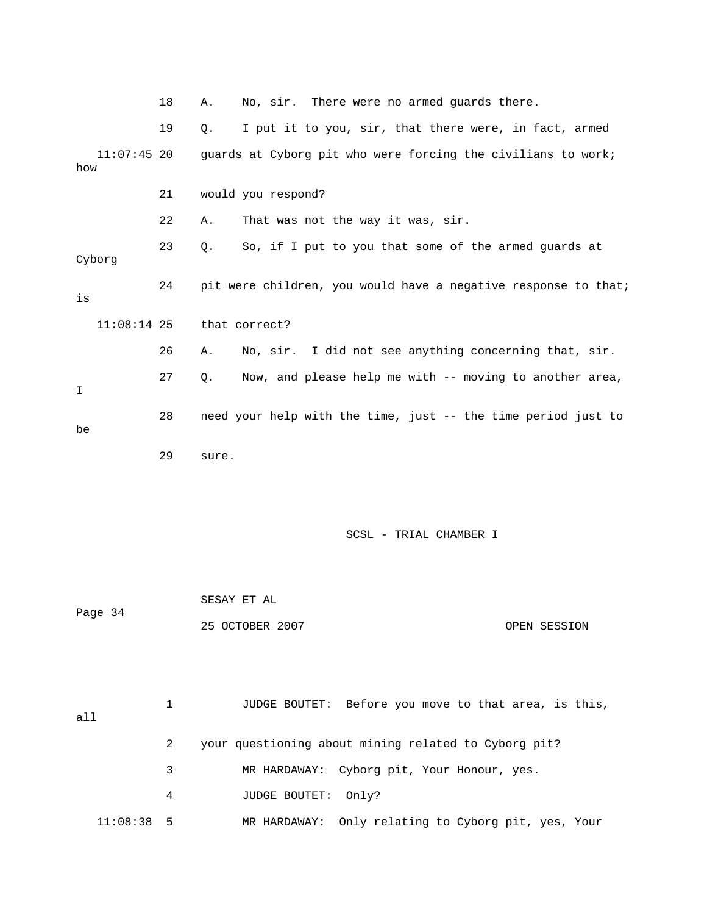18 A. No, sir. There were no armed guards there.

19 Q. I put it to you, sir, that there were, in fact, armed

11:07:45 20 guards at Cyborg pit who were forcing the civilians to work; how

21 would you respond?

22 A. That was not the way it was, sir.

23 Q. So, if I put to you that some of the armed guards at Cyborg

24 pit were children, you would have a negative response to that; is

11:08:14 25 that correct?

26 A. No, sir. I did not see anything concerning that, sir.

27 Q. Now, and please help me with -- moving to another area, I

28 need your help with the time, just -- the time period just to be

29 sure.

SCSL - TRIAL CHAMBER I

SESAY ET AL

Page 34

25 OCTOBER 2007 OPEN SESSION

1 JUDGE BOUTET: Before you move to that area, is this, all

2 your questioning about mining related to Cyborg pit?

3 MR HARDAWAY: Cyborg pit, Your Honour, yes.

4 JUDGE BOUTET: Only?

11:08:38 5 MR HARDAWAY: Only relating to Cyborg pit, yes, Your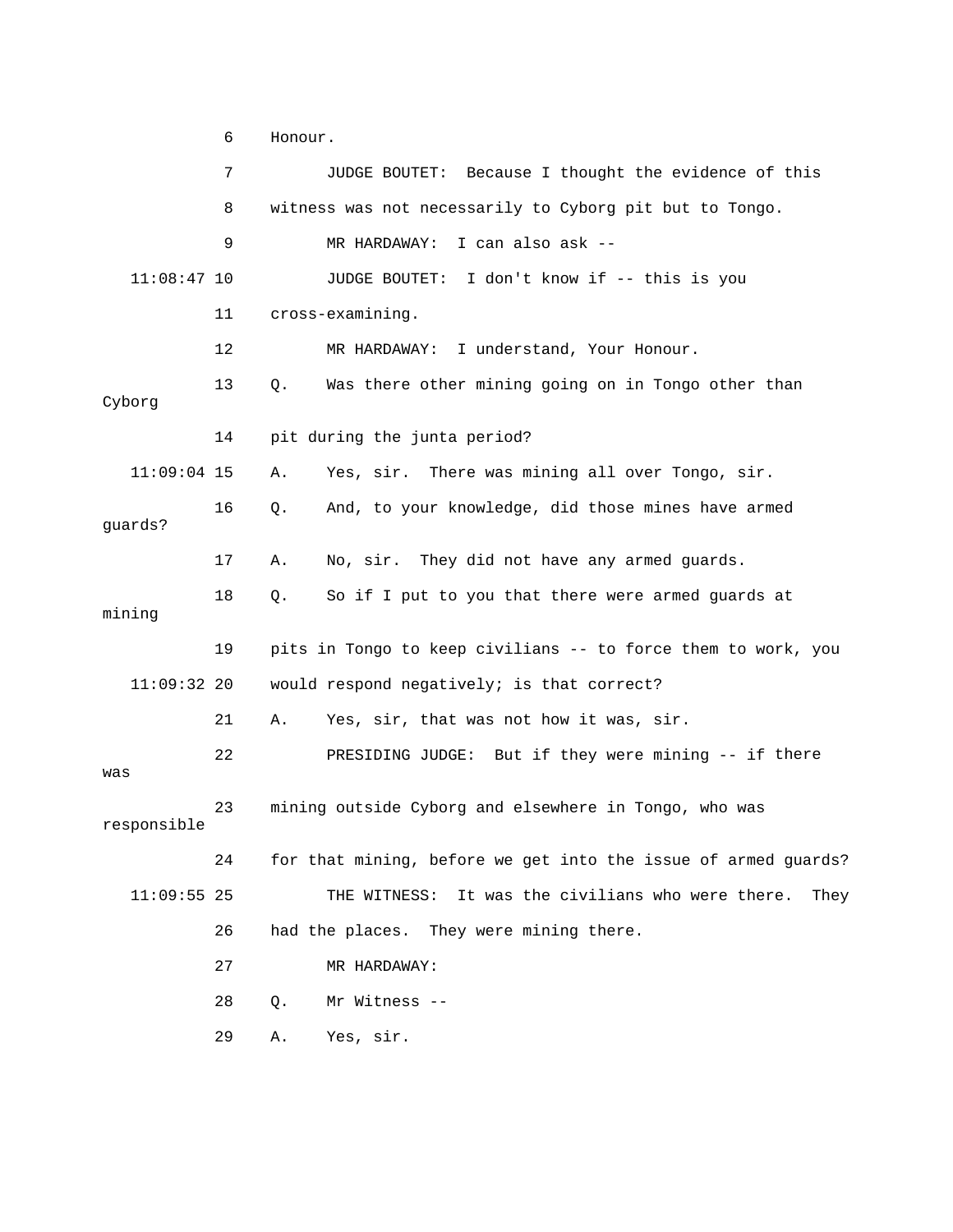6 Honour.

7 JUDGE BOUTET: Because I thought the evidence of this

8 witness was not necessarily to Cyborg pit but to Tongo.

9 MR HARDAWAY: I can also ask --

11:08:47 10 JUDGE BOUTET: I don't know if -- this is you

11 cross-examining.

12 MR HARDAWAY: I understand, Your Honour.

13 Q. Was there other mining going on in Tongo other than Cyborg

14 pit during the junta period?

11:09:04 15 A. Yes, sir. There was mining all over Tongo, sir.

16 Q. And, to your knowledge, did those mines have armed guards?

17 A. No, sir. They did not have any armed guards.

18 Q. So if I put to you that there were armed guards at mining

19 pits in Tongo to keep civilians -- to force them to work, you

11:09:32 20 would respond negatively; is that correct?

21 A. Yes, sir, that was not how it was, sir.

22 PRESIDING JUDGE: But if they were mining -- if there was

23 mining outside Cyborg and elsewhere in Tongo, who was responsible

24 for that mining, before we get into the issue of armed guards?

11:09:55 25 THE WITNESS: It was the civilians who were there. They

26 had the places. They were mining there.

27 MR HARDAWAY:

28 Q. Mr Witness --

29 A. Yes, sir.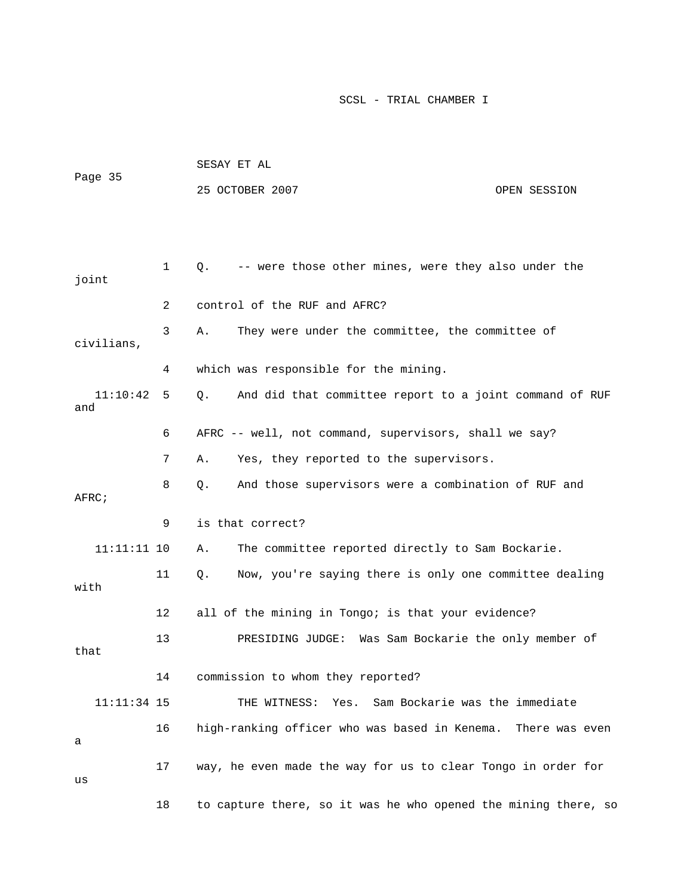1 Q. -- were those other mines, were they also under the joint

2 control of the RUF and AFRC?

3 A. They were under the committee, the committee of civilians,

4 which was responsible for the mining.

11:10:42 5 Q. And did that committee report to a joint command of RUF and

6 AFRC -- well, not command, supervisors, shall we say?

7 A. Yes, they reported to the supervisors.

8 Q. And those supervisors were a combination of RUF and AFRC;

9 is that correct?

11:11:11 10 A. The committee reported directly to Sam Bockarie.

11 Q. Now, you're saying there is only one committee dealing with

12 all of the mining in Tongo; is that your evidence?

13 PRESIDING JUDGE: Was Sam Bockarie the only member of that

14 commission to whom they reported?

11:11:34 15 THE WITNESS: Yes. Sam Bockarie was the immediate

16 high-ranking officer who was based in Kenema. There was even a

17 way, he even made the way for us to clear Tongo in order for us

18 to capture there, so it was he who opened the mining there, so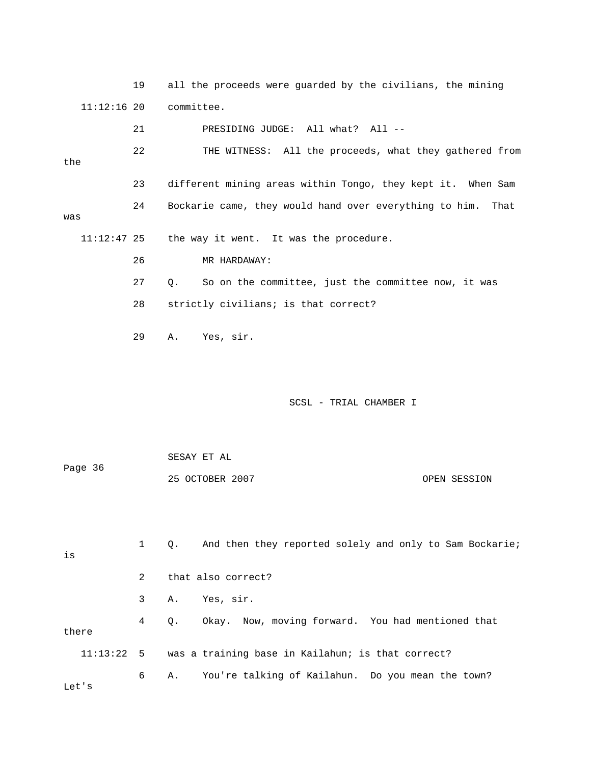19 all the proceeds were guarded by the civilians, the mining

11:12:16 20 committee.

21 PRESIDING JUDGE: All what? All --

22 THE WITNESS: All the proceeds, what they gathered from the

23 different mining areas within Tongo, they kept it. When Sam

24 Bockarie came, they would hand over everything to him. That was

11:12:47 25 the way it went. It was the procedure.

26 MR HARDAWAY:

27 Q. So on the committee, just the committee now, it was

28 strictly civilians; is that correct?

29 A. Yes, sir.

1 Q. And then they reported solely and only to Sam Bockarie; is

2 that also correct?

3 A. Yes, sir.

4 Q. Okay. Now, moving forward. You had mentioned that there

11:13:22 5 was a training base in Kailahun; is that correct?

6 A. You're talking of Kailahun. Do you mean the town? Let's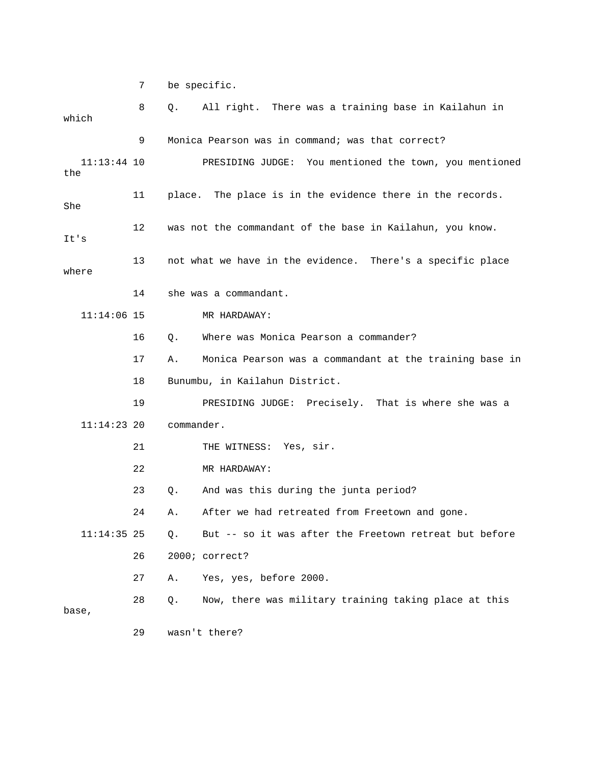7 be specific.

8 Q. All right. There was a training base in Kailahun in which

9 Monica Pearson was in command; was that correct?

11:13:44 10 PRESIDING JUDGE: You mentioned the town, you mentioned the

11 place. The place is in the evidence there in the records. She

12 was not the commandant of the base in Kailahun, you know. It's

13 not what we have in the evidence. There's a specific place where

14 she was a commandant.

11:14:06 15 MR HARDAWAY:

16 Q. Where was Monica Pearson a commander?

17 A. Monica Pearson was a commandant at the training base in

18 Bunumbu, in Kailahun District.

19 PRESIDING JUDGE: Precisely. That is where she was a

11:14:23 20 commander.

21 THE WITNESS: Yes, sir.

22 MR HARDAWAY:

23 Q. And was this during the junta period?

24 A. After we had retreated from Freetown and gone.

11:14:35 25 Q. But -- so it was after the Freetown retreat but before

26 2000; correct?

27 A. Yes, yes, before 2000.

28 Q. Now, there was military training taking place at this base,

29 wasn't there?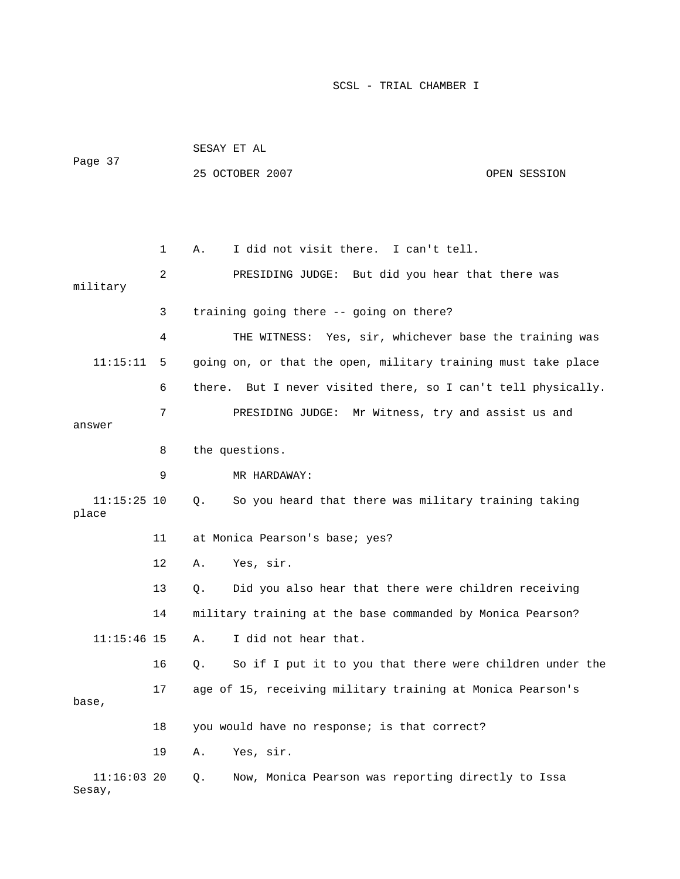1 A. I did not visit there. I can't tell.

2 PRESIDING JUDGE: But did you hear that there was military

3 training going there -- going on there?

4 THE WITNESS: Yes, sir, whichever base the training was

11:15:11 5 going on, or that the open, military training must take place

6 there. But I never visited there, so I can't tell physically.

7 PRESIDING JUDGE: Mr Witness, try and assist us and answer

8 the questions.

9 MR HARDAWAY:

11:15:25 10 Q. So you heard that there was military training taking place

11 at Monica Pearson's base; yes?

12 A. Yes, sir.

13 Q. Did you also hear that there were children receiving

14 military training at the base commanded by Monica Pearson?

11:15:46 15 A. I did not hear that.

16 Q. So if I put it to you that there were children under the

17 age of 15, receiving military training at Monica Pearson's base,

18 you would have no response; is that correct?

19 A. Yes, sir.

11:16:03 20 Q. Now, Monica Pearson was reporting directly to Issa Sesay,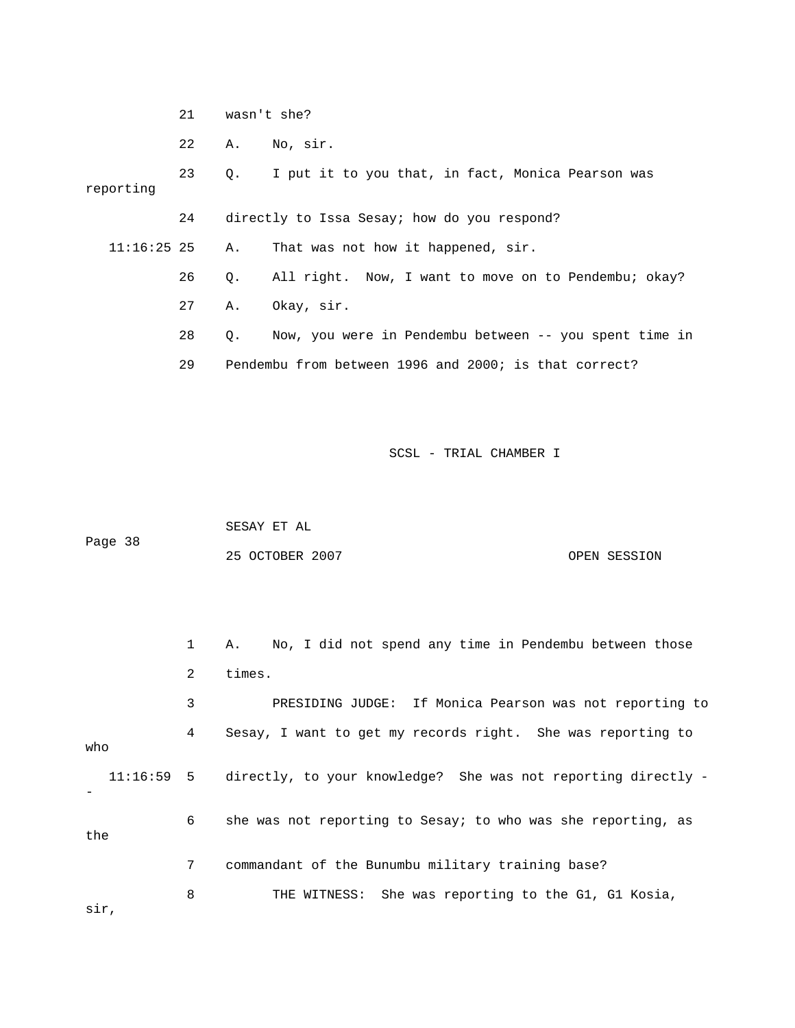21 wasn't she?

22 A. No, sir.

23 Q. I put it to you that, in fact, Monica Pearson was reporting

24 directly to Issa Sesay; how do you respond?

11:16:25 25 A. That was not how it happened, sir.

26 Q. All right. Now, I want to move on to Pendembu; okay?

27 A. Okay, sir.

28 Q. Now, you were in Pendembu between -- you spent time in

29 Pendembu from between 1996 and 2000; is that correct?

1 A. No, I did not spend any time in Pendembu between those

2 times.

3 PRESIDING JUDGE: If Monica Pearson was not reporting to

4 Sesay, I want to get my records right. She was reporting to who

11:16:59 5 directly, to your knowledge? She was not reporting directly --

6 she was not reporting to Sesay; to who was she reporting, as the

7 commandant of the Bunumbu military training base?

8 THE WITNESS: She was reporting to the G1, G1 Kosia, sir,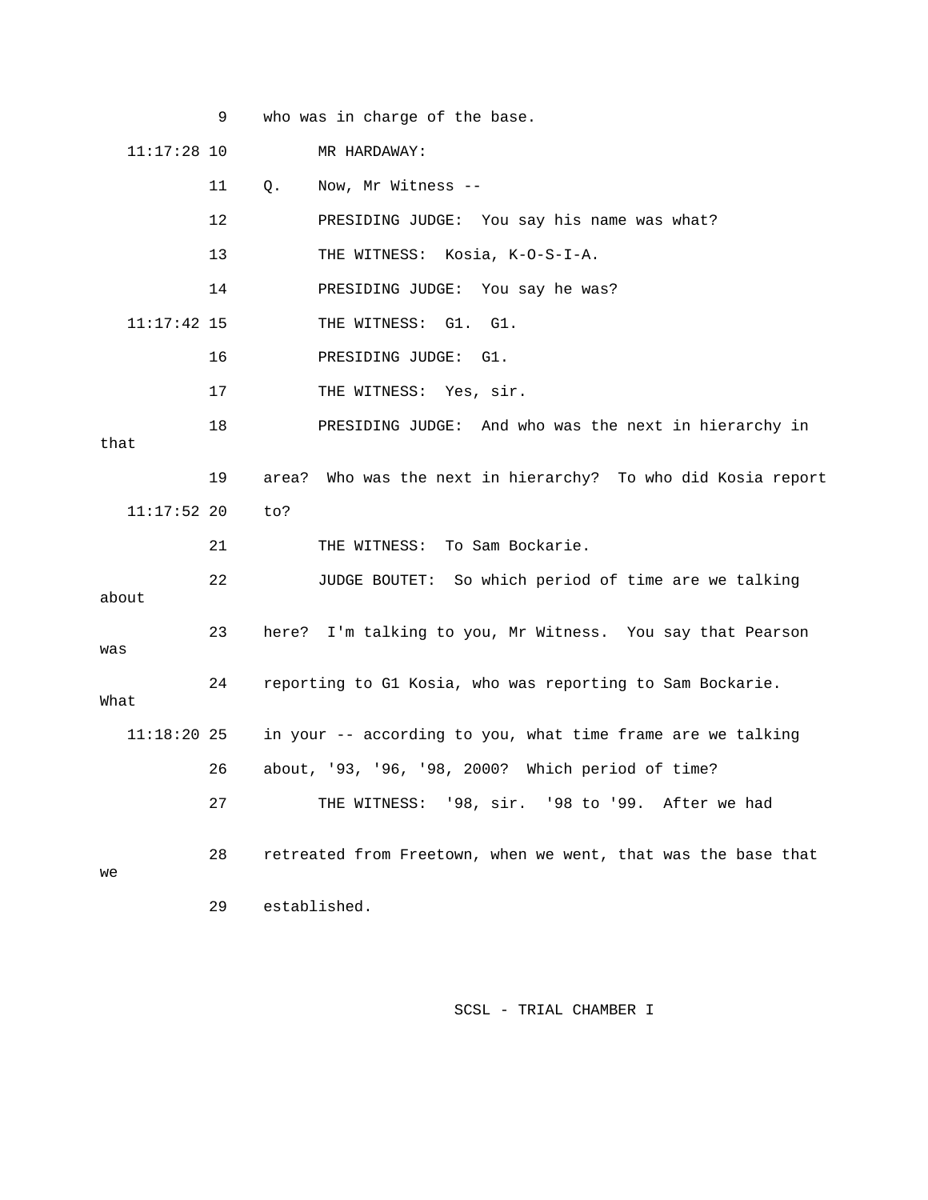9 who was in charge of the base.

11:17:28 10 MR HARDAWAY:

11 Q. Now, Mr Witness --

12 PRESIDING JUDGE: You say his name was what?

13 THE WITNESS: Kosia, K-O-S-I-A.

14 PRESIDING JUDGE: You say he was?

11:17:42 15 THE WITNESS: G1. G1.

16 PRESIDING JUDGE: G1.

17 THE WITNESS: Yes, sir.

18 PRESIDING JUDGE: And who was the next in hierarchy in that

19 area? Who was the next in hierarchy? To who did Kosia report

11:17:52 20 to?

21 THE WITNESS: To Sam Bockarie.

22 JUDGE BOUTET: So which period of time are we talking about

23 here? I'm talking to you, Mr Witness. You say that Pearson was

24 reporting to G1 Kosia, who was reporting to Sam Bockarie. What

11:18:20 25 in your -- according to you, what time frame are we talking

26 about, '93, '96, '98, 2000? Which period of time?

27 THE WITNESS: '98, sir. '98 to '99. After we had

28 retreated from Freetown, when we went, that was the base that we

29 established.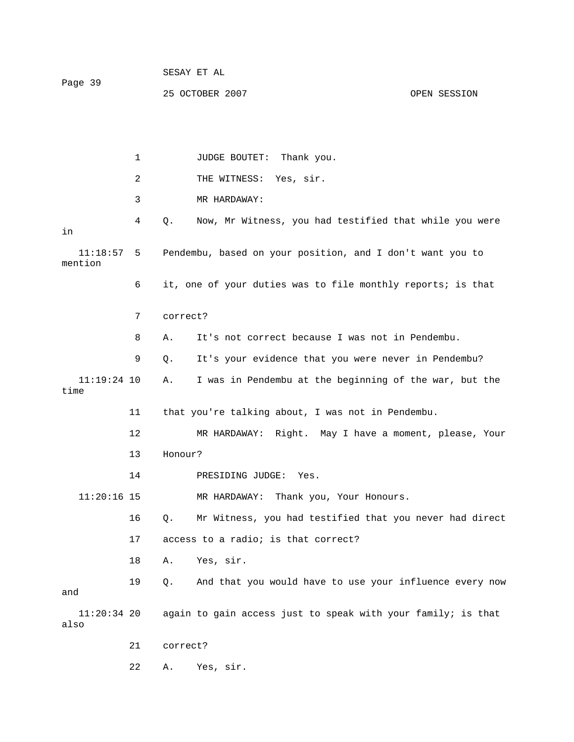1 JUDGE BOUTET: Thank you.

2 THE WITNESS: Yes, sir.

3 MR HARDAWAY:

4 Q. Now, Mr Witness, you had testified that while you were in

11:18:57 5 Pendembu, based on your position, and I don't want you to mention

6 it, one of your duties was to file monthly reports; is that

7 correct?

8 A. It's not correct because I was not in Pendembu.

9 Q. It's your evidence that you were never in Pendembu?

11:19:24 10 A. I was in Pendembu at the beginning of the war, but the time

11 that you're talking about, I was not in Pendembu.

12 MR HARDAWAY: Right. May I have a moment, please, Your

13 Honour?

14 PRESIDING JUDGE: Yes.

11:20:16 15 MR HARDAWAY: Thank you, Your Honours.

16 Q. Mr Witness, you had testified that you never had direct

17 access to a radio; is that correct?

18 A. Yes, sir.

19 Q. And that you would have to use your influence every now and

11:20:34 20 again to gain access just to speak with your family; is that also

21 correct?

22 A. Yes, sir.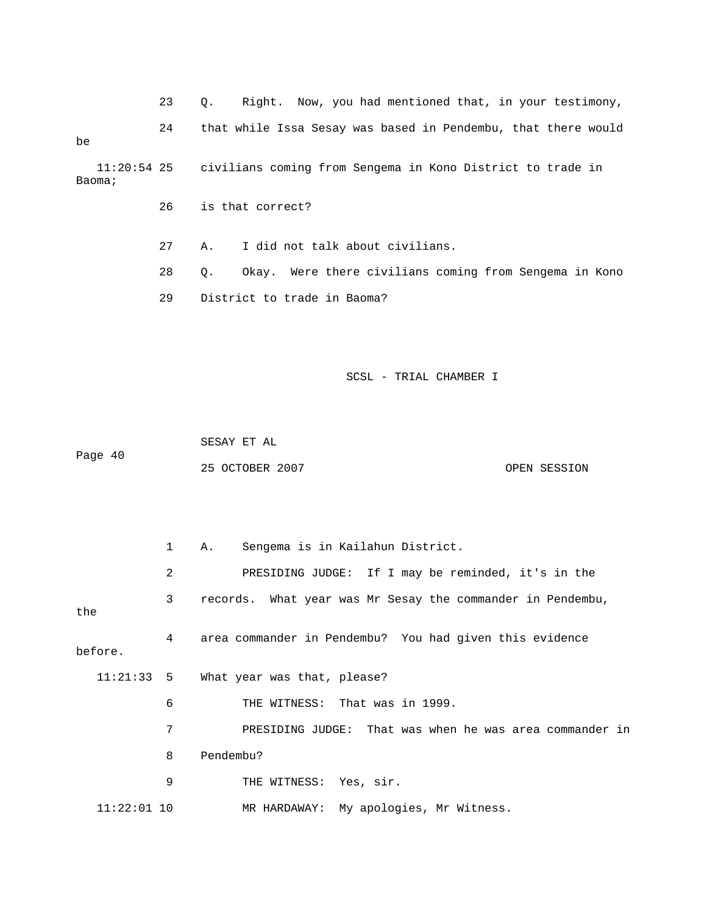23 Q. Right. Now, you had mentioned that, in your testimony,

24 that while Issa Sesay was based in Pendembu, that there would be

11:20:54 25 civilians coming from Sengema in Kono District to trade in Baoma;

26 is that correct?

27 A. I did not talk about civilians.

28 Q. Okay. Were there civilians coming from Sengema in Kono

29 District to trade in Baoma?

1 A. Sengema is in Kailahun District.

2 PRESIDING JUDGE: If I may be reminded, it's in the

3 records. What year was Mr Sesay the commander in Pendembu, the

4 area commander in Pendembu? You had given this evidence before.

11:21:33 5 What year was that, please?

6 THE WITNESS: That was in 1999.

7 PRESIDING JUDGE: That was when he was area commander in

8 Pendembu?

9 THE WITNESS: Yes, sir.

11:22:01 10 MR HARDAWAY: My apologies, Mr Witness.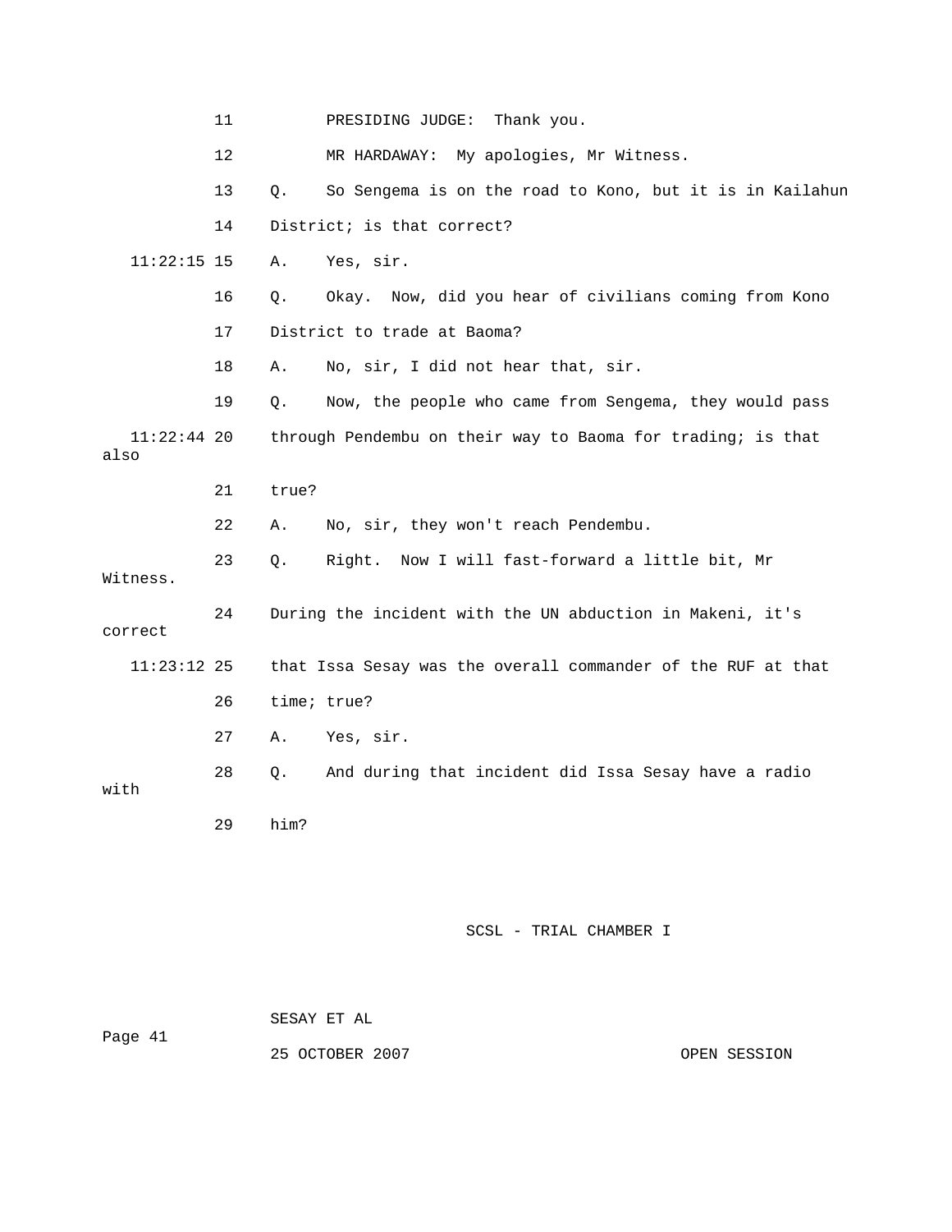11 PRESIDING JUDGE: Thank you.

12 MR HARDAWAY: My apologies, Mr Witness.

13 Q. So Sengema is on the road to Kono, but it is in Kailahun

14 District; is that correct?

11:22:15 15 A. Yes, sir.

16 Q. Okay. Now, did you hear of civilians coming from Kono

17 District to trade at Baoma?

18 A. No, sir, I did not hear that, sir.

19 Q. Now, the people who came from Sengema, they would pass

11:22:44 20 through Pendembu on their way to Baoma for trading; is that also

21 true?

22 A. No, sir, they won't reach Pendembu.

23 Q. Right. Now I will fast-forward a little bit, Mr Witness.

24 During the incident with the UN abduction in Makeni, it's correct

11:23:12 25 that Issa Sesay was the overall commander of the RUF at that

26 time; true?

27 A. Yes, sir.

28 Q. And during that incident did Issa Sesay have a radio with

29 him?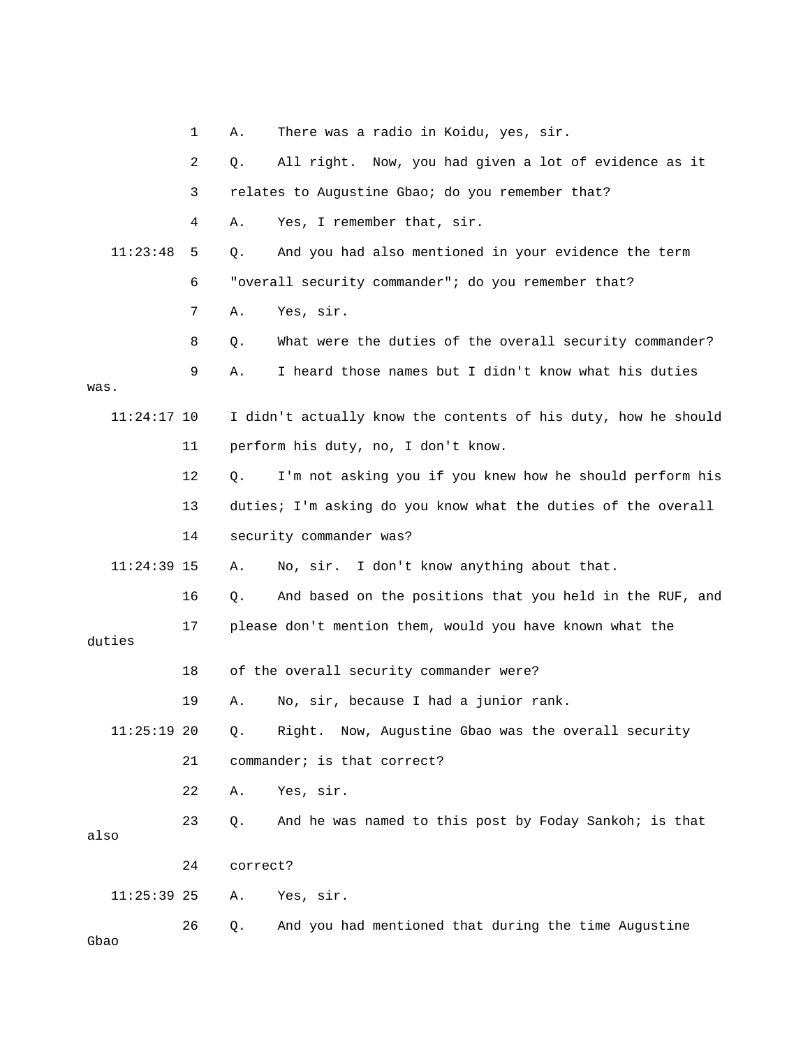1 A. There was a radio in Koidu, yes, sir.

2 Q. All right. Now, you had given a lot of evidence as it

3 relates to Augustine Gbao; do you remember that?

4 A. Yes, I remember that, sir.

11:23:48 5 Q. And you had also mentioned in your evidence the term

6 "overall security commander"; do you remember that?

7 A. Yes, sir.

8 Q. What were the duties of the overall security commander?

9 A. I heard those names but I didn't know what his duties was.

11:24:17 10 I didn't actually know the contents of his duty, how he should

11 perform his duty, no, I don't know.

12 Q. I'm not asking you if you knew how he should perform his

13 duties; I'm asking do you know what the duties of the overall

14 security commander was?

11:24:39 15 A. No, sir. I don't know anything about that.

16 Q. And based on the positions that you held in the RUF, and

17 please don't mention them, would you have known what the duties

18 of the overall security commander were?

19 A. No, sir, because I had a junior rank.

11:25:19 20 Q. Right. Now, Augustine Gbao was the overall security

21 commander; is that correct?

22 A. Yes, sir.

23 Q. And he was named to this post by Foday Sankoh; is that also

24 correct?

11:25:39 25 A. Yes, sir.

26 Q. And you had mentioned that during the time Augustine Gbao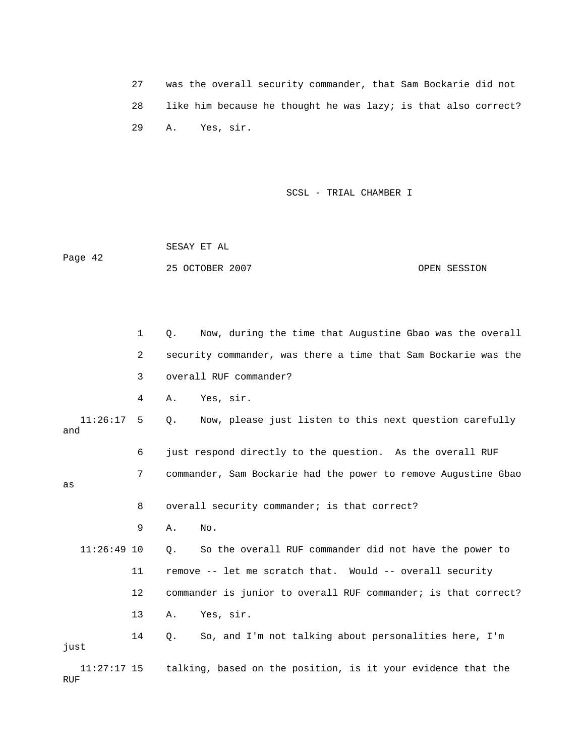27 was the overall security commander, that Sam Bockarie did not

28 like him because he thought he was lazy; is that also correct?

29 A. Yes, sir.

1 Q. Now, during the time that Augustine Gbao was the overall

2 security commander, was there a time that Sam Bockarie was the

3 overall RUF commander?

4 A. Yes, sir.

11:26:17 5 Q. Now, please just listen to this next question carefully and

6 just respond directly to the question. As the overall RUF

7 commander, Sam Bockarie had the power to remove Augustine Gbao as

8 overall security commander; is that correct?

9 A. No.

11:26:49 10 Q. So the overall RUF commander did not have the power to

11 remove -- let me scratch that. Would -- overall security

12 commander is junior to overall RUF commander; is that correct?

13 A. Yes, sir.

14 Q. So, and I'm not talking about personalities here, I'm just

11:27:17 15 talking, based on the position, is it your evidence that the RUF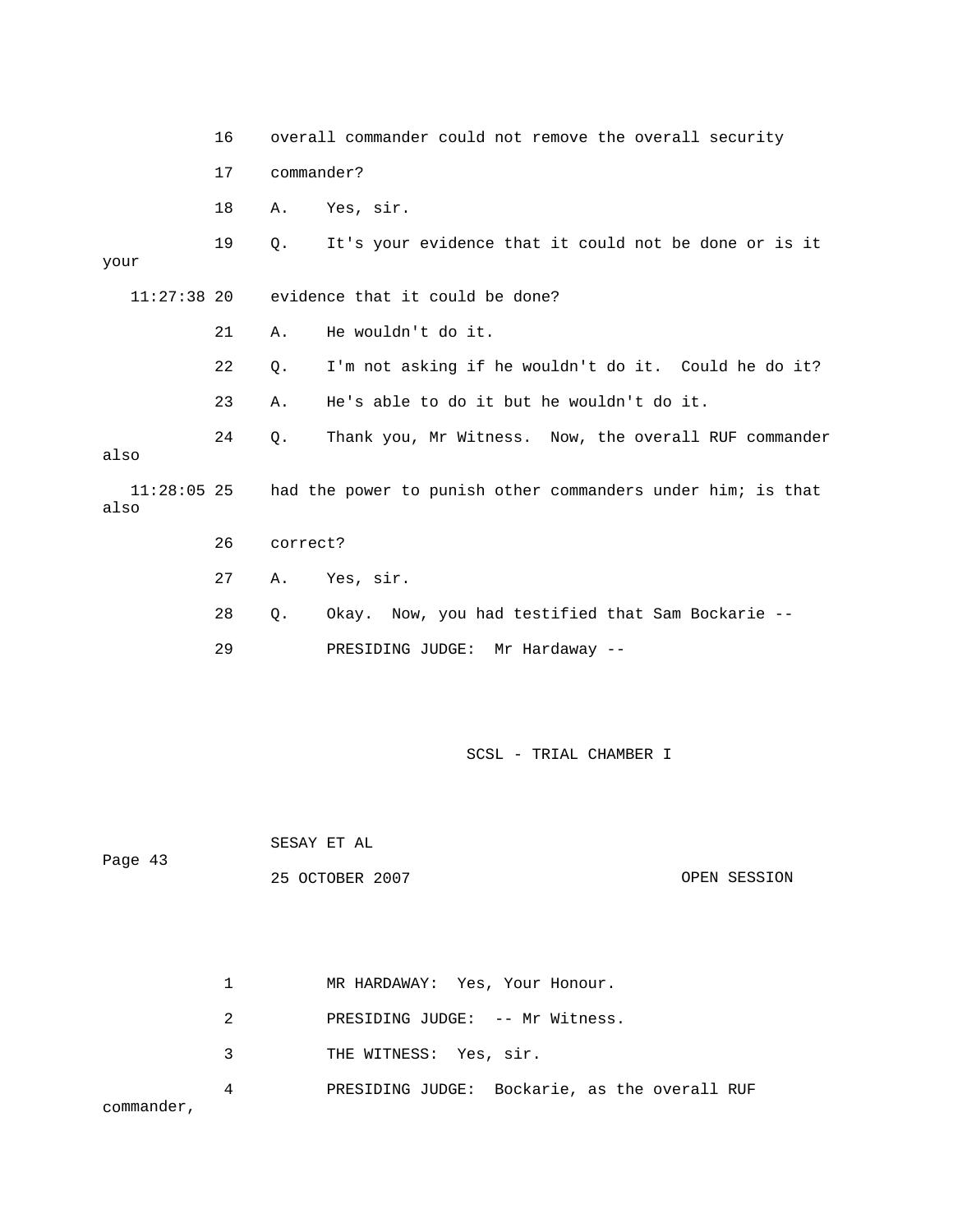16 overall commander could not remove the overall security

17 commander?

18 A. Yes, sir.

19 Q. It's your evidence that it could not be done or is it your

11:27:38 20 evidence that it could be done?

21 A. He wouldn't do it.

22 Q. I'm not asking if he wouldn't do it. Could he do it?

23 A. He's able to do it but he wouldn't do it.

24 Q. Thank you, Mr Witness. Now, the overall RUF commander also

11:28:05 25 had the power to punish other commanders under him; is that also

26 correct?

27 A. Yes, sir.

28 Q. Okay. Now, you had testified that Sam Bockarie --

29 PRESIDING JUDGE: Mr Hardaway --

1 MR HARDAWAY: Yes, Your Honour.

2 PRESIDING JUDGE: -- Mr Witness.

3 THE WITNESS: Yes, sir.

4 PRESIDING JUDGE: Bockarie, as the overall RUF commander,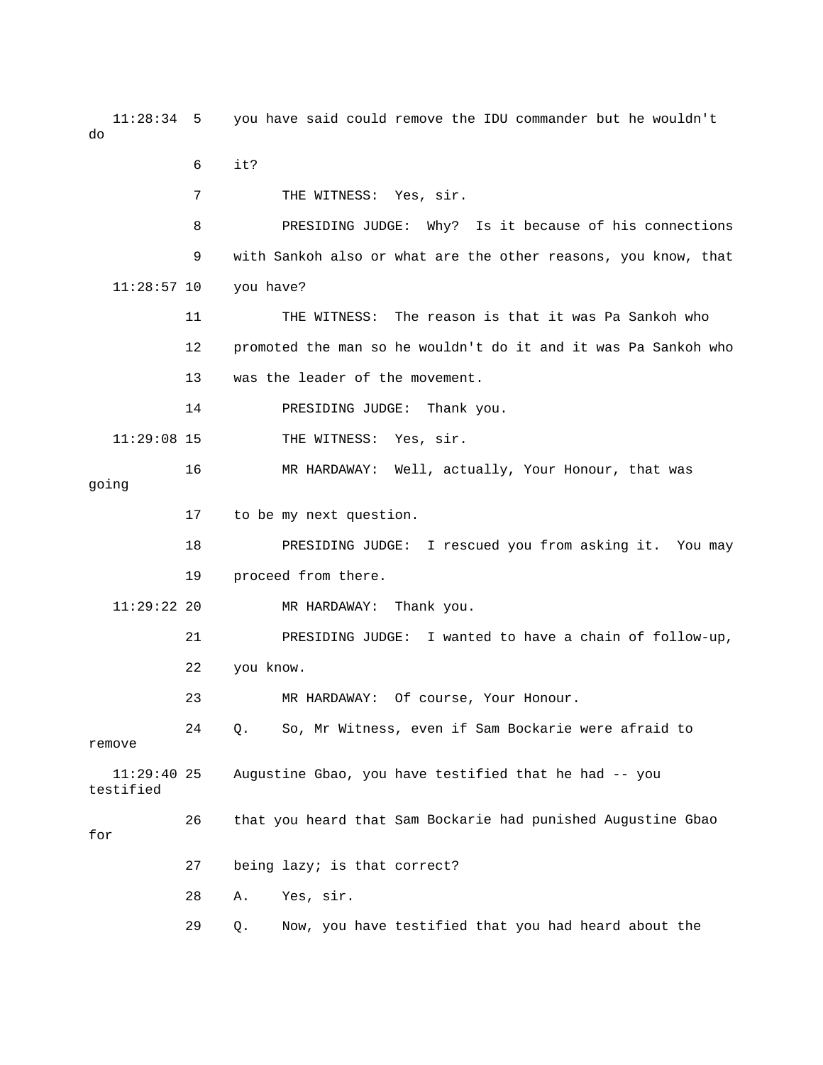11:28:34 5 you have said could remove the IDU commander but he wouldn't do

6 it?

7 THE WITNESS: Yes, sir.

8 PRESIDING JUDGE: Why? Is it because of his connections

9 with Sankoh also or what are the other reasons, you know, that

11:28:57 10 you have?

11 THE WITNESS: The reason is that it was Pa Sankoh who

12 promoted the man so he wouldn't do it and it was Pa Sankoh who

13 was the leader of the movement.

14 PRESIDING JUDGE: Thank you.

11:29:08 15 THE WITNESS: Yes, sir.

16 MR HARDAWAY: Well, actually, Your Honour, that was going

17 to be my next question.

18 PRESIDING JUDGE: I rescued you from asking it. You may

19 proceed from there.

11:29:22 20 MR HARDAWAY: Thank you.

21 PRESIDING JUDGE: I wanted to have a chain of follow-up,

22 you know.

23 MR HARDAWAY: Of course, Your Honour.

24 Q. So, Mr Witness, even if Sam Bockarie were afraid to remove

11:29:40 25 Augustine Gbao, you have testified that he had -- you testified

26 that you heard that Sam Bockarie had punished Augustine Gbao for

27 being lazy; is that correct?

28 A. Yes, sir.

29 Q. Now, you have testified that you had heard about the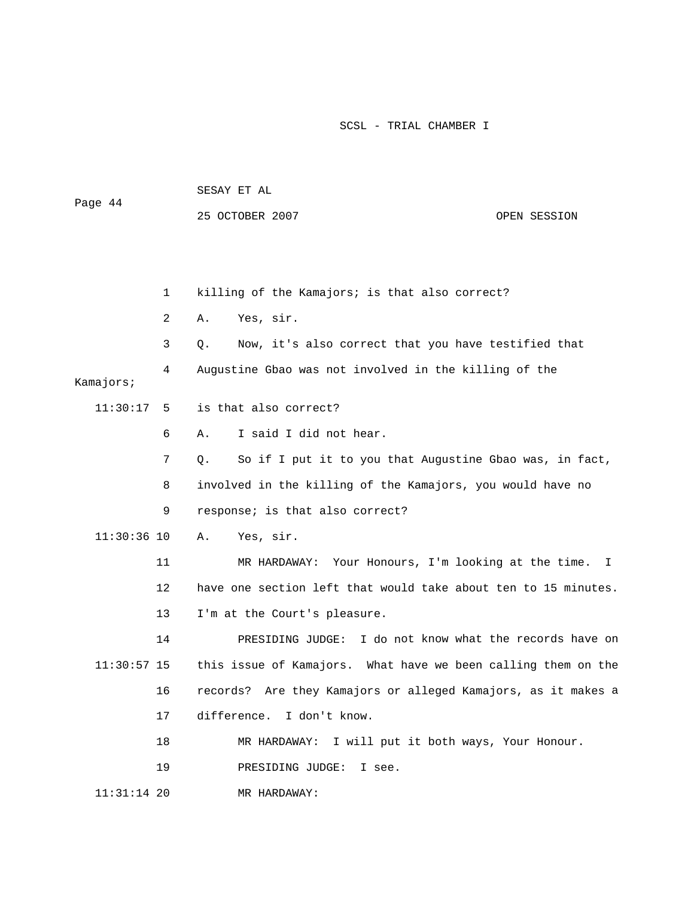1 killing of the Kamajors; is that also correct?

2 A. Yes, sir.

3 Q. Now, it's also correct that you have testified that

4 Augustine Gbao was not involved in the killing of the Kamajors;

11:30:17 5 is that also correct?

6 A. I said I did not hear.

7 Q. So if I put it to you that Augustine Gbao was, in fact,

8 involved in the killing of the Kamajors, you would have no

9 response; is that also correct?

11:30:36 10 A. Yes, sir.

11 MR HARDAWAY: Your Honours, I'm looking at the time. I

12 have one section left that would take about ten to 15 minutes.

13 I'm at the Court's pleasure.

14 PRESIDING JUDGE: I do not know what the records have on

11:30:57 15 this issue of Kamajors. What have we been calling them on the

16 records? Are they Kamajors or alleged Kamajors, as it makes a

17 difference. I don't know.

18 MR HARDAWAY: I will put it both ways, Your Honour.

19 PRESIDING JUDGE: I see.

11:31:14 20 MR HARDAWAY: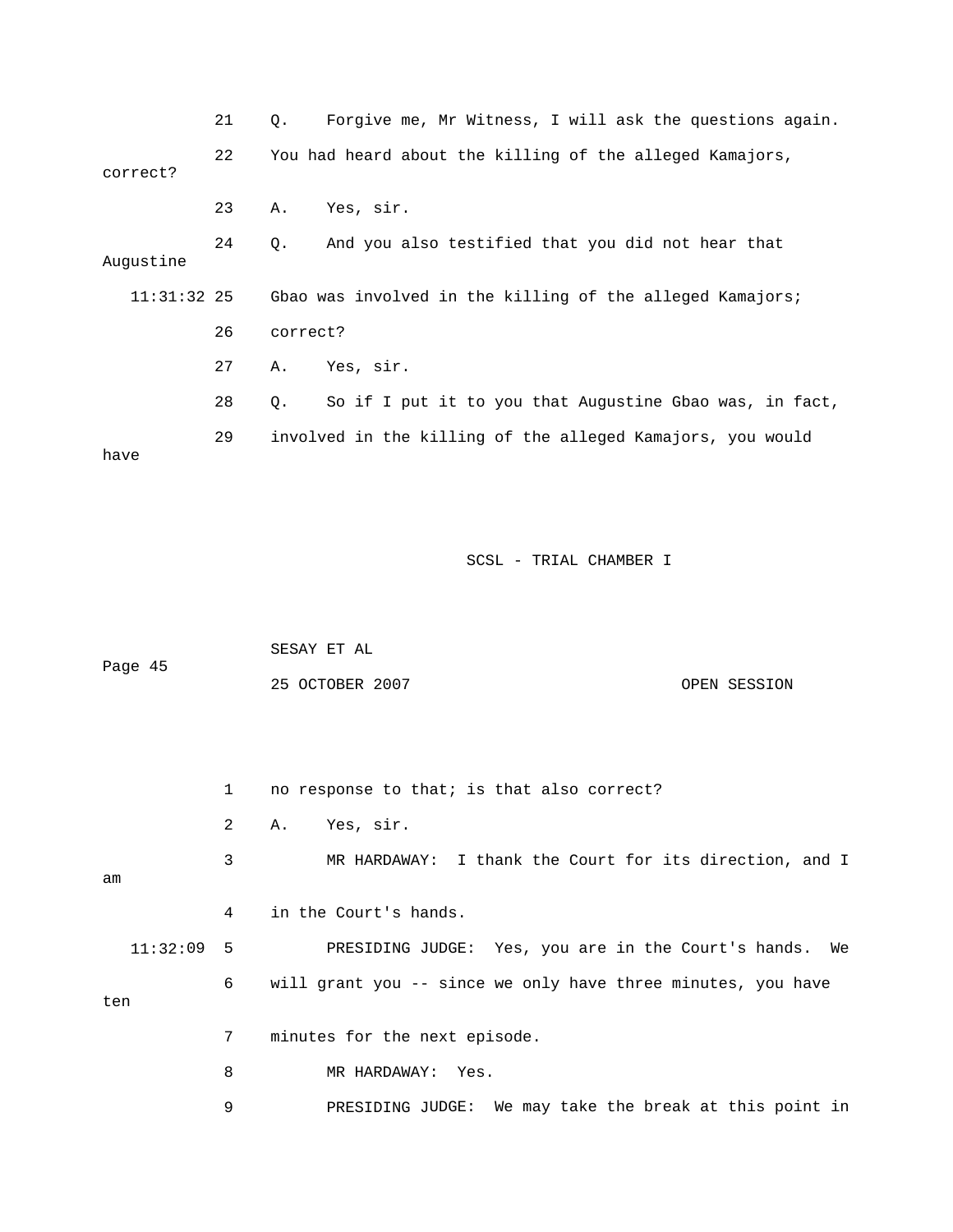21 Q. Forgive me, Mr Witness, I will ask the questions again.

22 You had heard about the killing of the alleged Kamajors, correct?

23 A. Yes, sir.

24 Q. And you also testified that you did not hear that Augustine

11:31:32 25 Gbao was involved in the killing of the alleged Kamajors;

26 correct?

27 A. Yes, sir.

28 Q. So if I put it to you that Augustine Gbao was, in fact,

29 involved in the killing of the alleged Kamajors, you would have

1 no response to that; is that also correct?

2 A. Yes, sir.

3 MR HARDAWAY: I thank the Court for its direction, and I am

4 in the Court's hands.

11:32:09 5 PRESIDING JUDGE: Yes, you are in the Court's hands. We

6 will grant you -- since we only have three minutes, you have ten

7 minutes for the next episode.

8 MR HARDAWAY: Yes.

9 PRESIDING JUDGE: We may take the break at this point in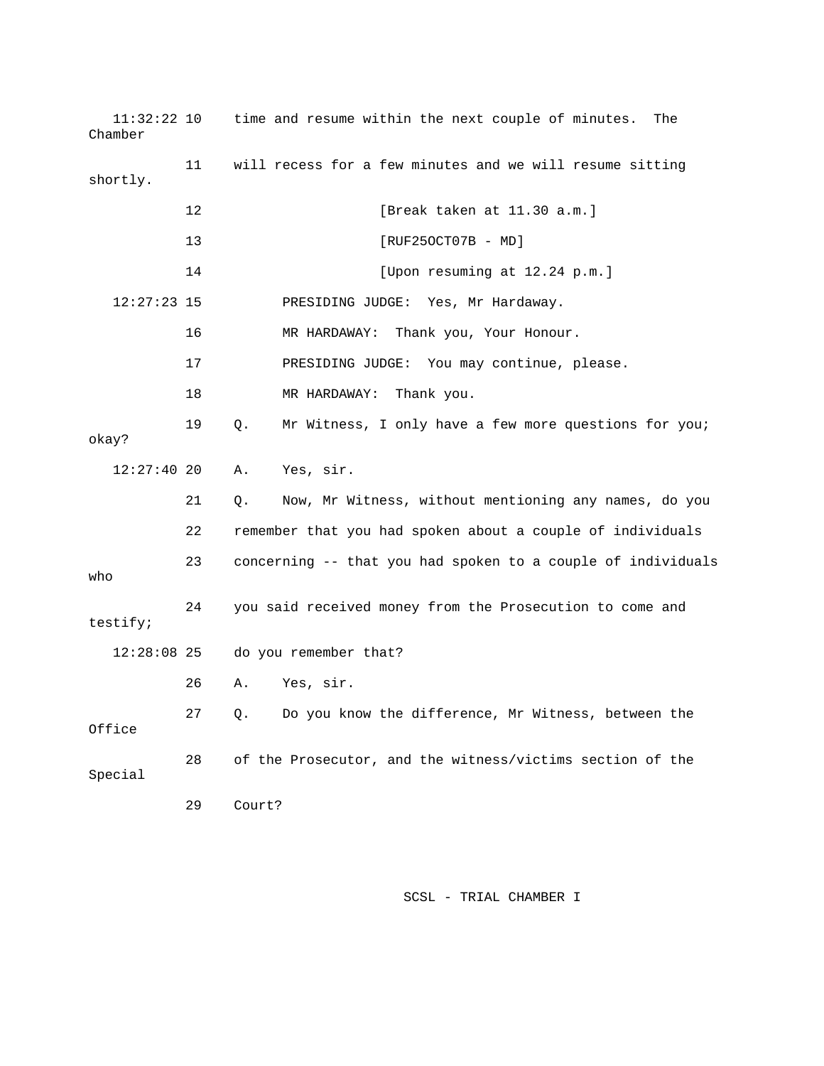11:32:22 10 time and resume within the next couple of minutes. The Chamber

11 will recess for a few minutes and we will resume sitting shortly.

12 [Break taken at 11.30 a.m.]

13 [RUF25OCT07B - MD]

14 [Upon resuming at 12.24 p.m.]

12:27:23 15 PRESIDING JUDGE: Yes, Mr Hardaway.

16 MR HARDAWAY: Thank you, Your Honour.

17 PRESIDING JUDGE: You may continue, please.

18 MR HARDAWAY: Thank you.

19 Q. Mr Witness, I only have a few more questions for you; okay?

12:27:40 20 A. Yes, sir.

21 Q. Now, Mr Witness, without mentioning any names, do you

22 remember that you had spoken about a couple of individuals

23 concerning -- that you had spoken to a couple of individuals who

24 you said received money from the Prosecution to come and testify;

12:28:08 25 do you remember that?

26 A. Yes, sir.

27 Q. Do you know the difference, Mr Witness, between the Office

28 of the Prosecutor, and the witness/victims section of the Special

29 Court?

SCSL - TRIAL CHAMBER I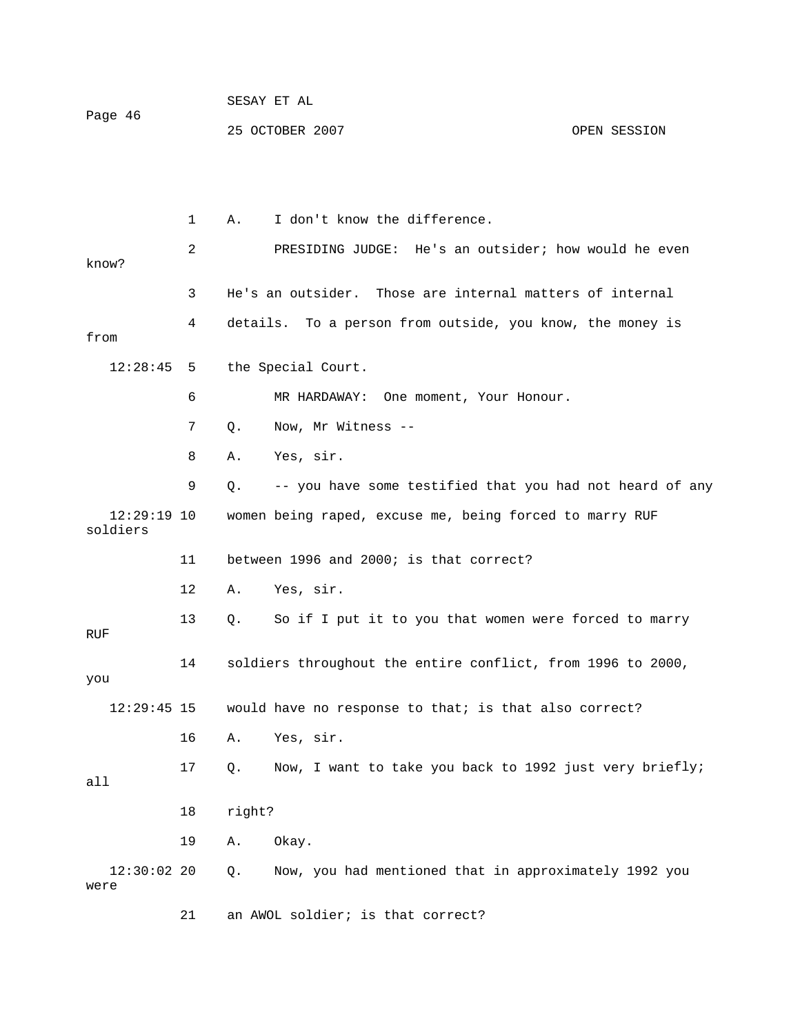1 A. I don't know the difference.

2 PRESIDING JUDGE: He's an outsider; how would he even know?

3 He's an outsider. Those are internal matters of internal

4 details. To a person from outside, you know, the money is from

12:28:45 5 the Special Court.

6 MR HARDAWAY: One moment, Your Honour.

7 Q. Now, Mr Witness --

8 A. Yes, sir.

9 Q. -- you have some testified that you had not heard of any

12:29:19 10 women being raped, excuse me, being forced to marry RUF soldiers

11 between 1996 and 2000; is that correct?

12 A. Yes, sir.

13 Q. So if I put it to you that women were forced to marry RUF

14 soldiers throughout the entire conflict, from 1996 to 2000, you

12:29:45 15 would have no response to that; is that also correct?

16 A. Yes, sir.

17 Q. Now, I want to take you back to 1992 just very briefly; all

18 right?

19 A. Okay.

12:30:02 20 Q. Now, you had mentioned that in approximately 1992 you were

21 an AWOL soldier; is that correct?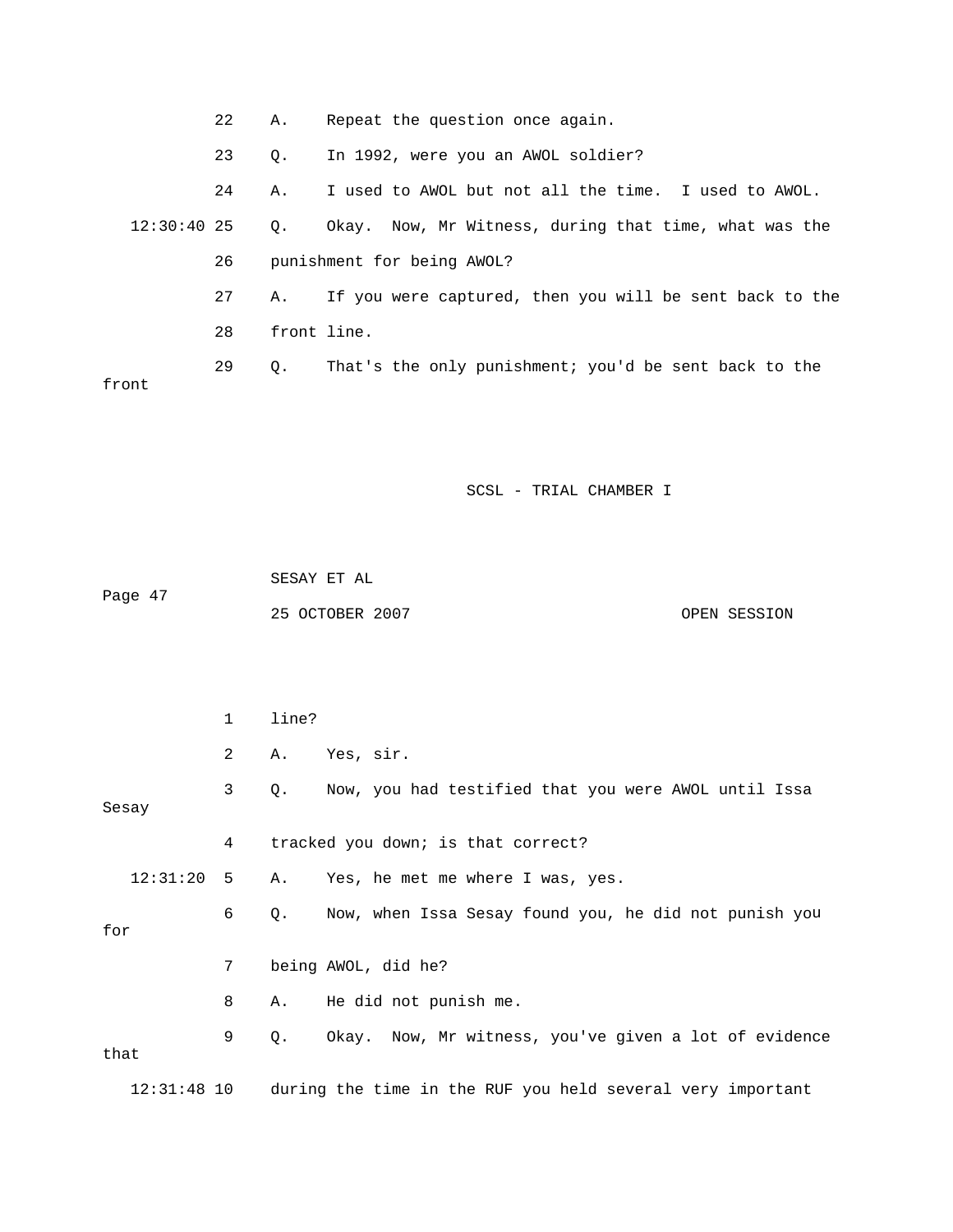22 A. Repeat the question once again.

23 Q. In 1992, were you an AWOL soldier?

24 A. I used to AWOL but not all the time. I used to AWOL.

12:30:40 25 Q. Okay. Now, Mr Witness, during that time, what was the

26 punishment for being AWOL?

27 A. If you were captured, then you will be sent back to the

28 front line.

29 Q. That's the only punishment; you'd be sent back to the front

1 line?

2 A. Yes, sir.

3 Q. Now, you had testified that you were AWOL until Issa Sesay

4 tracked you down; is that correct?

12:31:20 5 A. Yes, he met me where I was, yes.

6 Q. Now, when Issa Sesay found you, he did not punish you for

7 being AWOL, did he?

8 A. He did not punish me.

9 Q. Okay. Now, Mr witness, you've given a lot of evidence that

12:31:48 10 during the time in the RUF you held several very important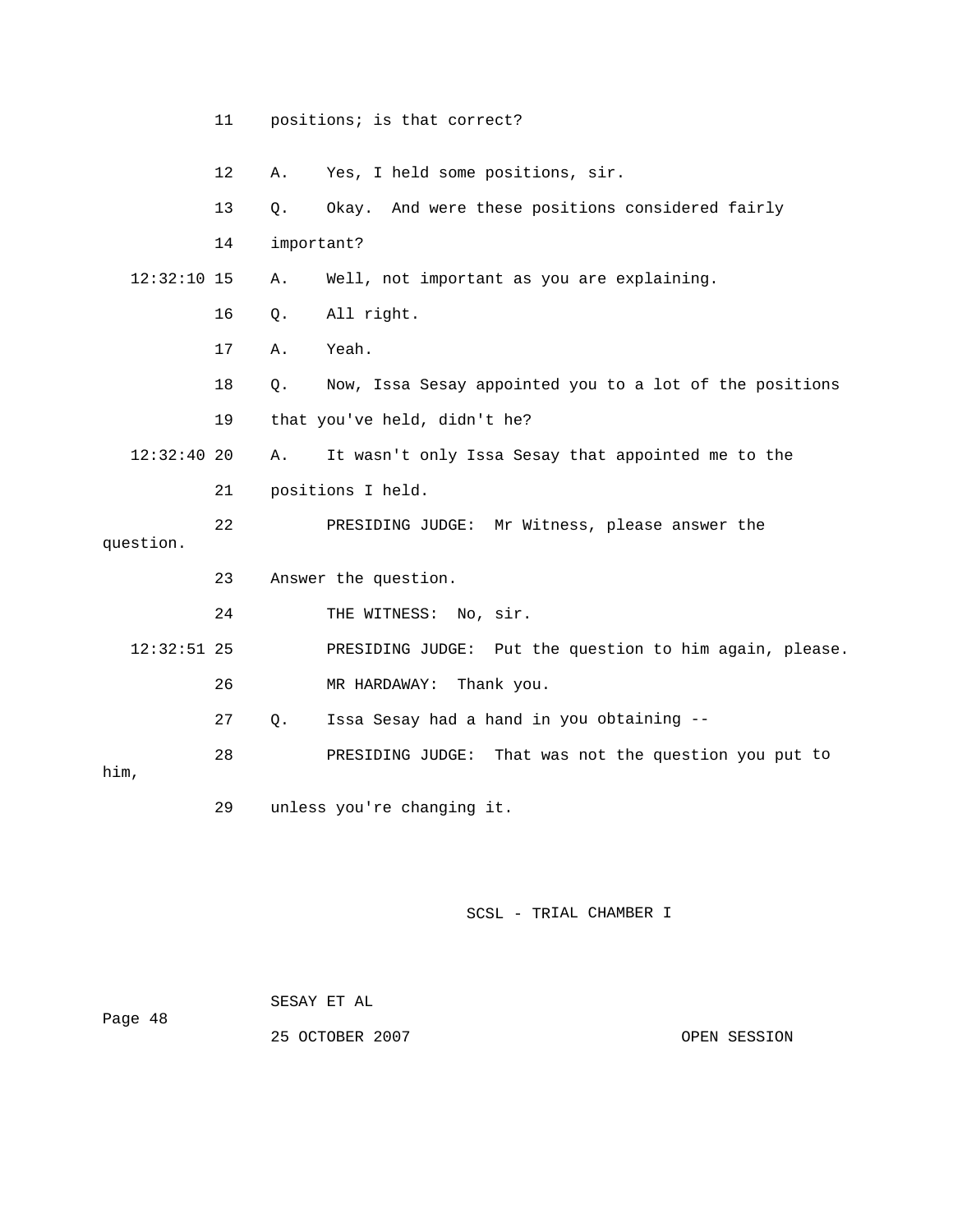11 positions; is that correct?

12 A. Yes, I held some positions, sir.

13 Q. Okay. And were these positions considered fairly

14 important?

12:32:10 15 A. Well, not important as you are explaining.

16 Q. All right.

17 A. Yeah.

18 Q. Now, Issa Sesay appointed you to a lot of the positions

19 that you've held, didn't he?

12:32:40 20 A. It wasn't only Issa Sesay that appointed me to the

21 positions I held.

22 PRESIDING JUDGE: Mr Witness, please answer the question.

23 Answer the question.

24 THE WITNESS: No, sir.

12:32:51 25 PRESIDING JUDGE: Put the question to him again, please.

26 MR HARDAWAY: Thank you.

27 Q. Issa Sesay had a hand in you obtaining --

28 PRESIDING JUDGE: That was not the question you put to him,

29 unless you're changing it.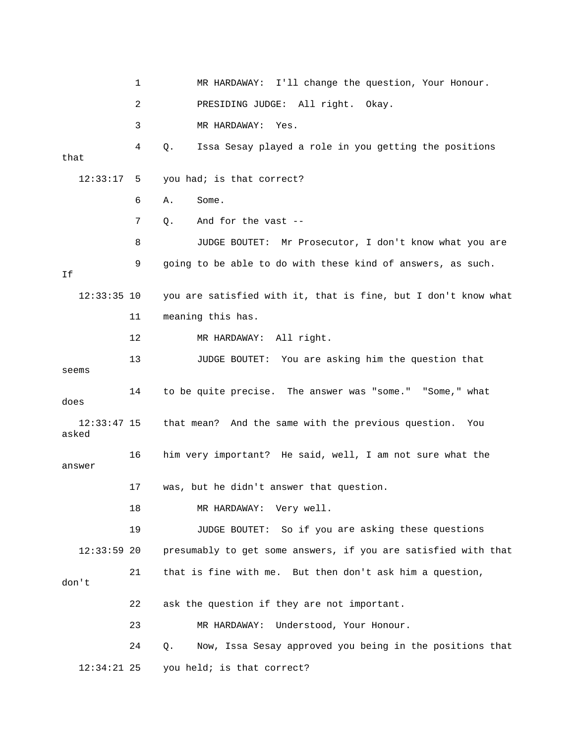1 MR HARDAWAY: I'll change the question, Your Honour.

2 PRESIDING JUDGE: All right. Okay.

3 MR HARDAWAY: Yes.

4 Q. Issa Sesay played a role in you getting the positions that

12:33:17 5 you had; is that correct?

6 A. Some.

7 Q. And for the vast --

8 JUDGE BOUTET: Mr Prosecutor, I don't know what you are

9 going to be able to do with these kind of answers, as such. If

12:33:35 10 you are satisfied with it, that is fine, but I don't know what

11 meaning this has.

12 MR HARDAWAY: All right.

13 JUDGE BOUTET: You are asking him the question that seems

14 to be quite precise. The answer was "some." "Some," what does

12:33:47 15 that mean? And the same with the previous question. You asked

16 him very important? He said, well, I am not sure what the answer

17 was, but he didn't answer that question.

18 MR HARDAWAY: Very well.

19 JUDGE BOUTET: So if you are asking these questions

12:33:59 20 presumably to get some answers, if you are satisfied with that

21 that is fine with me. But then don't ask him a question, don't

22 ask the question if they are not important.

23 MR HARDAWAY: Understood, Your Honour.

24 Q. Now, Issa Sesay approved you being in the positions that

12:34:21 25 you held; is that correct?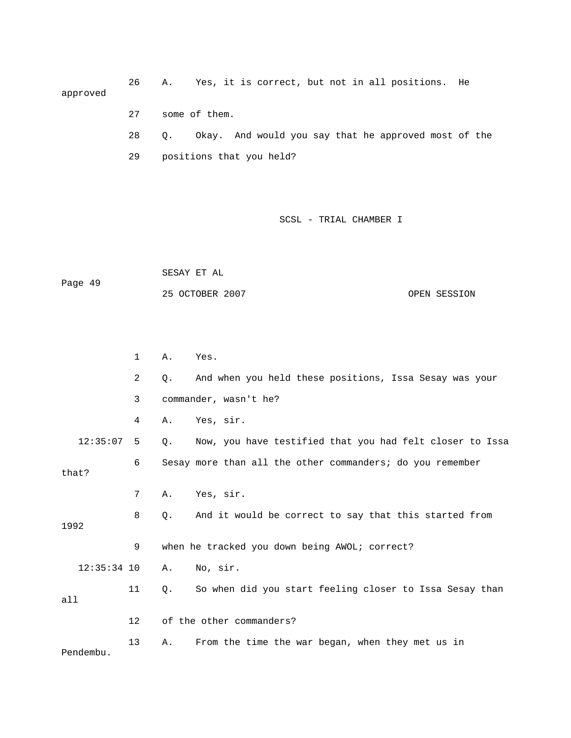26 A. Yes, it is correct, but not in all positions. He approved

27 some of them.

28 Q. Okay. And would you say that he approved most of the

29 positions that you held?

1 A. Yes.

2 Q. And when you held these positions, Issa Sesay was your

3 commander, wasn't he?

4 A. Yes, sir.

12:35:07 5 Q. Now, you have testified that you had felt closer to Issa

6 Sesay more than all the other commanders; do you remember that?

7 A. Yes, sir.

8 Q. And it would be correct to say that this started from 1992

9 when he tracked you down being AWOL; correct?

12:35:34 10 A. No, sir.

11 Q. So when did you start feeling closer to Issa Sesay than all

12 of the other commanders?

13 A. From the time the war began, when they met us in Pendembu.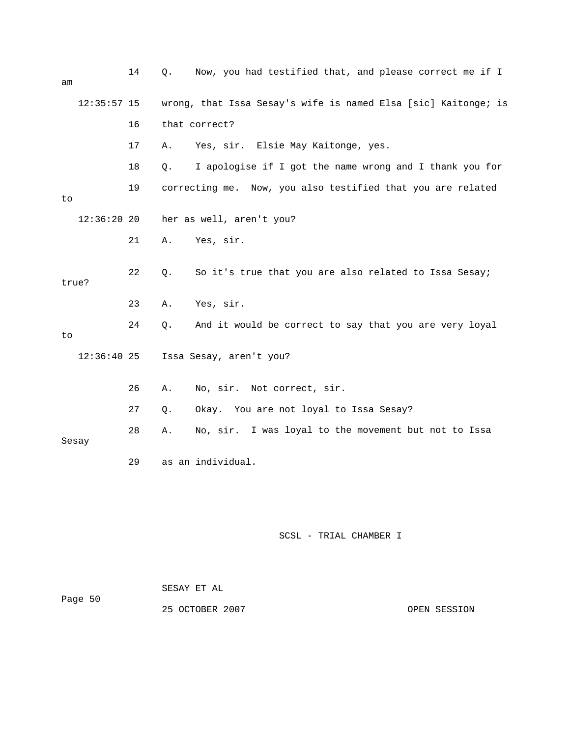14 Q. Now, you had testified that, and please correct me if I am

12:35:57 15 wrong, that Issa Sesay's wife is named Elsa [sic] Kaitonge; is

16 that correct?

17 A. Yes, sir. Elsie May Kaitonge, yes.

18 Q. I apologise if I got the name wrong and I thank you for

19 correcting me. Now, you also testified that you are related to

12:36:20 20 her as well, aren't you?

21 A. Yes, sir.

22 Q. So it's true that you are also related to Issa Sesay; true?

23 A. Yes, sir.

24 Q. And it would be correct to say that you are very loyal to

12:36:40 25 Issa Sesay, aren't you?

26 A. No, sir. Not correct, sir.

27 Q. Okay. You are not loyal to Issa Sesay?

28 A. No, sir. I was loyal to the movement but not to Issa Sesay

29 as an individual.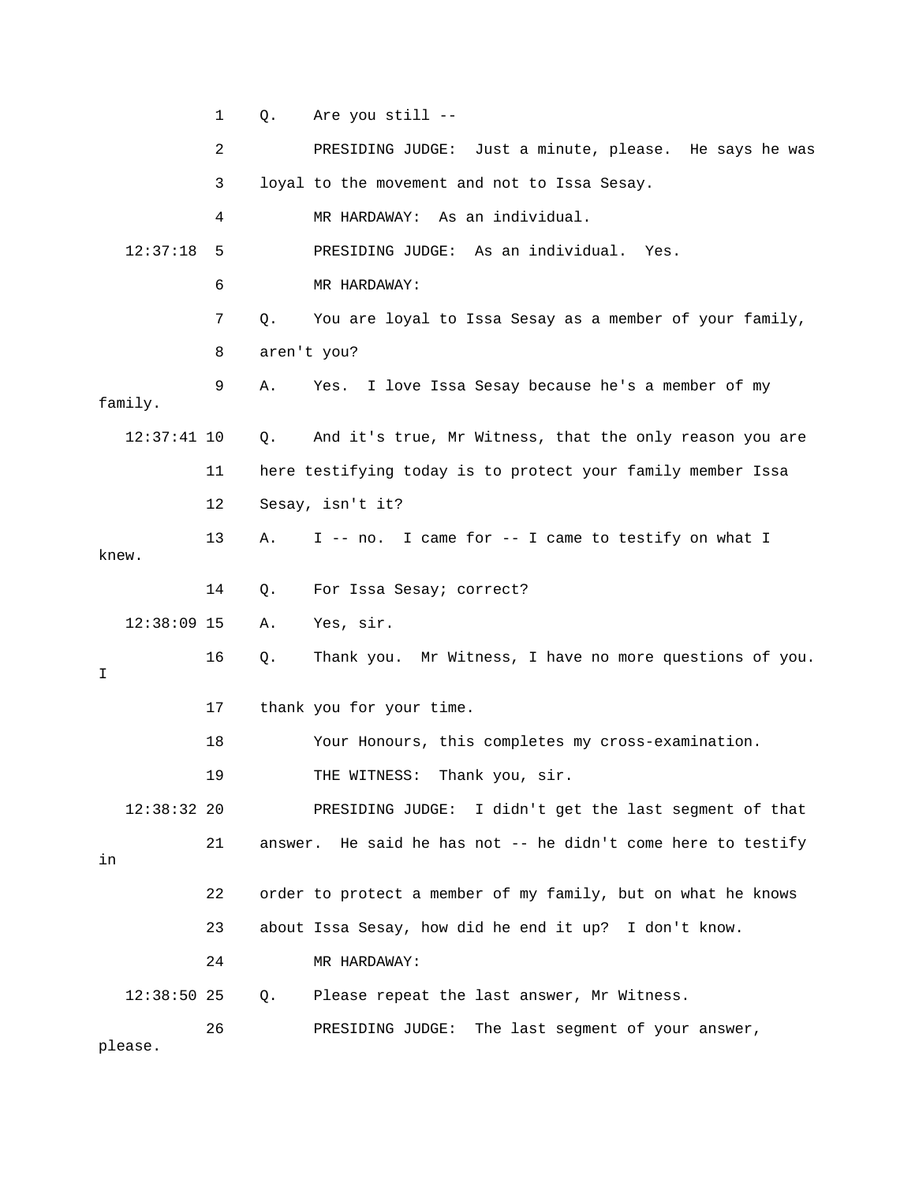1 Q. Are you still --

2 PRESIDING JUDGE: Just a minute, please. He says he was

3 loyal to the movement and not to Issa Sesay.

4 MR HARDAWAY: As an individual.

12:37:18 5 PRESIDING JUDGE: As an individual. Yes.

6 MR HARDAWAY:

7 Q. You are loyal to Issa Sesay as a member of your family,

8 aren't you?

9 A. Yes. I love Issa Sesay because he's a member of my family.

12:37:41 10 Q. And it's true, Mr Witness, that the only reason you are

11 here testifying today is to protect your family member Issa

12 Sesay, isn't it?

13 A. I -- no. I came for -- I came to testify on what I knew.

14 Q. For Issa Sesay; correct?

12:38:09 15 A. Yes, sir.

16 Q. Thank you. Mr Witness, I have no more questions of you. I

17 thank you for your time.

18 Your Honours, this completes my cross-examination.

19 THE WITNESS: Thank you, sir.

12:38:32 20 PRESIDING JUDGE: I didn't get the last segment of that

21 answer. He said he has not -- he didn't come here to testify in

22 order to protect a member of my family, but on what he knows

23 about Issa Sesay, how did he end it up? I don't know.

24 MR HARDAWAY:

12:38:50 25 Q. Please repeat the last answer, Mr Witness.

26 PRESIDING JUDGE: The last segment of your answer, please.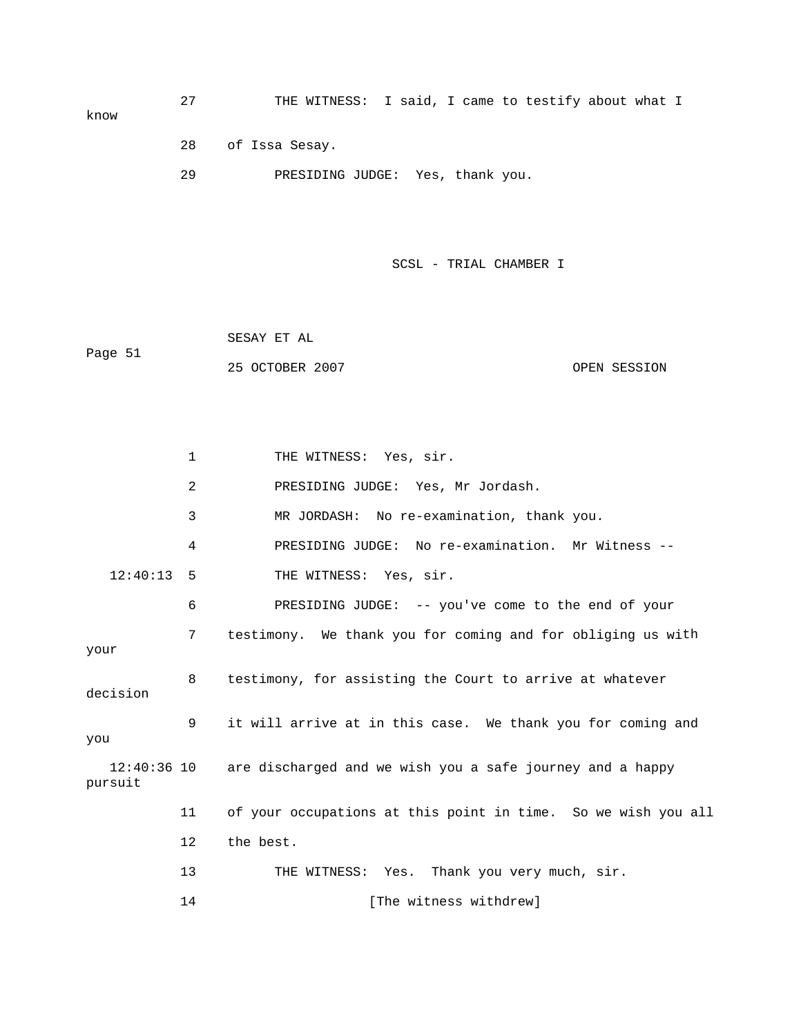27 THE WITNESS: I said, I came to testify about what I know

28 of Issa Sesay.

29 PRESIDING JUDGE: Yes, thank you.

1 THE WITNESS: Yes, sir.

2 PRESIDING JUDGE: Yes, Mr Jordash.

3 MR JORDASH: No re-examination, thank you.

4 PRESIDING JUDGE: No re-examination. Mr Witness --

12:40:13 5 THE WITNESS: Yes, sir.

6 PRESIDING JUDGE: -- you've come to the end of your

7 testimony. We thank you for coming and for obliging us with your

8 testimony, for assisting the Court to arrive at whatever decision

9 it will arrive at in this case. We thank you for coming and you

12:40:36 10 are discharged and we wish you a safe journey and a happy pursuit

11 of your occupations at this point in time. So we wish you all

12 the best.

13 THE WITNESS: Yes. Thank you very much, sir.

14 [The witness withdrew]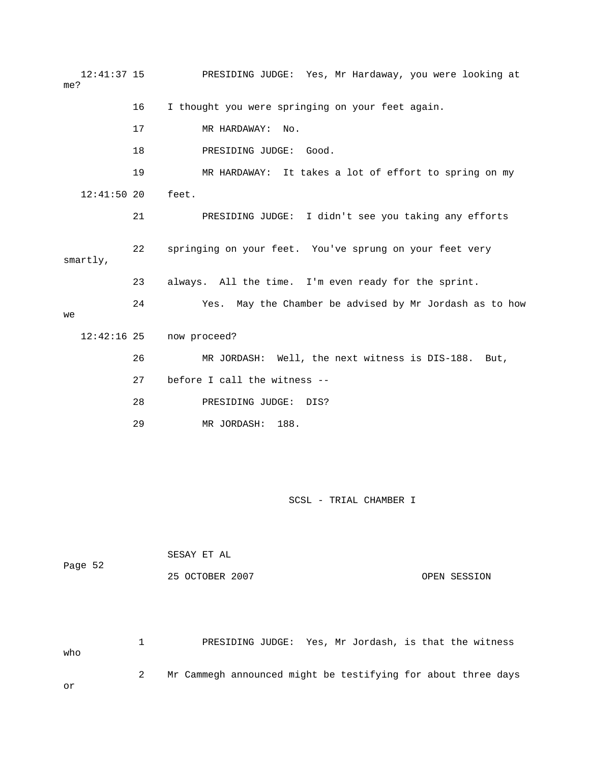12:41:37 15 PRESIDING JUDGE: Yes, Mr Hardaway, you were looking at me?

16 I thought you were springing on your feet again.

17 MR HARDAWAY: No.

18 PRESIDING JUDGE: Good.

19 MR HARDAWAY: It takes a lot of effort to spring on my

12:41:50 20 feet.

21 PRESIDING JUDGE: I didn't see you taking any efforts

22 springing on your feet. You've sprung on your feet very smartly,

23 always. All the time. I'm even ready for the sprint.

24 Yes. May the Chamber be advised by Mr Jordash as to how we

12:42:16 25 now proceed?

26 MR JORDASH: Well, the next witness is DIS-188. But,

27 before I call the witness --

28 PRESIDING JUDGE: DIS?

29 MR JORDASH: 188.

SESAY ET AL

25 OCTOBER 2007 OPEN SESSION

1 PRESIDING JUDGE: Yes, Mr Jordash, is that the witness who

2 Mr Cammegh announced might be testifying for about three days or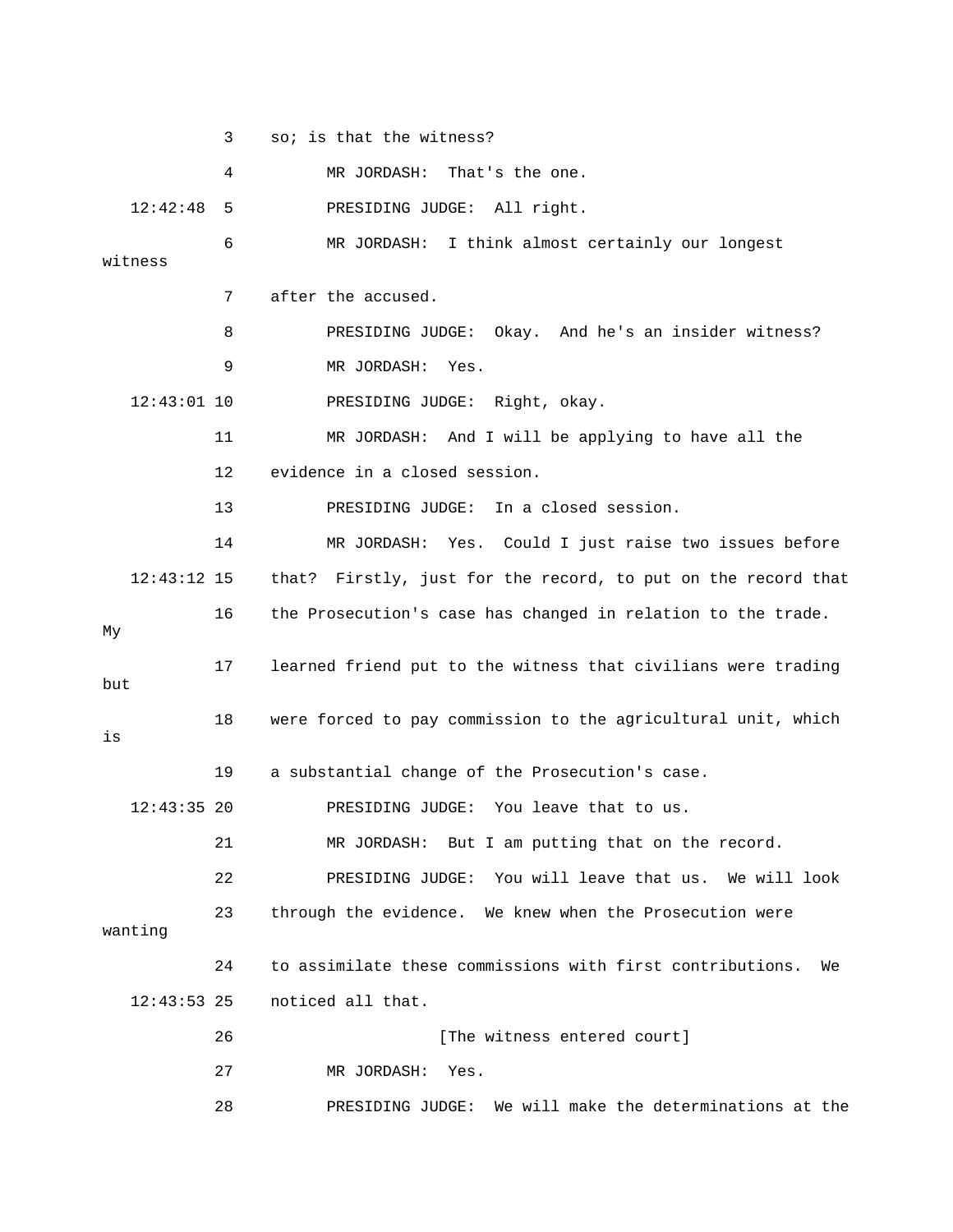3 so; is that the witness?

4 MR JORDASH: That's the one.

12:42:48 5 PRESIDING JUDGE: All right.

6 MR JORDASH: I think almost certainly our longest witness

7 after the accused.

8 PRESIDING JUDGE: Okay. And he's an insider witness?

9 MR JORDASH: Yes.

12:43:01 10 PRESIDING JUDGE: Right, okay.

11 MR JORDASH: And I will be applying to have all the

12 evidence in a closed session.

13 PRESIDING JUDGE: In a closed session.

14 MR JORDASH: Yes. Could I just raise two issues before

12:43:12 15 that? Firstly, just for the record, to put on the record that

16 the Prosecution's case has changed in relation to the trade. My

17 learned friend put to the witness that civilians were trading but

18 were forced to pay commission to the agricultural unit, which is

19 a substantial change of the Prosecution's case.

12:43:35 20 PRESIDING JUDGE: You leave that to us.

21 MR JORDASH: But I am putting that on the record.

22 PRESIDING JUDGE: You will leave that us. We will look

23 through the evidence. We knew when the Prosecution were wanting

24 to assimilate these commissions with first contributions. We

12:43:53 25 noticed all that.

26 [The witness entered court]

27 MR JORDASH: Yes.

28 PRESIDING JUDGE: We will make the determinations at the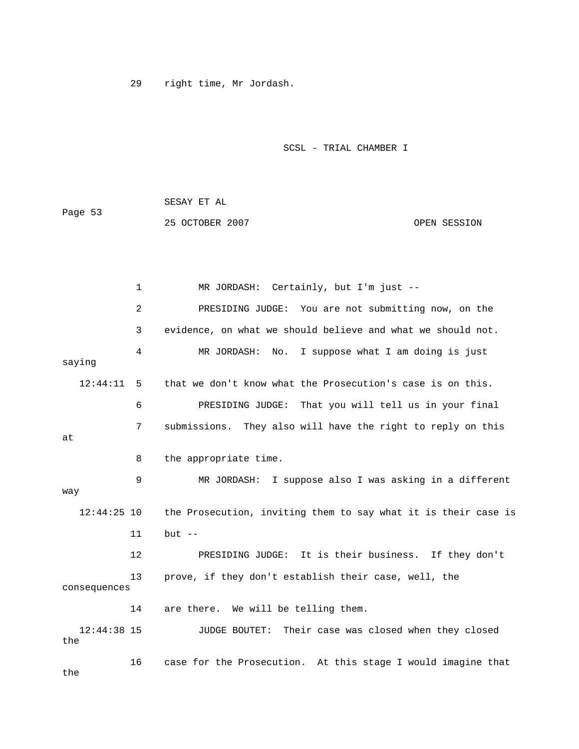29 right time, Mr Jordash.

1 MR JORDASH: Certainly, but I'm just --

2 PRESIDING JUDGE: You are not submitting now, on the

3 evidence, on what we should believe and what we should not.

4 MR JORDASH: No. I suppose what I am doing is just saying

12:44:11 5 that we don't know what the Prosecution's case is on this.

6 PRESIDING JUDGE: That you will tell us in your final

7 submissions. They also will have the right to reply on this at

8 the appropriate time.

9 MR JORDASH: I suppose also I was asking in a different way

12:44:25 10 the Prosecution, inviting them to say what it is their case is

11 but --

12 PRESIDING JUDGE: It is their business. If they don't

13 prove, if they don't establish their case, well, the consequences

14 are there. We will be telling them.

12:44:38 15 JUDGE BOUTET: Their case was closed when they closed the

16 case for the Prosecution. At this stage I would imagine that the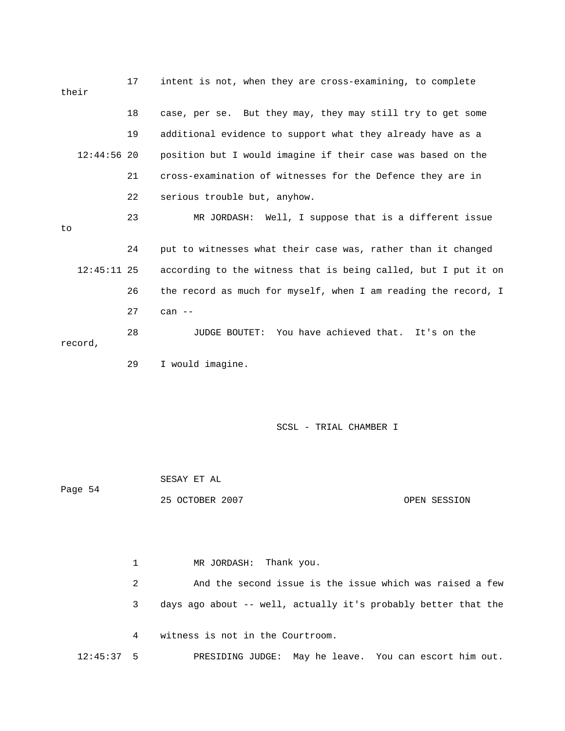17 intent is not, when they are cross-examining, to complete their

18 case, per se. But they may, they may still try to get some

19 additional evidence to support what they already have as a

12:44:56 20 position but I would imagine if their case was based on the

21 cross-examination of witnesses for the Defence they are in

22 serious trouble but, anyhow.

23 MR JORDASH: Well, I suppose that is a different issue to

24 put to witnesses what their case was, rather than it changed

12:45:11 25 according to the witness that is being called, but I put it on

26 the record as much for myself, when I am reading the record, I

27 can --

28 JUDGE BOUTET: You have achieved that. It's on the record,

29 I would imagine.

SESAY ET AL

25 OCTOBER 2007 OPEN SESSION

1 MR JORDASH: Thank you.

2 And the second issue is the issue which was raised a few

3 days ago about -- well, actually it's probably better that the

4 witness is not in the Courtroom.

12:45:37 5 PRESIDING JUDGE: May he leave. You can escort him out.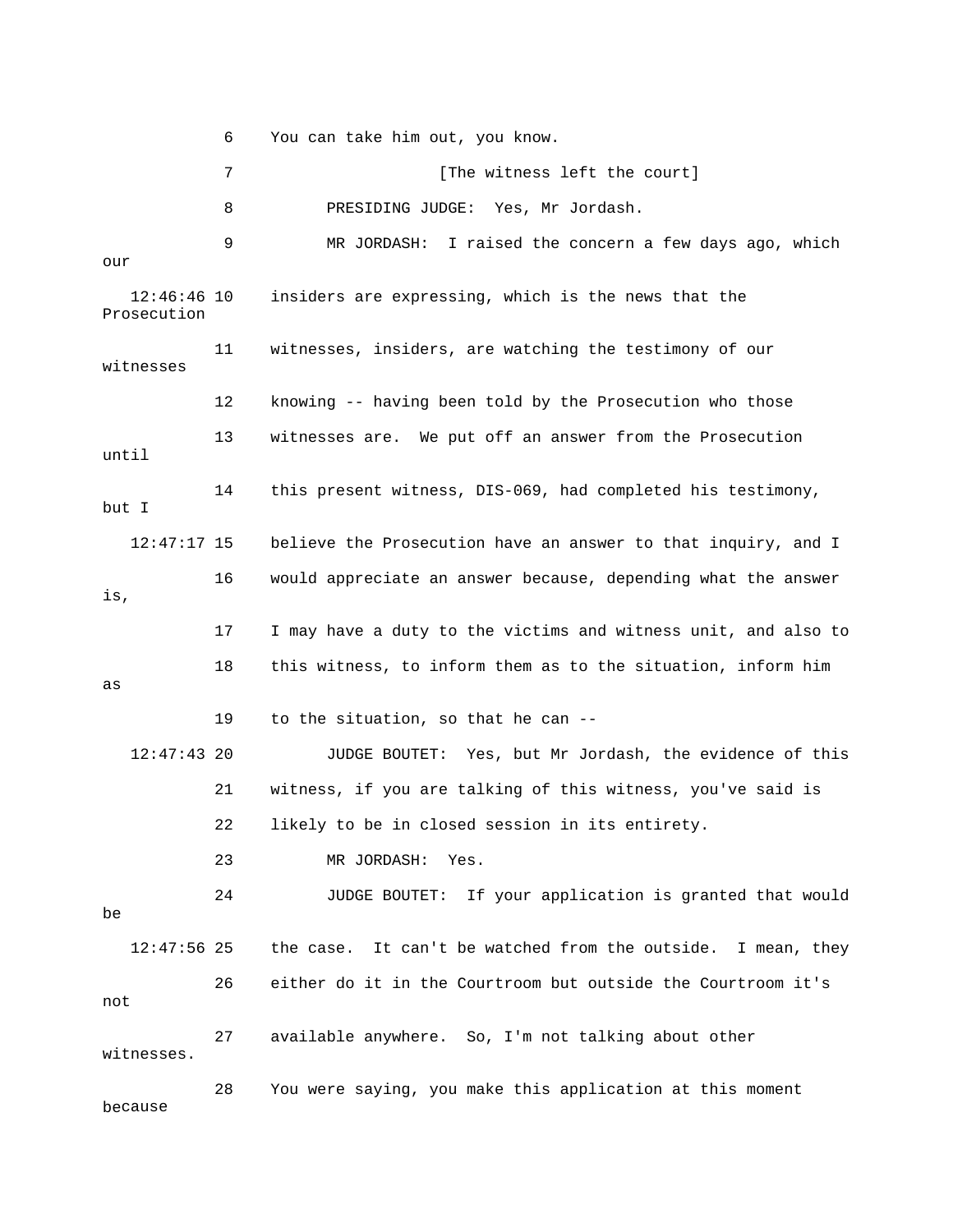6 You can take him out, you know.

7 [The witness left the court]

8 PRESIDING JUDGE: Yes, Mr Jordash.

9 MR JORDASH: I raised the concern a few days ago, which our

12:46:46 10 insiders are expressing, which is the news that the Prosecution

11 witnesses, insiders, are watching the testimony of our witnesses

12 knowing -- having been told by the Prosecution who those

13 witnesses are. We put off an answer from the Prosecution until

14 this present witness, DIS-069, had completed his testimony, but I

12:47:17 15 believe the Prosecution have an answer to that inquiry, and I

16 would appreciate an answer because, depending what the answer is,

17 I may have a duty to the victims and witness unit, and also to

18 this witness, to inform them as to the situation, inform him as

19 to the situation, so that he can --

12:47:43 20 JUDGE BOUTET: Yes, but Mr Jordash, the evidence of this

21 witness, if you are talking of this witness, you've said is

22 likely to be in closed session in its entirety.

23 MR JORDASH: Yes.

24 JUDGE BOUTET: If your application is granted that would be

12:47:56 25 the case. It can't be watched from the outside. I mean, they

26 either do it in the Courtroom but outside the Courtroom it's not

27 available anywhere. So, I'm not talking about other witnesses.

28 You were saying, you make this application at this moment because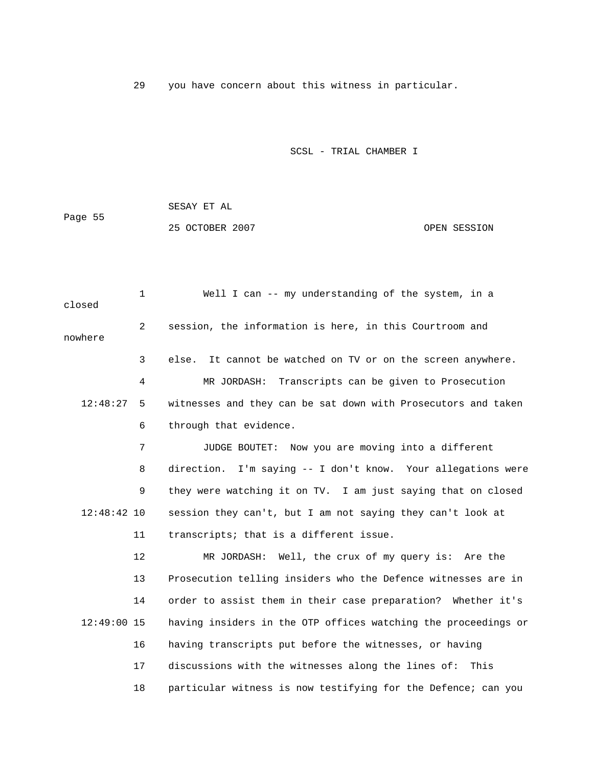29 you have concern about this witness in particular.

1 Well I can -- my understanding of the system, in a closed

2 session, the information is here, in this Courtroom and nowhere

3 else. It cannot be watched on TV or on the screen anywhere.

4 MR JORDASH: Transcripts can be given to Prosecution

12:48:27 5 witnesses and they can be sat down with Prosecutors and taken

6 through that evidence.

7 JUDGE BOUTET: Now you are moving into a different

8 direction. I'm saying -- I don't know. Your allegations were

9 they were watching it on TV. I am just saying that on closed

12:48:42 10 session they can't, but I am not saying they can't look at

11 transcripts; that is a different issue.

12 MR JORDASH: Well, the crux of my query is: Are the

13 Prosecution telling insiders who the Defence witnesses are in

14 order to assist them in their case preparation? Whether it's

12:49:00 15 having insiders in the OTP offices watching the proceedings or

16 having transcripts put before the witnesses, or having

17 discussions with the witnesses along the lines of: This

18 particular witness is now testifying for the Defence; can you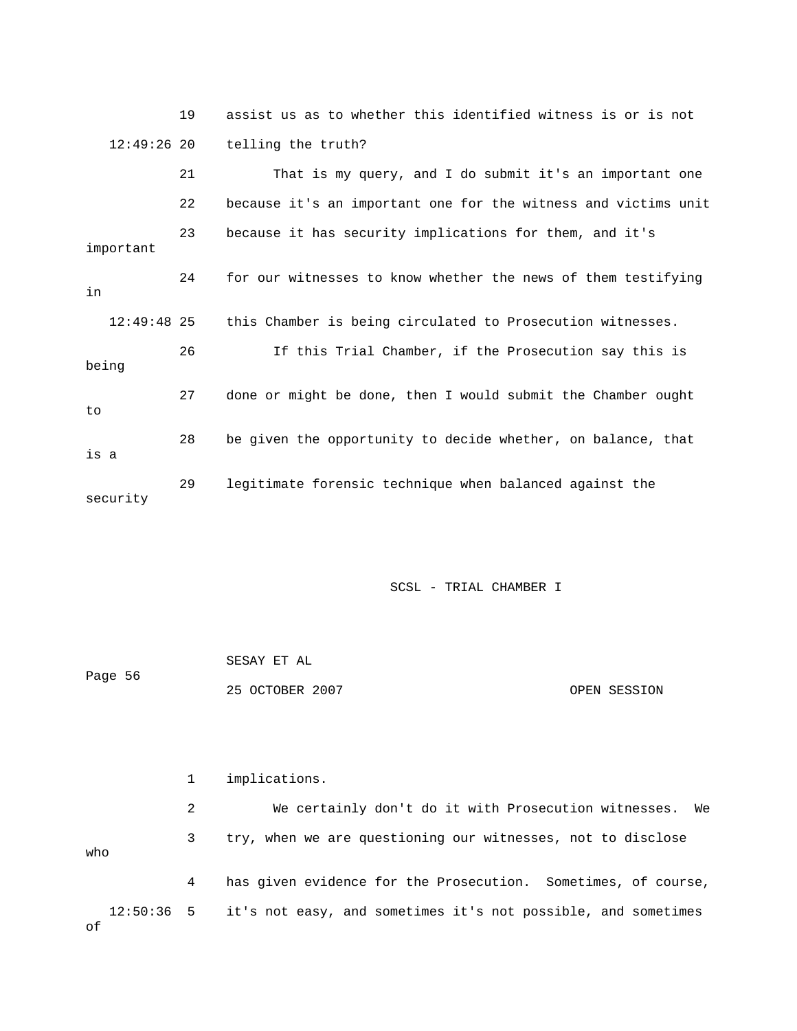19 assist us as to whether this identified witness is or is not

12:49:26 20 telling the truth?

21 That is my query, and I do submit it's an important one

22 because it's an important one for the witness and victims unit

23 because it has security implications for them, and it's important

24 for our witnesses to know whether the news of them testifying in

12:49:48 25 this Chamber is being circulated to Prosecution witnesses.

26 If this Trial Chamber, if the Prosecution say this is being

27 done or might be done, then I would submit the Chamber ought to

28 be given the opportunity to decide whether, on balance, that is a

29 legitimate forensic technique when balanced against the security

1 implications.

2 We certainly don't do it with Prosecution witnesses. We

3 try, when we are questioning our witnesses, not to disclose who

4 has given evidence for the Prosecution. Sometimes, of course,

12:50:36 5 it's not easy, and sometimes it's not possible, and sometimes of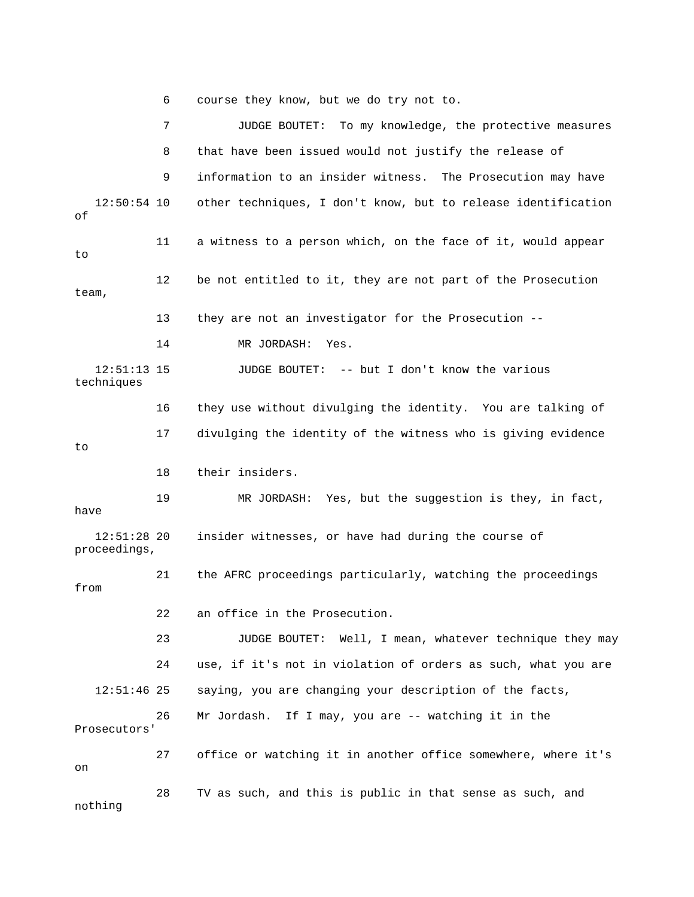6 course they know, but we do try not to.

7 JUDGE BOUTET: To my knowledge, the protective measures

8 that have been issued would not justify the release of

9 information to an insider witness. The Prosecution may have

12:50:54 10 other techniques, I don't know, but to release identification of

11 a witness to a person which, on the face of it, would appear to

12 be not entitled to it, they are not part of the Prosecution team,

13 they are not an investigator for the Prosecution --

14 MR JORDASH: Yes.

12:51:13 15 JUDGE BOUTET: -- but I don't know the various techniques

16 they use without divulging the identity. You are talking of

17 divulging the identity of the witness who is giving evidence to

18 their insiders.

19 MR JORDASH: Yes, but the suggestion is they, in fact, have

12:51:28 20 insider witnesses, or have had during the course of proceedings,

21 the AFRC proceedings particularly, watching the proceedings from

22 an office in the Prosecution.

23 JUDGE BOUTET: Well, I mean, whatever technique they may

24 use, if it's not in violation of orders as such, what you are

12:51:46 25 saying, you are changing your description of the facts,

26 Mr Jordash. If I may, you are -- watching it in the Prosecutors'

27 office or watching it in another office somewhere, where it's on

28 TV as such, and this is public in that sense as such, and nothing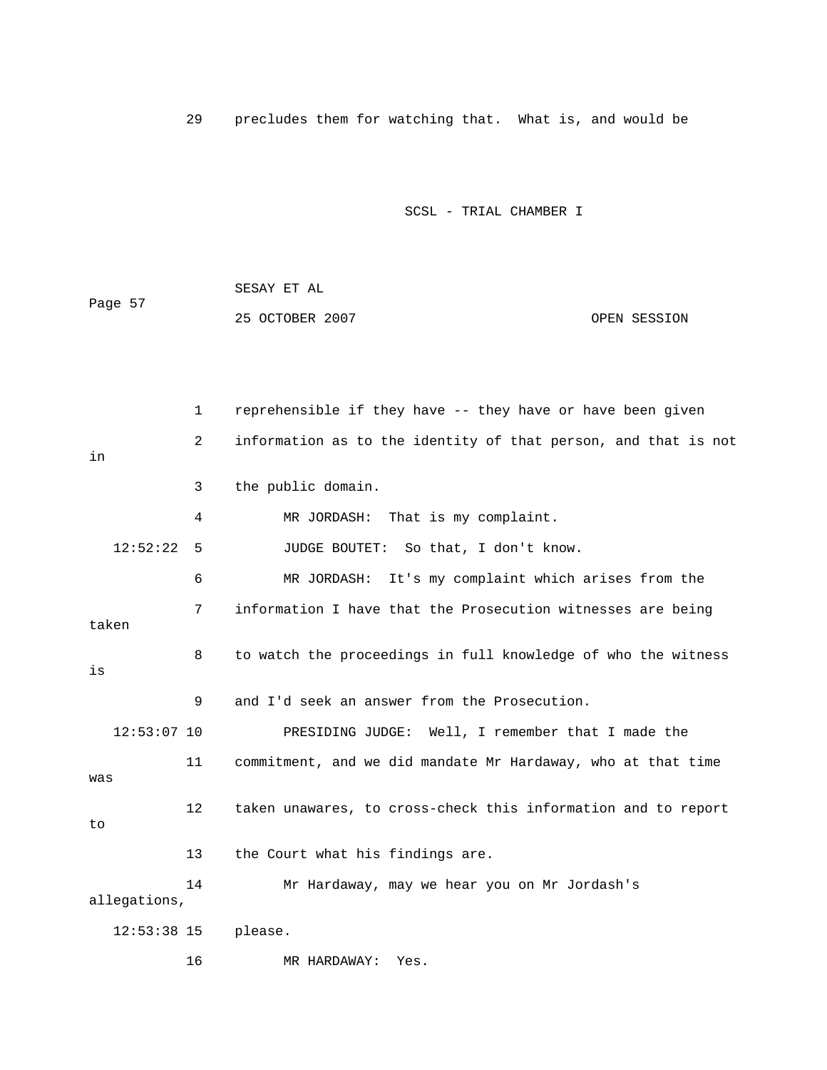29 precludes them for watching that. What is, and would be

1 reprehensible if they have -- they have or have been given

2 information as to the identity of that person, and that is not in

3 the public domain.

4 MR JORDASH: That is my complaint.

12:52:22 5 JUDGE BOUTET: So that, I don't know.

6 MR JORDASH: It's my complaint which arises from the

7 information I have that the Prosecution witnesses are being taken

8 to watch the proceedings in full knowledge of who the witness is

9 and I'd seek an answer from the Prosecution.

12:53:07 10 PRESIDING JUDGE: Well, I remember that I made the

11 commitment, and we did mandate Mr Hardaway, who at that time was

12 taken unawares, to cross-check this information and to report to

13 the Court what his findings are.

14 Mr Hardaway, may we hear you on Mr Jordash's allegations,

12:53:38 15 please.

16 MR HARDAWAY: Yes.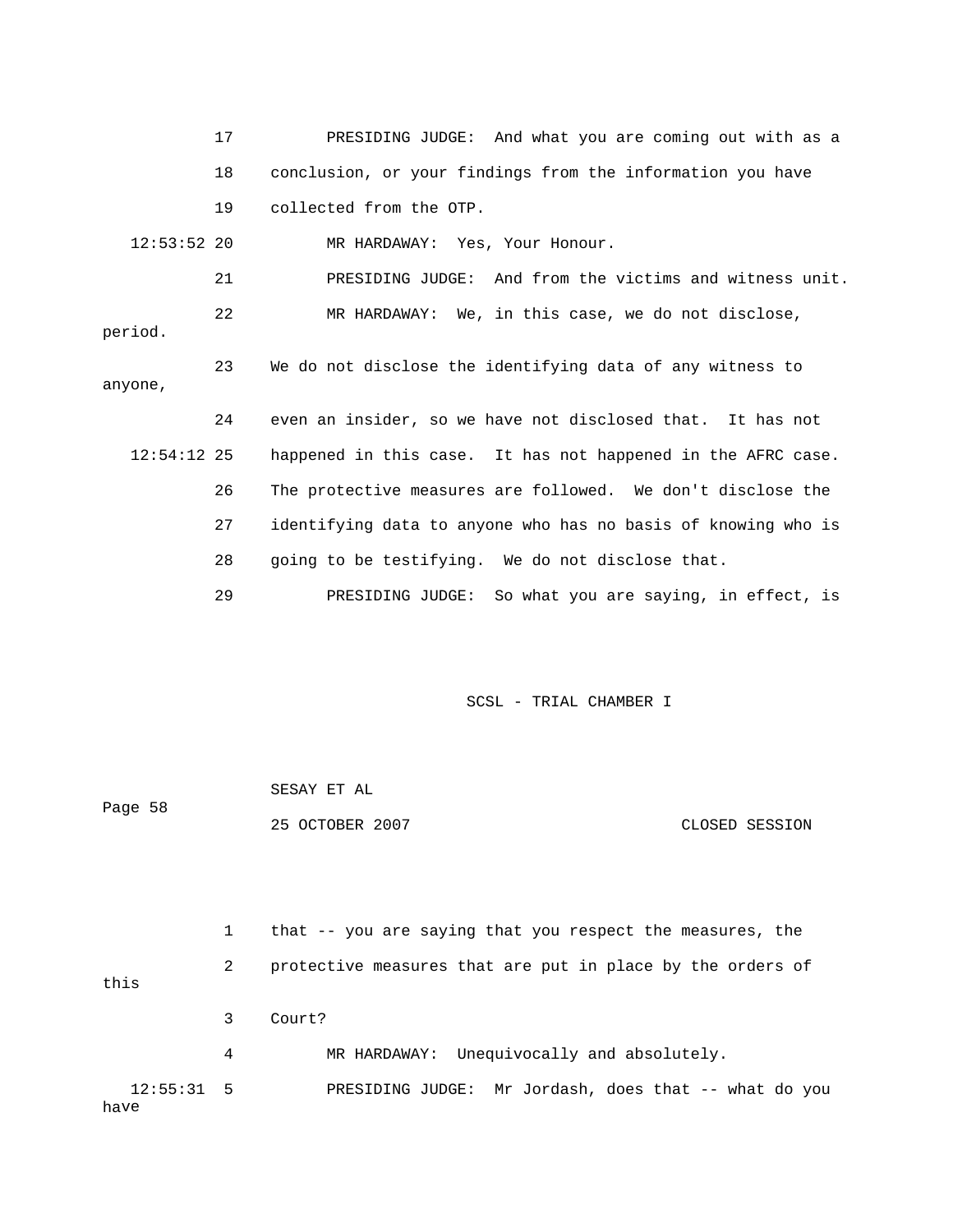17 PRESIDING JUDGE: And what you are coming out with as a
18 conclusion, or your findings from the information you have
19 collected from the OTP.

12:53:52 20 MR HARDAWAY: Yes, Your Honour.

21 PRESIDING JUDGE: And from the victims and witness unit.

22 MR HARDAWAY: We, in this case, we do not disclose, period.
23 We do not disclose the identifying data of any witness to anyone,
24 even an insider, so we have not disclosed that. It has not
12:54:12 25 happened in this case. It has not happened in the AFRC case.
26 The protective measures are followed. We don't disclose the
27 identifying data to anyone who has no basis of knowing who is
28 going to be testifying. We do not disclose that.

29 PRESIDING JUDGE: So what you are saying, in effect, is

1 that -- you are saying that you respect the measures, the
2 protective measures that are put in place by the orders of this
3 Court?

4 MR HARDAWAY: Unequivocally and absolutely.

12:55:31 5 PRESIDING JUDGE: Mr Jordash, does that -- what do you have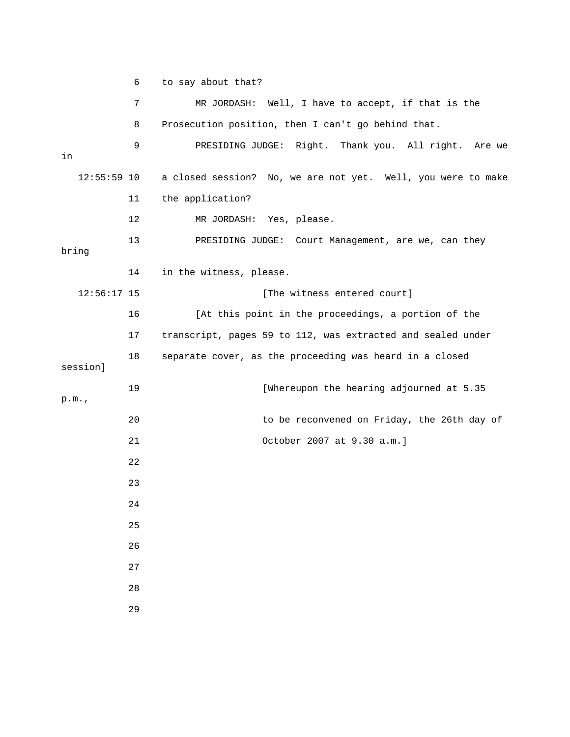6 to say about that?

7 MR JORDASH: Well, I have to accept, if that is the

8 Prosecution position, then I can't go behind that.

9 PRESIDING JUDGE: Right. Thank you. All right. Are we in

12:55:59 10 a closed session? No, we are not yet. Well, you were to make

11 the application?

12 MR JORDASH: Yes, please.

13 PRESIDING JUDGE: Court Management, are we, can they bring

14 in the witness, please.

12:56:17 15 [The witness entered court]

16 [At this point in the proceedings, a portion of the

17 transcript, pages 59 to 112, was extracted and sealed under

18 separate cover, as the proceeding was heard in a closed session]

19 [Whereupon the hearing adjourned at 5.35 p.m.,

20 to be reconvened on Friday, the 26th day of

21 October 2007 at 9.30 a.m.]

22

23

24

25

26

27

28

29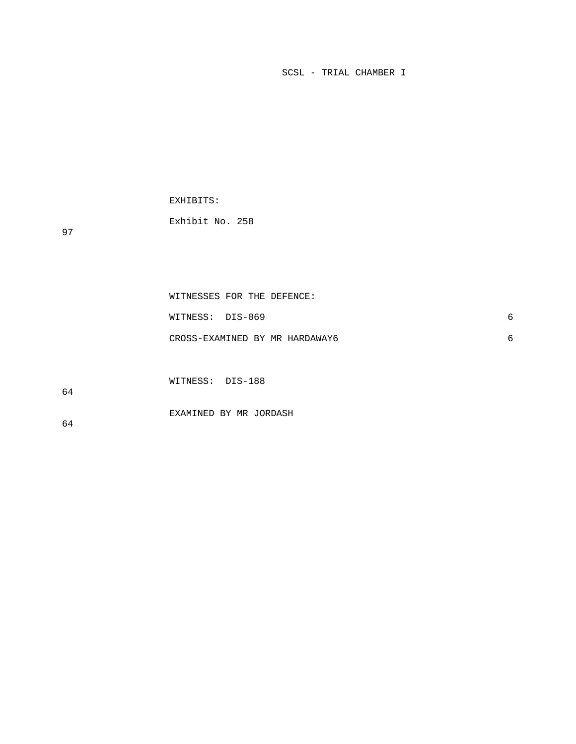SCSL - TRIAL CHAMBER I

EXHIBITS:

Exhibit No. 258 97

WITNESSES FOR THE DEFENCE:

WITNESS: DIS-069 6

CROSS-EXAMINED BY MR HARDAWAY6 6

WITNESS: DIS-188 64

EXAMINED BY MR JORDASH 64